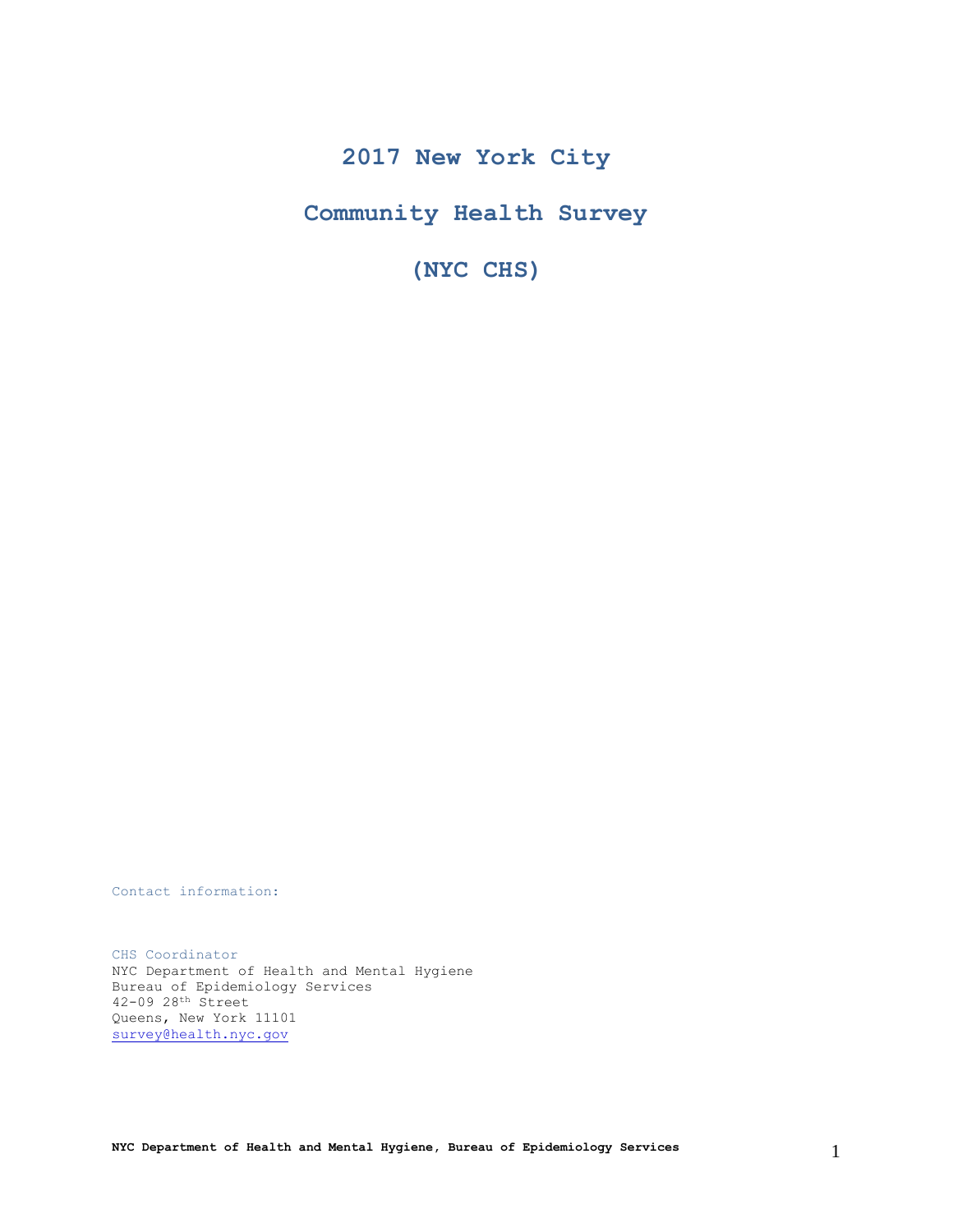# 2017 New York City

# Community Health Survey

# (NYC CHS)

Contact information:

CHS Coordinator
NYC Department of Health and Mental Hygiene
Bureau of Epidemiology Services
42-09 28th Street
Queens, New York 11101
survey@health.nyc.gov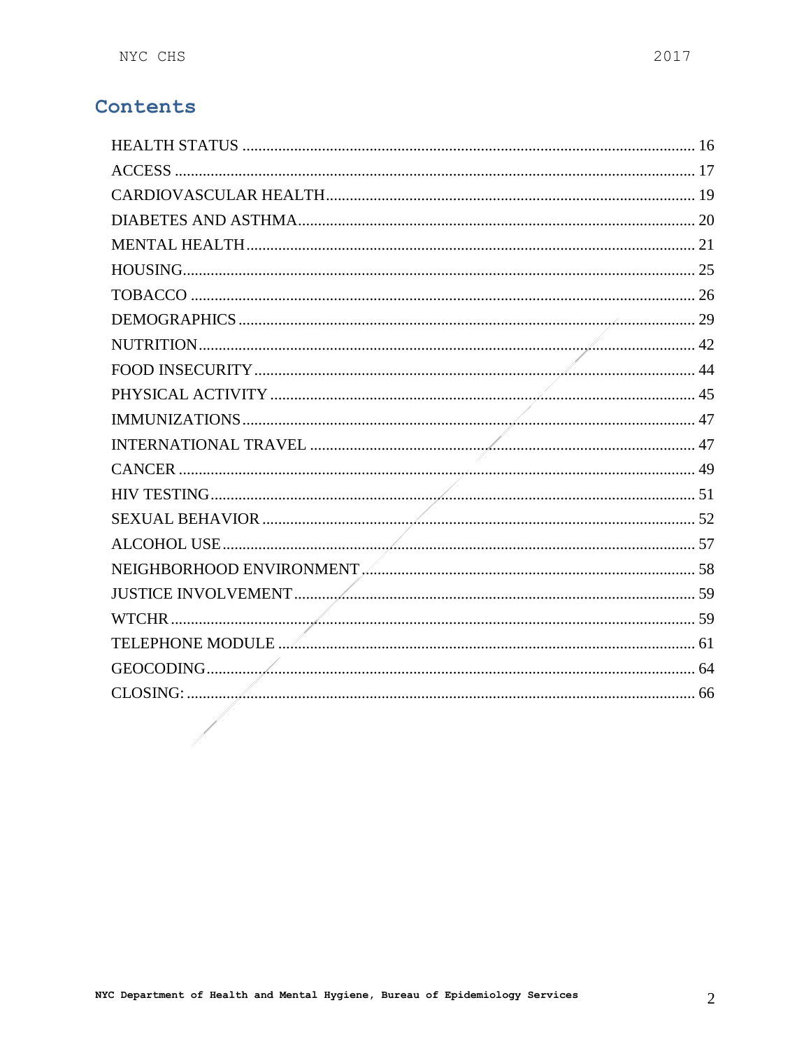# Contents

| Section | Page |
|---|---|
| HEALTH STATUS | 16 |
| ACCESS | 17 |
| CARDIOVASCULAR HEALTH | 19 |
| DIABETES AND ASTHMA | 20 |
| MENTAL HEALTH | 21 |
| HOUSING | 25 |
| TOBACCO | 26 |
| DEMOGRAPHICS | 29 |
| NUTRITION | 42 |
| FOOD INSECURITY | 44 |
| PHYSICAL ACTIVITY | 45 |
| IMMUNIZATIONS | 47 |
| INTERNATIONAL TRAVEL | 47 |
| CANCER | 49 |
| HIV TESTING | 51 |
| SEXUAL BEHAVIOR | 52 |
| ALCOHOL USE | 57 |
| NEIGHBORHOOD ENVIRONMENT | 58 |
| JUSTICE INVOLVEMENT | 59 |
| WTCHR | 59 |
| TELEPHONE MODULE | 61 |
| GEOCODING | 64 |
| CLOSING: | 66 |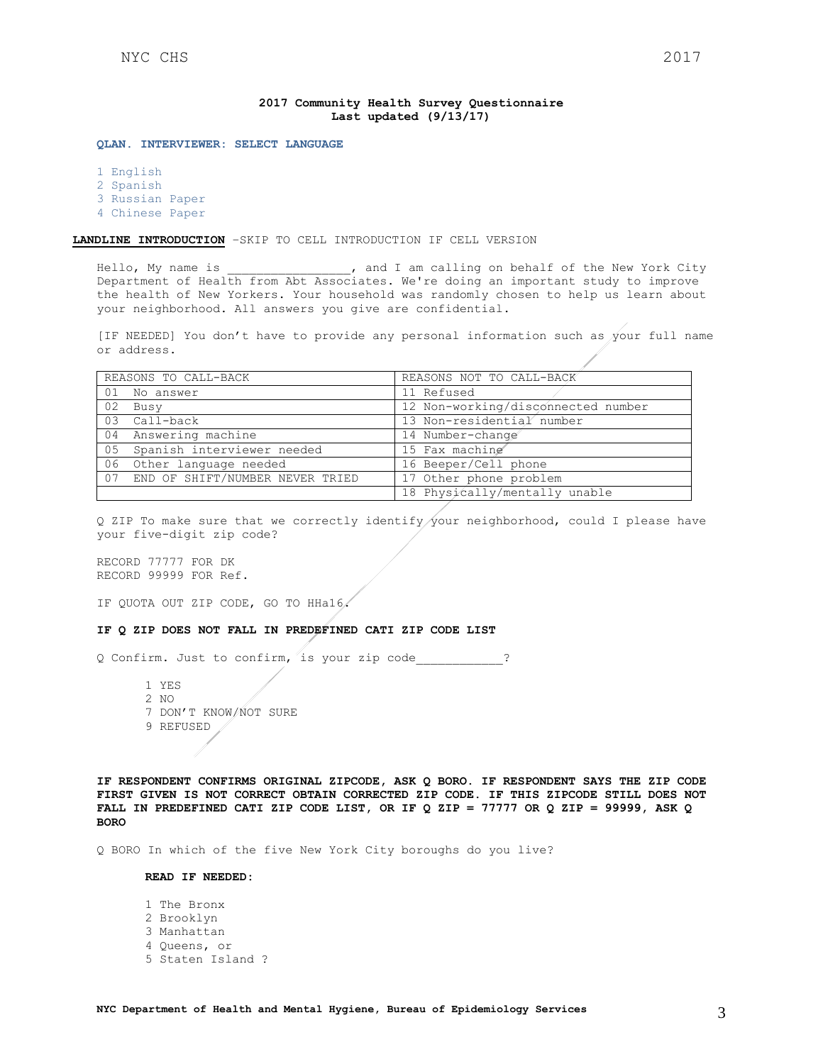**2017 Community Health Survey Questionnaire**
**Last updated (9/13/17)**

**QLAN. INTERVIEWER: SELECT LANGUAGE**

1 English
2 Spanish
3 Russian Paper
4 Chinese Paper

**LANDLINE INTRODUCTION** –SKIP TO CELL INTRODUCTION IF CELL VERSION

Hello, My name is _________________, and I am calling on behalf of the New York City Department of Health from Abt Associates. We're doing an important study to improve the health of New Yorkers. Your household was randomly chosen to help us learn about your neighborhood. All answers you give are confidential.

[IF NEEDED] You don't have to provide any personal information such as your full name or address.

| REASONS TO CALL-BACK | REASONS NOT TO CALL-BACK |
|---|---|
| 01 No answer | 11 Refused |
| 02 Busy | 12 Non-working/disconnected number |
| 03 Call-back | 13 Non-residential number |
| 04 Answering machine | 14 Number-change |
| 05 Spanish interviewer needed | 15 Fax machine |
| 06 Other language needed | 16 Beeper/Cell phone |
| 07 END OF SHIFT/NUMBER NEVER TRIED | 17 Other phone problem |
| | 18 Physically/mentally unable |

Q ZIP To make sure that we correctly identify your neighborhood, could I please have your five-digit zip code?

RECORD 77777 FOR DK
RECORD 99999 FOR Ref.

IF QUOTA OUT ZIP CODE, GO TO HHa16.

**IF Q ZIP DOES NOT FALL IN PREDEFINED CATI ZIP CODE LIST**

Q Confirm. Just to confirm, is your zip code____________?

1 YES
2 NO
7 DON'T KNOW/NOT SURE
9 REFUSED

**IF RESPONDENT CONFIRMS ORIGINAL ZIPCODE, ASK Q BORO. IF RESPONDENT SAYS THE ZIP CODE FIRST GIVEN IS NOT CORRECT OBTAIN CORRECTED ZIP CODE. IF THIS ZIPCODE STILL DOES NOT FALL IN PREDEFINED CATI ZIP CODE LIST, OR IF Q ZIP = 77777 OR Q ZIP = 99999, ASK Q BORO**

Q BORO In which of the five New York City boroughs do you live?

**READ IF NEEDED:**

1 The Bronx
2 Brooklyn
3 Manhattan
4 Queens, or
5 Staten Island ?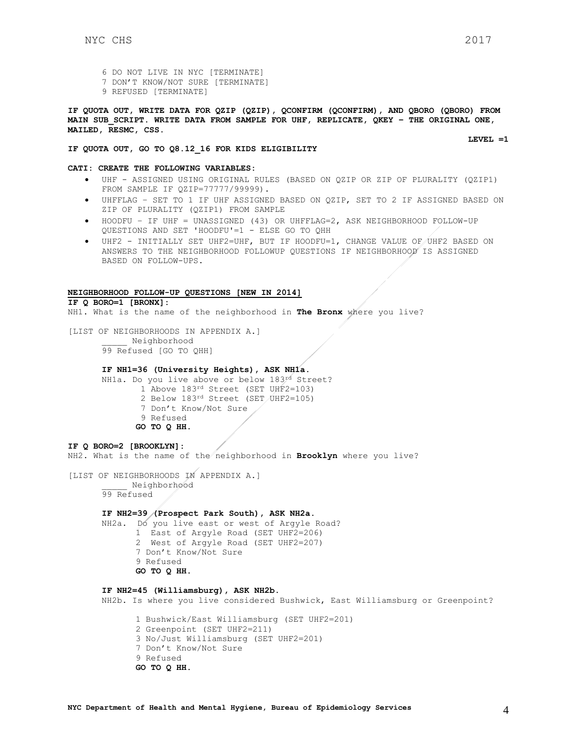6 DO NOT LIVE IN NYC [TERMINATE]
7 DON'T KNOW/NOT SURE [TERMINATE]
9 REFUSED [TERMINATE]

**IF QUOTA OUT, WRITE DATA FOR QZIP (QZIP), QCONFIRM (QCONFIRM), AND QBORO (QBORO) FROM MAIN SUB_SCRIPT. WRITE DATA FROM SAMPLE FOR UHF, REPLICATE, QKEY – THE ORIGINAL ONE, MAILED, RESMC, CSS.**

**LEVEL =1**

**IF QUOTA OUT, GO TO Q8.12_16 FOR KIDS ELIGIBILITY**

**CATI: CREATE THE FOLLOWING VARIABLES:**

- UHF - ASSIGNED USING ORIGINAL RULES (BASED ON QZIP OR ZIP OF PLURALITY (QZIP1) FROM SAMPLE IF QZIP=77777/99999).
- UHFFLAG – SET TO 1 IF UHF ASSIGNED BASED ON QZIP, SET TO 2 IF ASSIGNED BASED ON ZIP OF PLURALITY (QZIP1) FROM SAMPLE
- HOODFU – IF UHF = UNASSIGNED (43) OR UHFFLAG=2, ASK NEIGHBORHOOD FOLLOW-UP QUESTIONS AND SET 'HOODFU'=1 - ELSE GO TO QHH
- UHF2 - INITIALLY SET UHF2=UHF, BUT IF HOODFU=1, CHANGE VALUE OF UHF2 BASED ON ANSWERS TO THE NEIGHBORHOOD FOLLOWUP QUESTIONS IF NEIGHBORHOOD IS ASSIGNED BASED ON FOLLOW-UPS.

**NEIGHBORHOOD FOLLOW-UP QUESTIONS [NEW IN 2014]**

**IF Q BORO=1 [BRONX]:**

NH1. What is the name of the neighborhood in **The Bronx** where you live?

[LIST OF NEIGHBORHOODS IN APPENDIX A.]

_____ Neighborhood
99 Refused [GO TO QHH]

**IF NH1=36 (University Heights), ASK NH1a.**

NH1a. Do you live above or below 183rd Street?

1 Above 183rd Street (SET UHF2=103)
2 Below 183rd Street (SET UHF2=105)
7 Don't Know/Not Sure
9 Refused
**GO TO Q HH.**

**IF Q BORO=2 [BROOKLYN]:**

NH2. What is the name of the neighborhood in **Brooklyn** where you live?

[LIST OF NEIGHBORHOODS IN APPENDIX A.]

_____ Neighborhood
99 Refused

**IF NH2=39 (Prospect Park South), ASK NH2a.**

NH2a. Do you live east or west of Argyle Road?

1 East of Argyle Road (SET UHF2=206)
2 West of Argyle Road (SET UHF2=207)
7 Don't Know/Not Sure
9 Refused
**GO TO Q HH.**

**IF NH2=45 (Williamsburg), ASK NH2b.**

NH2b. Is where you live considered Bushwick, East Williamsburg or Greenpoint?

1 Bushwick/East Williamsburg (SET UHF2=201)
2 Greenpoint (SET UHF2=211)
3 No/Just Williamsburg (SET UHF2=201)
7 Don't Know/Not Sure
9 Refused
**GO TO Q HH.**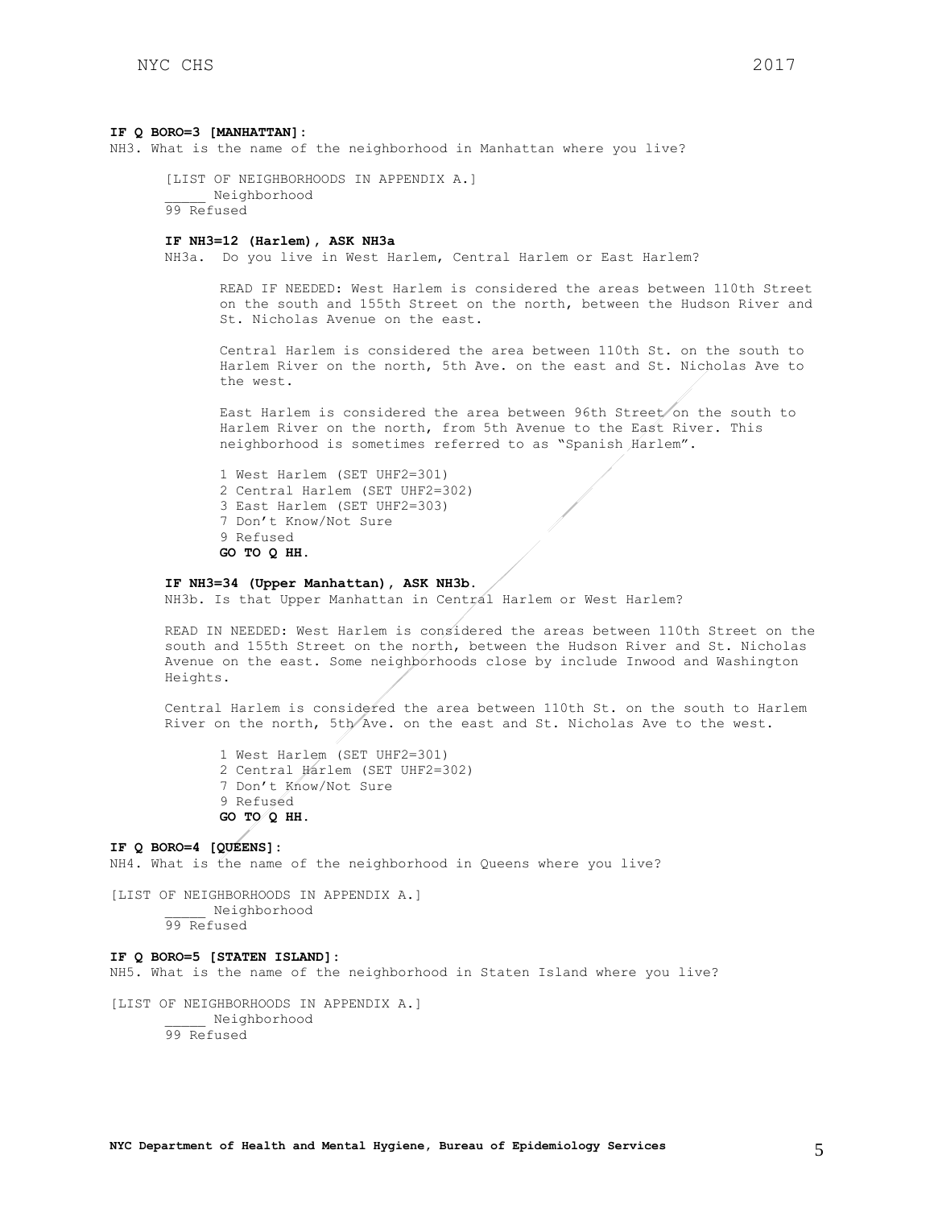**IF Q BORO=3 [MANHATTAN]:**

NH3. What is the name of the neighborhood in Manhattan where you live?

[LIST OF NEIGHBORHOODS IN APPENDIX A.]
_____ Neighborhood
99 Refused

**IF NH3=12 (Harlem), ASK NH3a**

NH3a. Do you live in West Harlem, Central Harlem or East Harlem?

READ IF NEEDED: West Harlem is considered the areas between 110th Street on the south and 155th Street on the north, between the Hudson River and St. Nicholas Avenue on the east.

Central Harlem is considered the area between 110th St. on the south to Harlem River on the north, 5th Ave. on the east and St. Nicholas Ave to the west.

East Harlem is considered the area between 96th Street on the south to Harlem River on the north, from 5th Avenue to the East River. This neighborhood is sometimes referred to as "Spanish Harlem".

1 West Harlem (SET UHF2=301)
2 Central Harlem (SET UHF2=302)
3 East Harlem (SET UHF2=303)
7 Don't Know/Not Sure
9 Refused
**GO TO Q HH.**

**IF NH3=34 (Upper Manhattan), ASK NH3b.**

NH3b. Is that Upper Manhattan in Central Harlem or West Harlem?

READ IN NEEDED: West Harlem is considered the areas between 110th Street on the south and 155th Street on the north, between the Hudson River and St. Nicholas Avenue on the east. Some neighborhoods close by include Inwood and Washington Heights.

Central Harlem is considered the area between 110th St. on the south to Harlem River on the north, 5th Ave. on the east and St. Nicholas Ave to the west.

1 West Harlem (SET UHF2=301)
2 Central Harlem (SET UHF2=302)
7 Don't Know/Not Sure
9 Refused
**GO TO Q HH.**

**IF Q BORO=4 [QUEENS]:**

NH4. What is the name of the neighborhood in Queens where you live?

[LIST OF NEIGHBORHOODS IN APPENDIX A.]
_____ Neighborhood
99 Refused

**IF Q BORO=5 [STATEN ISLAND]:**

NH5. What is the name of the neighborhood in Staten Island where you live?

[LIST OF NEIGHBORHOODS IN APPENDIX A.]
_____ Neighborhood
99 Refused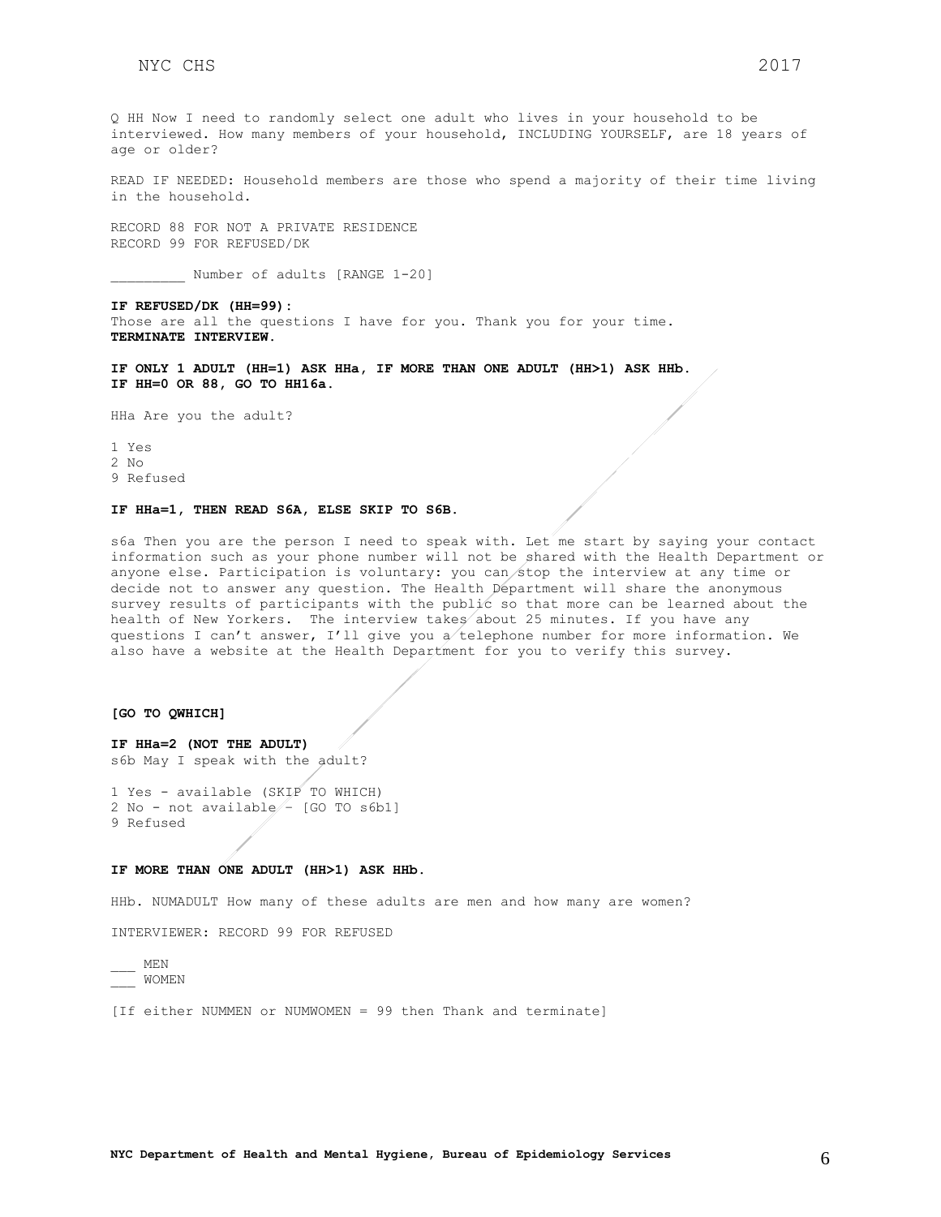Q HH Now I need to randomly select one adult who lives in your household to be interviewed. How many members of your household, INCLUDING YOURSELF, are 18 years of age or older?

READ IF NEEDED: Household members are those who spend a majority of their time living in the household.

RECORD 88 FOR NOT A PRIVATE RESIDENCE
RECORD 99 FOR REFUSED/DK

_________ Number of adults [RANGE 1-20]

**IF REFUSED/DK (HH=99):**
Those are all the questions I have for you. Thank you for your time.
**TERMINATE INTERVIEW.**

**IF ONLY 1 ADULT (HH=1) ASK HHa, IF MORE THAN ONE ADULT (HH>1) ASK HHb.**
**IF HH=0 OR 88, GO TO HH16a.**

HHa Are you the adult?

1 Yes
2 No
9 Refused

**IF HHa=1, THEN READ S6A, ELSE SKIP TO S6B.**

s6a Then you are the person I need to speak with. Let me start by saying your contact information such as your phone number will not be shared with the Health Department or anyone else. Participation is voluntary: you can stop the interview at any time or decide not to answer any question. The Health Department will share the anonymous survey results of participants with the public so that more can be learned about the health of New Yorkers. The interview takes about 25 minutes. If you have any questions I can't answer, I'll give you a telephone number for more information. We also have a website at the Health Department for you to verify this survey.

**[GO TO QWHICH]**

**IF HHa=2 (NOT THE ADULT)**
s6b May I speak with the adult?

1 Yes - available (SKIP TO WHICH)
2 No - not available – [GO TO s6b1]
9 Refused

**IF MORE THAN ONE ADULT (HH>1) ASK HHb.**

HHb. NUMADULT How many of these adults are men and how many are women?

INTERVIEWER: RECORD 99 FOR REFUSED

___ MEN
___ WOMEN

[If either NUMMEN or NUMWOMEN = 99 then Thank and terminate]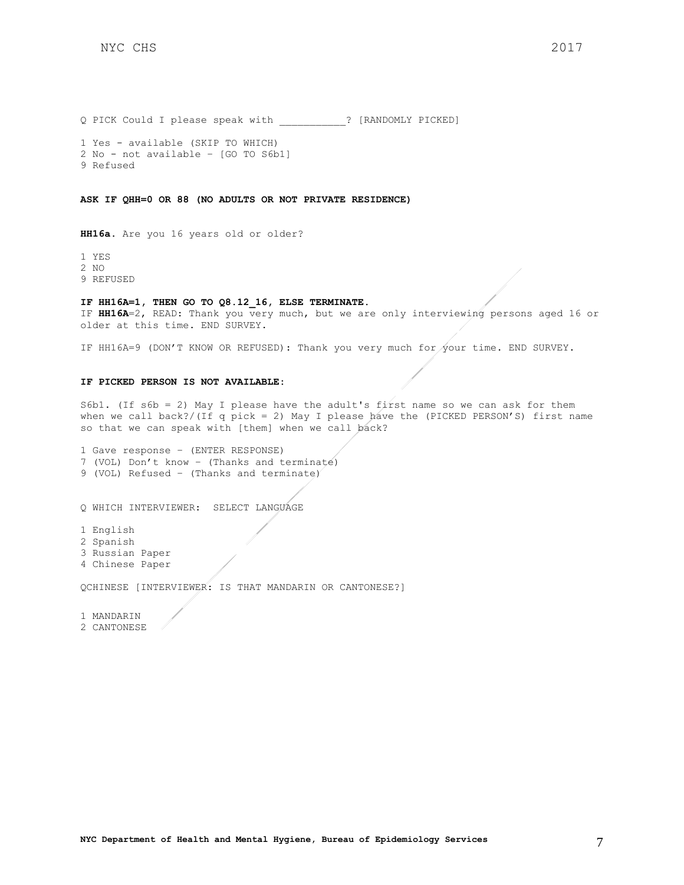Q PICK Could I please speak with ___________? [RANDOMLY PICKED]

1 Yes - available (SKIP TO WHICH)
2 No - not available – [GO TO S6b1]
9 Refused

**ASK IF QHH=0 OR 88 (NO ADULTS OR NOT PRIVATE RESIDENCE)**

**HH16a.** Are you 16 years old or older?

1 YES
2 NO
9 REFUSED

**IF HH16A=1, THEN GO TO Q8.12_16, ELSE TERMINATE.**
IF **HH16A**=2, READ: Thank you very much, but we are only interviewing persons aged 16 or older at this time. END SURVEY.

IF HH16A=9 (DON'T KNOW OR REFUSED): Thank you very much for your time. END SURVEY.

**IF PICKED PERSON IS NOT AVAILABLE:**

S6b1. (If s6b = 2) May I please have the adult's first name so we can ask for them when we call back?/(If q pick = 2) May I please have the (PICKED PERSON'S) first name so that we can speak with [them] when we call back?

1 Gave response – (ENTER RESPONSE)
7 (VOL) Don't know – (Thanks and terminate)
9 (VOL) Refused – (Thanks and terminate)

Q WHICH INTERVIEWER: SELECT LANGUAGE

1 English
2 Spanish
3 Russian Paper
4 Chinese Paper

QCHINESE [INTERVIEWER: IS THAT MANDARIN OR CANTONESE?]

1 MANDARIN
2 CANTONESE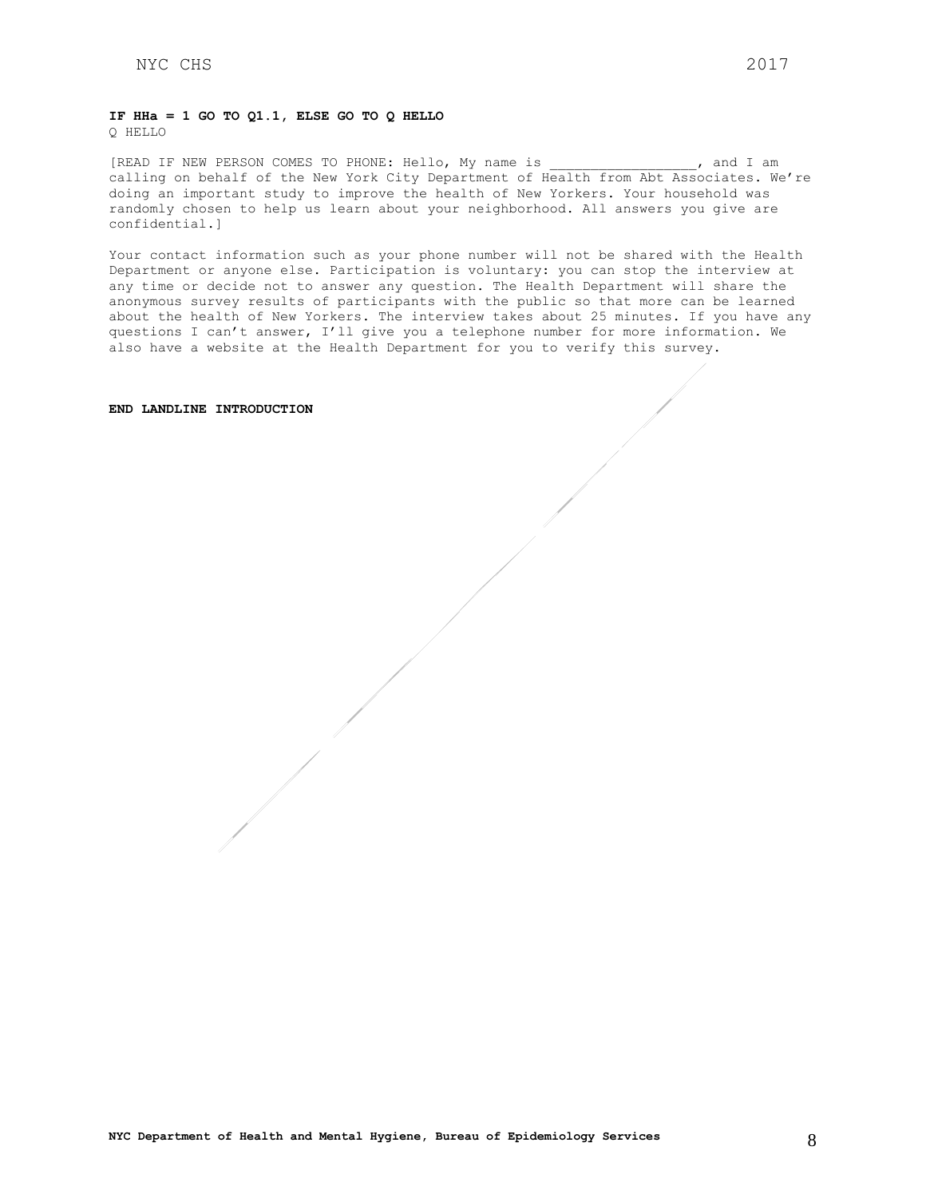**IF HHa = 1 GO TO Q1.1, ELSE GO TO Q HELLO**

Q HELLO

[READ IF NEW PERSON COMES TO PHONE: Hello, My name is __________________, and I am calling on behalf of the New York City Department of Health from Abt Associates. We're doing an important study to improve the health of New Yorkers. Your household was randomly chosen to help us learn about your neighborhood. All answers you give are confidential.]

Your contact information such as your phone number will not be shared with the Health Department or anyone else. Participation is voluntary: you can stop the interview at any time or decide not to answer any question. The Health Department will share the anonymous survey results of participants with the public so that more can be learned about the health of New Yorkers. The interview takes about 25 minutes. If you have any questions I can't answer, I'll give you a telephone number for more information. We also have a website at the Health Department for you to verify this survey.

**END LANDLINE INTRODUCTION**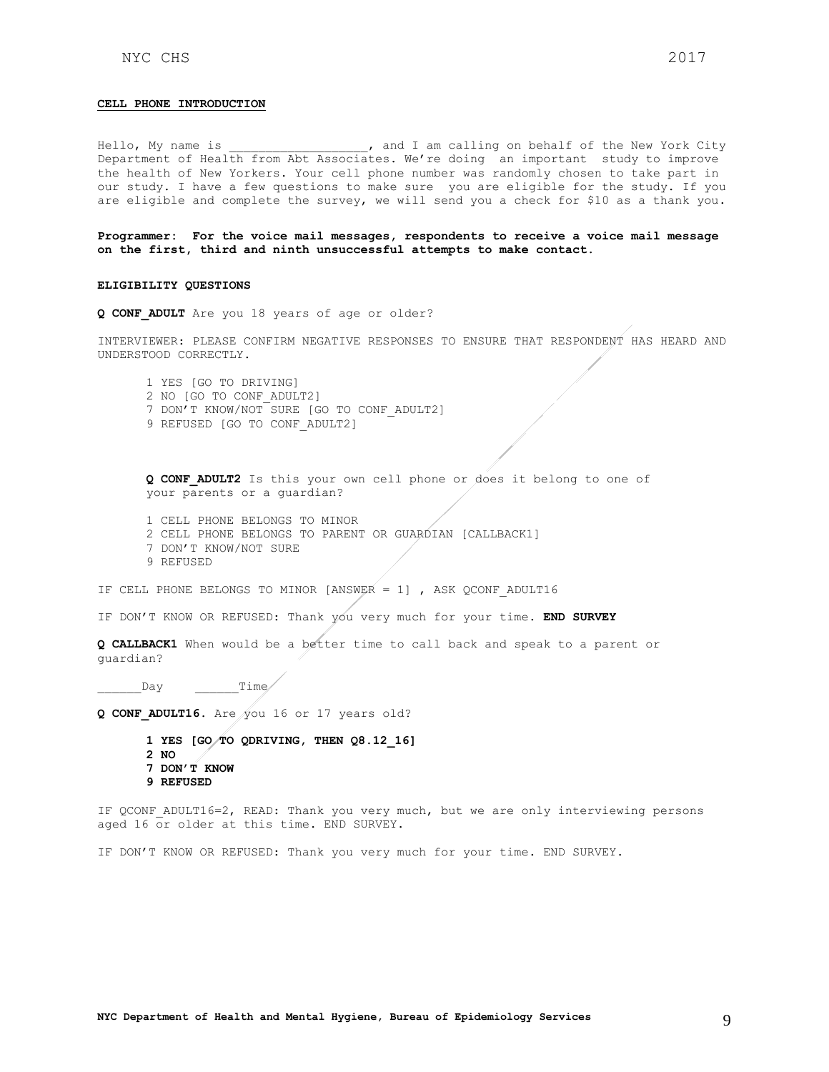**CELL PHONE INTRODUCTION**

Hello, My name is ___________________, and I am calling on behalf of the New York City Department of Health from Abt Associates. We're doing an important study to improve the health of New Yorkers. Your cell phone number was randomly chosen to take part in our study. I have a few questions to make sure you are eligible for the study. If you are eligible and complete the survey, we will send you a check for $10 as a thank you.

**Programmer: For the voice mail messages, respondents to receive a voice mail message on the first, third and ninth unsuccessful attempts to make contact.**

**ELIGIBILITY QUESTIONS**

**Q CONF_ADULT** Are you 18 years of age or older?

INTERVIEWER: PLEASE CONFIRM NEGATIVE RESPONSES TO ENSURE THAT RESPONDENT HAS HEARD AND UNDERSTOOD CORRECTLY.

1 YES [GO TO DRIVING]
2 NO [GO TO CONF_ADULT2]
7 DON'T KNOW/NOT SURE [GO TO CONF_ADULT2]
9 REFUSED [GO TO CONF_ADULT2]

**Q CONF_ADULT2** Is this your own cell phone or does it belong to one of your parents or a guardian?

1 CELL PHONE BELONGS TO MINOR
2 CELL PHONE BELONGS TO PARENT OR GUARDIAN [CALLBACK1]
7 DON'T KNOW/NOT SURE
9 REFUSED

IF CELL PHONE BELONGS TO MINOR [ANSWER = 1] , ASK QCONF_ADULT16

IF DON'T KNOW OR REFUSED: Thank you very much for your time. **END SURVEY**

**Q CALLBACK1** When would be a better time to call back and speak to a parent or guardian?

______Day ______Time

**Q CONF_ADULT16.** Are you 16 or 17 years old?

**1 YES [GO TO QDRIVING, THEN Q8.12_16]**
**2 NO**
**7 DON'T KNOW**
**9 REFUSED**

IF QCONF_ADULT16=2, READ: Thank you very much, but we are only interviewing persons aged 16 or older at this time. END SURVEY.

IF DON'T KNOW OR REFUSED: Thank you very much for your time. END SURVEY.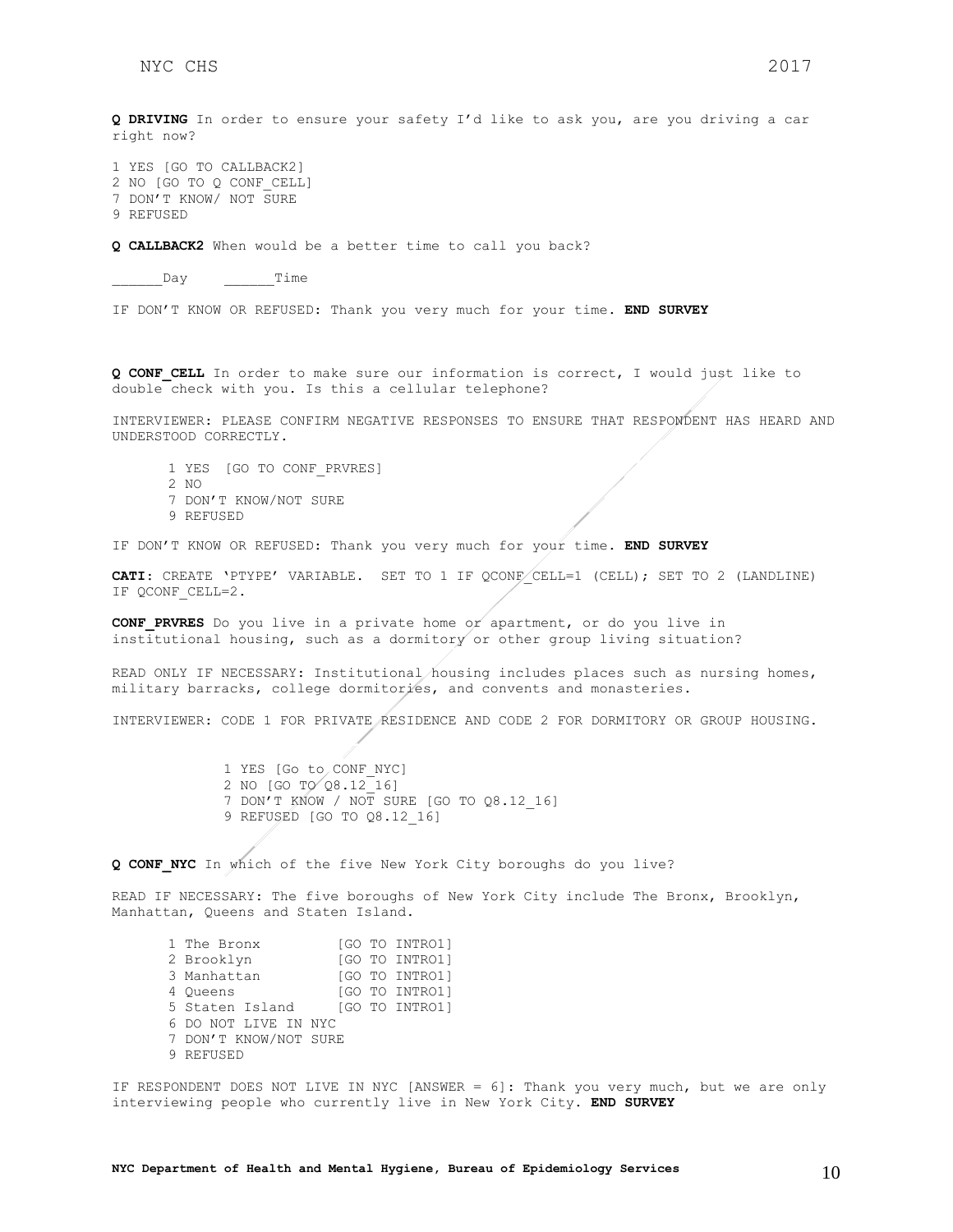**Q DRIVING** In order to ensure your safety I'd like to ask you, are you driving a car right now?

1 YES [GO TO CALLBACK2]
2 NO [GO TO Q CONF_CELL]
7 DON'T KNOW/ NOT SURE
9 REFUSED

**Q CALLBACK2** When would be a better time to call you back?

______Day ______Time

IF DON'T KNOW OR REFUSED: Thank you very much for your time. **END SURVEY**

**Q CONF_CELL** In order to make sure our information is correct, I would just like to double check with you. Is this a cellular telephone?

INTERVIEWER: PLEASE CONFIRM NEGATIVE RESPONSES TO ENSURE THAT RESPONDENT HAS HEARD AND UNDERSTOOD CORRECTLY.

1 YES [GO TO CONF_PRVRES]
2 NO
7 DON'T KNOW/NOT SURE
9 REFUSED

IF DON'T KNOW OR REFUSED: Thank you very much for your time. **END SURVEY**

**CATI**: CREATE 'PTYPE' VARIABLE. SET TO 1 IF QCONF_CELL=1 (CELL); SET TO 2 (LANDLINE) IF QCONF_CELL=2.

**CONF_PRVRES** Do you live in a private home or apartment, or do you live in institutional housing, such as a dormitory or other group living situation?

READ ONLY IF NECESSARY: Institutional housing includes places such as nursing homes, military barracks, college dormitories, and convents and monasteries.

INTERVIEWER: CODE 1 FOR PRIVATE RESIDENCE AND CODE 2 FOR DORMITORY OR GROUP HOUSING.

1 YES [Go to CONF_NYC]
2 NO [GO TO Q8.12_16]
7 DON'T KNOW / NOT SURE [GO TO Q8.12_16]
9 REFUSED [GO TO Q8.12_16]

**Q CONF_NYC** In which of the five New York City boroughs do you live?

READ IF NECESSARY: The five boroughs of New York City include The Bronx, Brooklyn, Manhattan, Queens and Staten Island.

1 The Bronx [GO TO INTRO1]
2 Brooklyn [GO TO INTRO1]
3 Manhattan [GO TO INTRO1]
4 Queens [GO TO INTRO1]
5 Staten Island [GO TO INTRO1]
6 DO NOT LIVE IN NYC
7 DON'T KNOW/NOT SURE
9 REFUSED

IF RESPONDENT DOES NOT LIVE IN NYC [ANSWER = 6]: Thank you very much, but we are only interviewing people who currently live in New York City. **END SURVEY**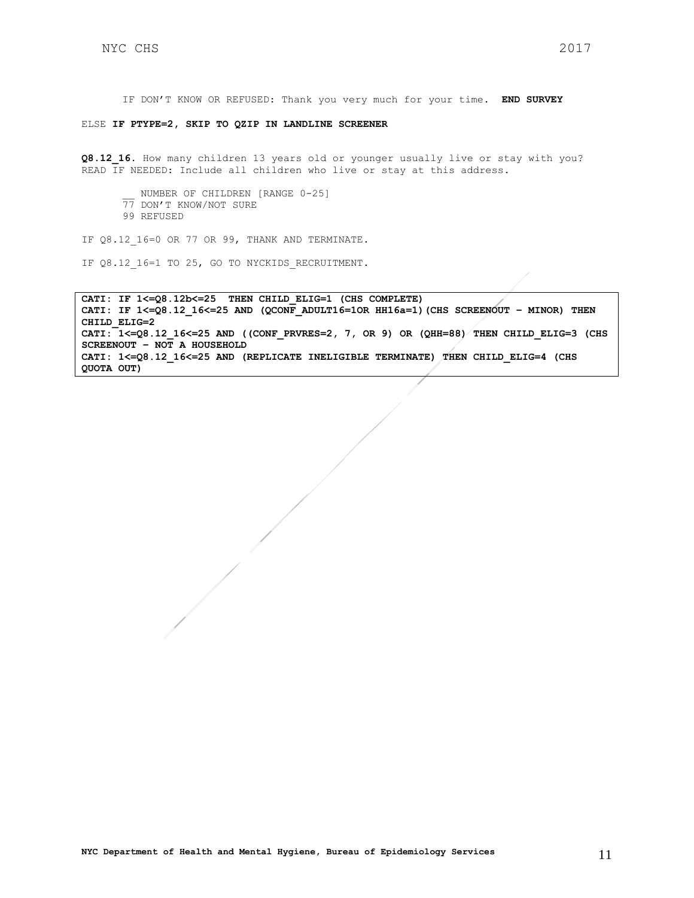IF DON'T KNOW OR REFUSED: Thank you very much for your time. **END SURVEY**

ELSE **IF PTYPE=2, SKIP TO QZIP IN LANDLINE SCREENER**

**Q8.12_16.** How many children 13 years old or younger usually live or stay with you? READ IF NEEDED: Include all children who live or stay at this address.

\_\_ NUMBER OF CHILDREN [RANGE 0-25]
77 DON'T KNOW/NOT SURE
99 REFUSED

IF Q8.12_16=0 OR 77 OR 99, THANK AND TERMINATE.

IF Q8.12_16=1 TO 25, GO TO NYCKIDS_RECRUITMENT.

**CATI: IF 1<=Q8.12b<=25 THEN CHILD_ELIG=1 (CHS COMPLETE)**
**CATI: IF 1<=Q8.12_16<=25 AND (QCONF_ADULT16=1OR HH16a=1)(CHS SCREENOUT – MINOR) THEN CHILD_ELIG=2**
**CATI: 1<=Q8.12_16<=25 AND ((CONF_PRVRES=2, 7, OR 9) OR (QHH=88) THEN CHILD_ELIG=3 (CHS SCREENOUT – NOT A HOUSEHOLD**
**CATI: 1<=Q8.12_16<=25 AND (REPLICATE INELIGIBLE TERMINATE) THEN CHILD_ELIG=4 (CHS QUOTA OUT)**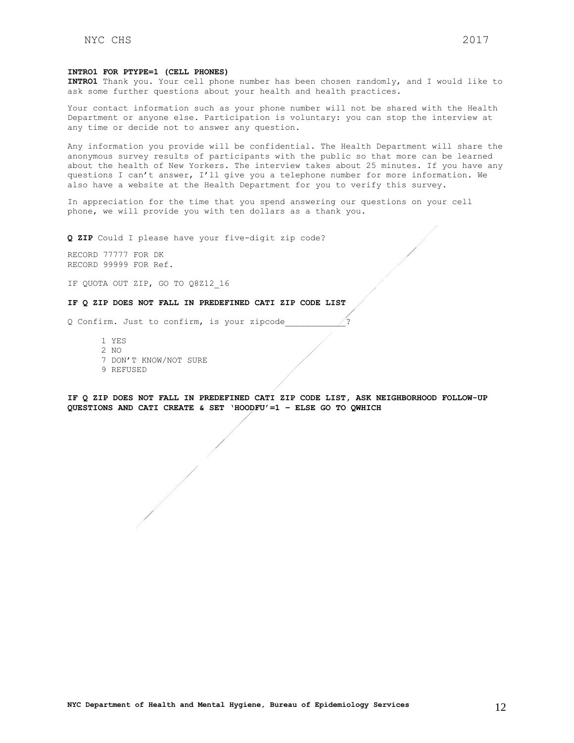**INTRO1 FOR PTYPE=1 (CELL PHONES)**

**INTRO1** Thank you. Your cell phone number has been chosen randomly, and I would like to ask some further questions about your health and health practices.

Your contact information such as your phone number will not be shared with the Health Department or anyone else. Participation is voluntary: you can stop the interview at any time or decide not to answer any question.

Any information you provide will be confidential. The Health Department will share the anonymous survey results of participants with the public so that more can be learned about the health of New Yorkers. The interview takes about 25 minutes. If you have any questions I can't answer, I'll give you a telephone number for more information. We also have a website at the Health Department for you to verify this survey.

In appreciation for the time that you spend answering our questions on your cell phone, we will provide you with ten dollars as a thank you.

**Q ZIP** Could I please have your five-digit zip code?

RECORD 77777 FOR DK
RECORD 99999 FOR Ref.

IF QUOTA OUT ZIP, GO TO Q8Z12_16

**IF Q ZIP DOES NOT FALL IN PREDEFINED CATI ZIP CODE LIST**

Q Confirm. Just to confirm, is your zipcode___________?

1 YES
2 NO
7 DON'T KNOW/NOT SURE
9 REFUSED

**IF Q ZIP DOES NOT FALL IN PREDEFINED CATI ZIP CODE LIST, ASK NEIGHBORHOOD FOLLOW-UP QUESTIONS AND CATI CREATE & SET 'HOODFU'=1 – ELSE GO TO QWHICH**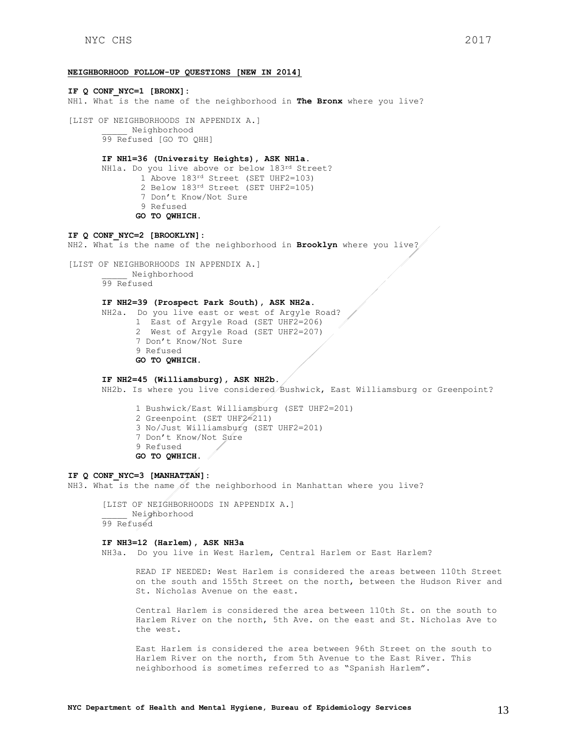**NEIGHBORHOOD FOLLOW-UP QUESTIONS [NEW IN 2014]**

**IF Q CONF_NYC=1 [BRONX]:**
NH1. What is the name of the neighborhood in **The Bronx** where you live?

[LIST OF NEIGHBORHOODS IN APPENDIX A.]
_____ Neighborhood
99 Refused [GO TO QHH]

**IF NH1=36 (University Heights), ASK NH1a.**
NH1a. Do you live above or below 183rd Street?
1 Above 183rd Street (SET UHF2=103)
2 Below 183rd Street (SET UHF2=105)
7 Don't Know/Not Sure
9 Refused
**GO TO QWHICH.**

**IF Q CONF_NYC=2 [BROOKLYN]:**
NH2. What is the name of the neighborhood in **Brooklyn** where you live?

[LIST OF NEIGHBORHOODS IN APPENDIX A.]
_____ Neighborhood
99 Refused

**IF NH2=39 (Prospect Park South), ASK NH2a.**
NH2a. Do you live east or west of Argyle Road?
1 East of Argyle Road (SET UHF2=206)
2 West of Argyle Road (SET UHF2=207)
7 Don't Know/Not Sure
9 Refused
**GO TO QWHICH.**

**IF NH2=45 (Williamsburg), ASK NH2b.**
NH2b. Is where you live considered Bushwick, East Williamsburg or Greenpoint?

1 Bushwick/East Williamsburg (SET UHF2=201)
2 Greenpoint (SET UHF2=211)
3 No/Just Williamsburg (SET UHF2=201)
7 Don't Know/Not Sure
9 Refused
**GO TO QWHICH.**

**IF Q CONF_NYC=3 [MANHATTAN]:**
NH3. What is the name of the neighborhood in Manhattan where you live?

[LIST OF NEIGHBORHOODS IN APPENDIX A.]
_____ Neighborhood
99 Refused

**IF NH3=12 (Harlem), ASK NH3a**
NH3a. Do you live in West Harlem, Central Harlem or East Harlem?

READ IF NEEDED: West Harlem is considered the areas between 110th Street on the south and 155th Street on the north, between the Hudson River and St. Nicholas Avenue on the east.

Central Harlem is considered the area between 110th St. on the south to Harlem River on the north, 5th Ave. on the east and St. Nicholas Ave to the west.

East Harlem is considered the area between 96th Street on the south to Harlem River on the north, from 5th Avenue to the East River. This neighborhood is sometimes referred to as "Spanish Harlem".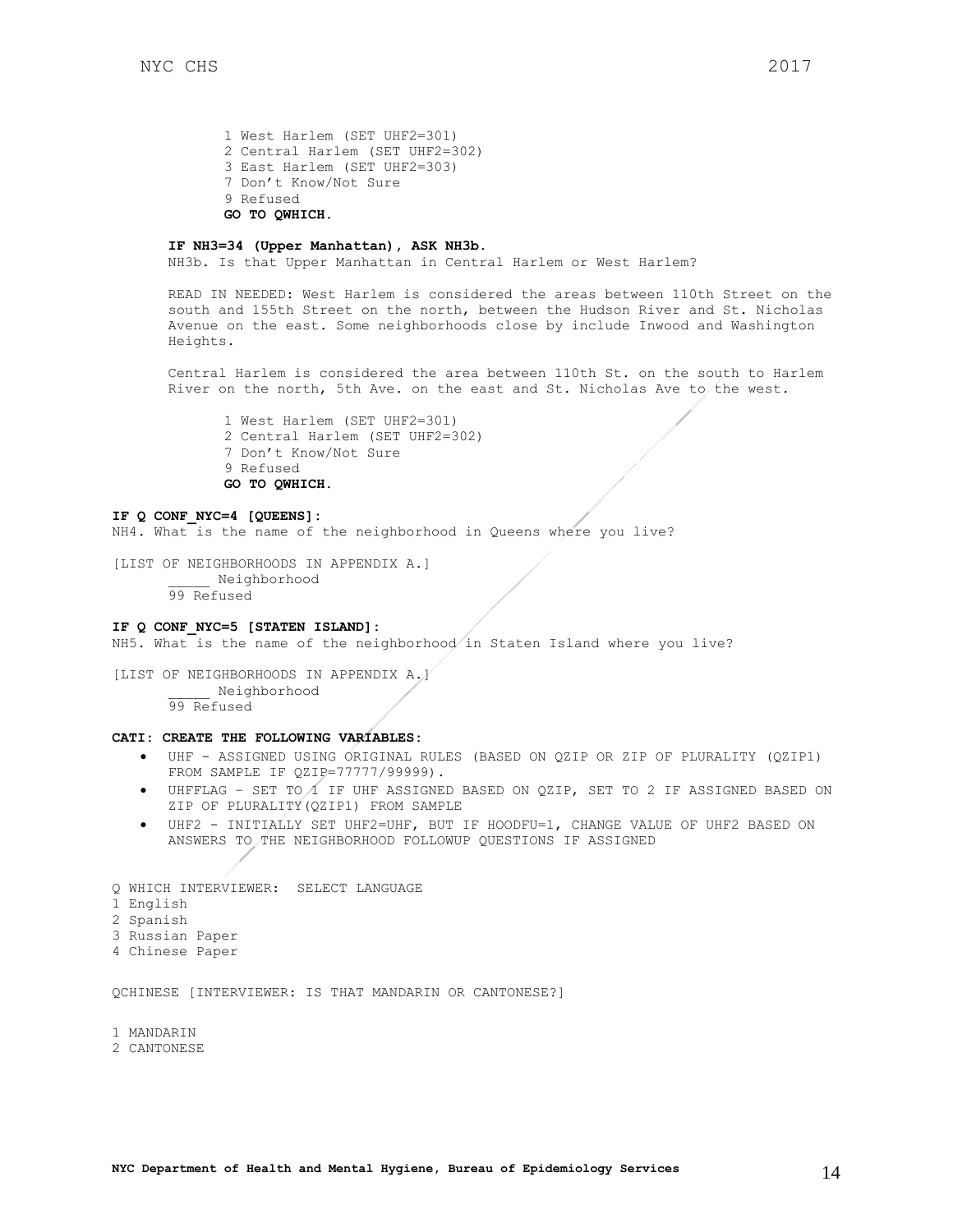1 West Harlem (SET UHF2=301)
2 Central Harlem (SET UHF2=302)
3 East Harlem (SET UHF2=303)
7 Don't Know/Not Sure
9 Refused
**GO TO QWHICH.**

**IF NH3=34 (Upper Manhattan), ASK NH3b.**
NH3b. Is that Upper Manhattan in Central Harlem or West Harlem?

READ IN NEEDED: West Harlem is considered the areas between 110th Street on the south and 155th Street on the north, between the Hudson River and St. Nicholas Avenue on the east. Some neighborhoods close by include Inwood and Washington Heights.

Central Harlem is considered the area between 110th St. on the south to Harlem River on the north, 5th Ave. on the east and St. Nicholas Ave to the west.

1 West Harlem (SET UHF2=301)
2 Central Harlem (SET UHF2=302)
7 Don't Know/Not Sure
9 Refused
**GO TO QWHICH.**

**IF Q CONF_NYC=4 [QUEENS]:**
NH4. What is the name of the neighborhood in Queens where you live?

[LIST OF NEIGHBORHOODS IN APPENDIX A.]
_____ Neighborhood
99 Refused

**IF Q CONF_NYC=5 [STATEN ISLAND]:**
NH5. What is the name of the neighborhood in Staten Island where you live?

[LIST OF NEIGHBORHOODS IN APPENDIX A.]
_____ Neighborhood
99 Refused

**CATI: CREATE THE FOLLOWING VARIABLES:**

- UHF - ASSIGNED USING ORIGINAL RULES (BASED ON QZIP OR ZIP OF PLURALITY (QZIP1) FROM SAMPLE IF QZIP=77777/99999).
- UHFFLAG – SET TO 1 IF UHF ASSIGNED BASED ON QZIP, SET TO 2 IF ASSIGNED BASED ON ZIP OF PLURALITY(QZIP1) FROM SAMPLE
- UHF2 - INITIALLY SET UHF2=UHF, BUT IF HOODFU=1, CHANGE VALUE OF UHF2 BASED ON ANSWERS TO THE NEIGHBORHOOD FOLLOWUP QUESTIONS IF ASSIGNED

Q WHICH INTERVIEWER: SELECT LANGUAGE
1 English
2 Spanish
3 Russian Paper
4 Chinese Paper

QCHINESE [INTERVIEWER: IS THAT MANDARIN OR CANTONESE?]

1 MANDARIN
2 CANTONESE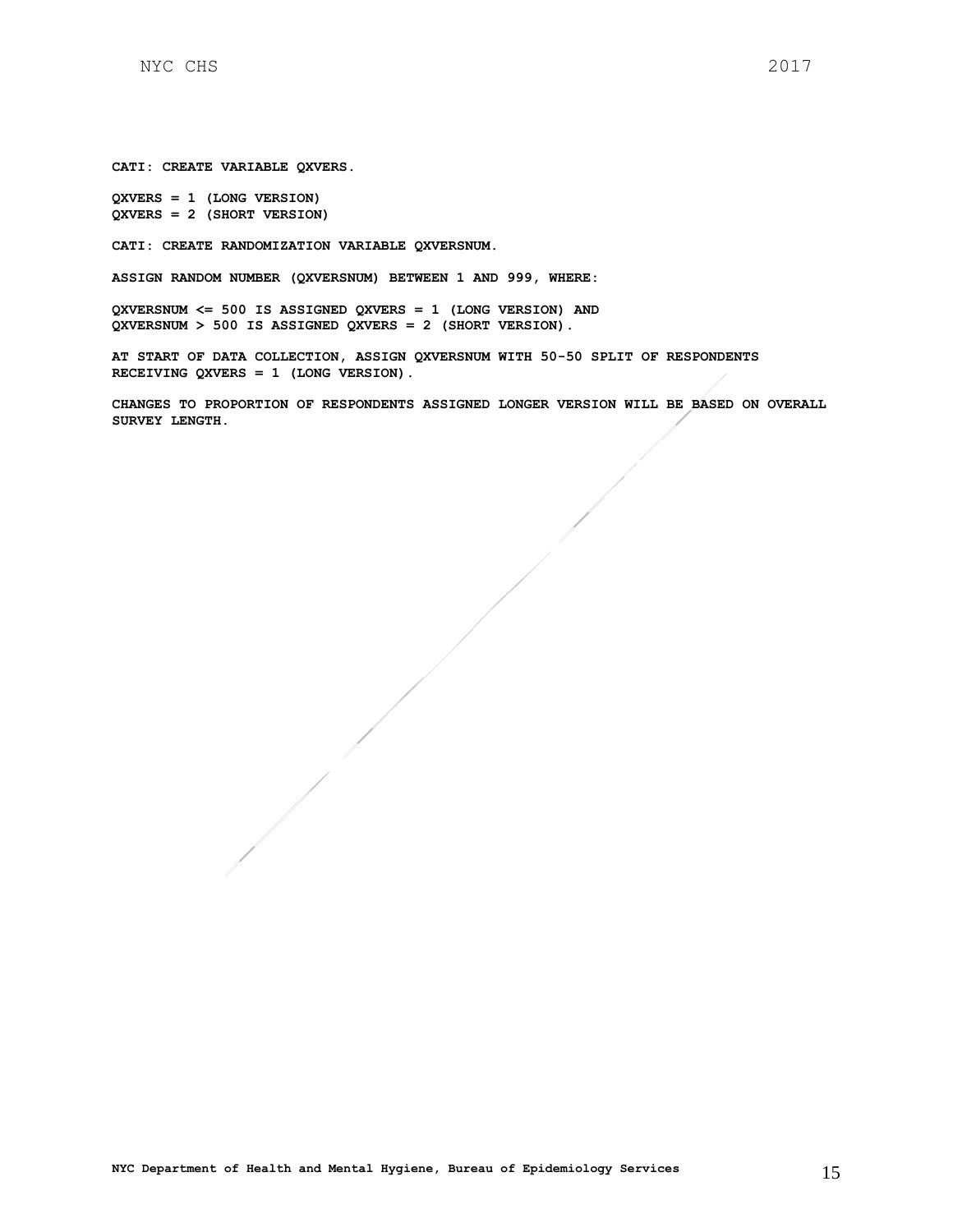**CATI: CREATE VARIABLE QXVERS.**

**QXVERS = 1 (LONG VERSION)**
**QXVERS = 2 (SHORT VERSION)**

**CATI: CREATE RANDOMIZATION VARIABLE QXVERSNUM.**

**ASSIGN RANDOM NUMBER (QXVERSNUM) BETWEEN 1 AND 999, WHERE:**

**QXVERSNUM <= 500 IS ASSIGNED QXVERS = 1 (LONG VERSION) AND**
**QXVERSNUM > 500 IS ASSIGNED QXVERS = 2 (SHORT VERSION).**

**AT START OF DATA COLLECTION, ASSIGN QXVERSNUM WITH 50-50 SPLIT OF RESPONDENTS RECEIVING QXVERS = 1 (LONG VERSION).**

**CHANGES TO PROPORTION OF RESPONDENTS ASSIGNED LONGER VERSION WILL BE BASED ON OVERALL SURVEY LENGTH.**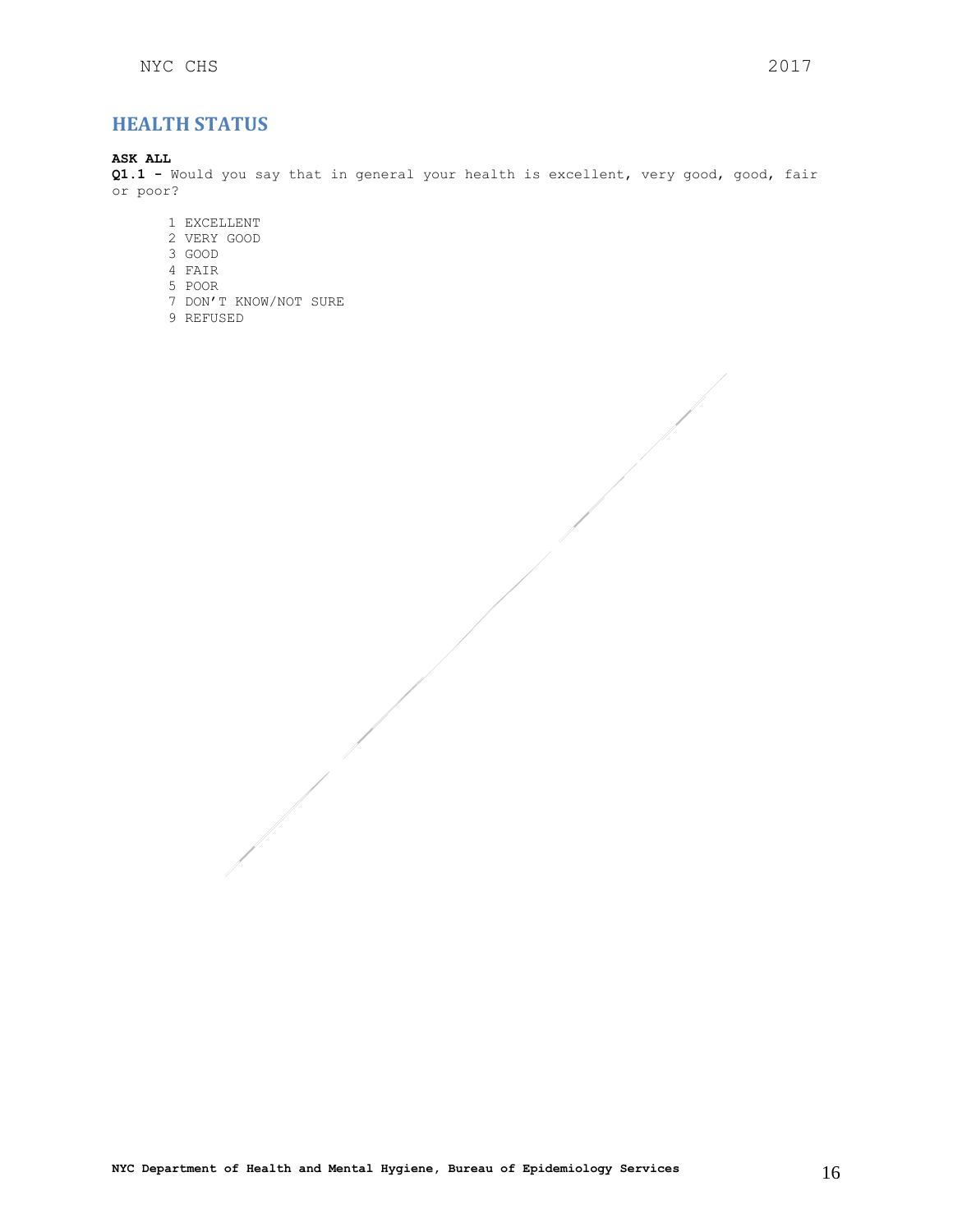## HEALTH STATUS

**ASK ALL**

**Q1.1 -** Would you say that in general your health is excellent, very good, good, fair or poor?

1 EXCELLENT
2 VERY GOOD
3 GOOD
4 FAIR
5 POOR
7 DON'T KNOW/NOT SURE
9 REFUSED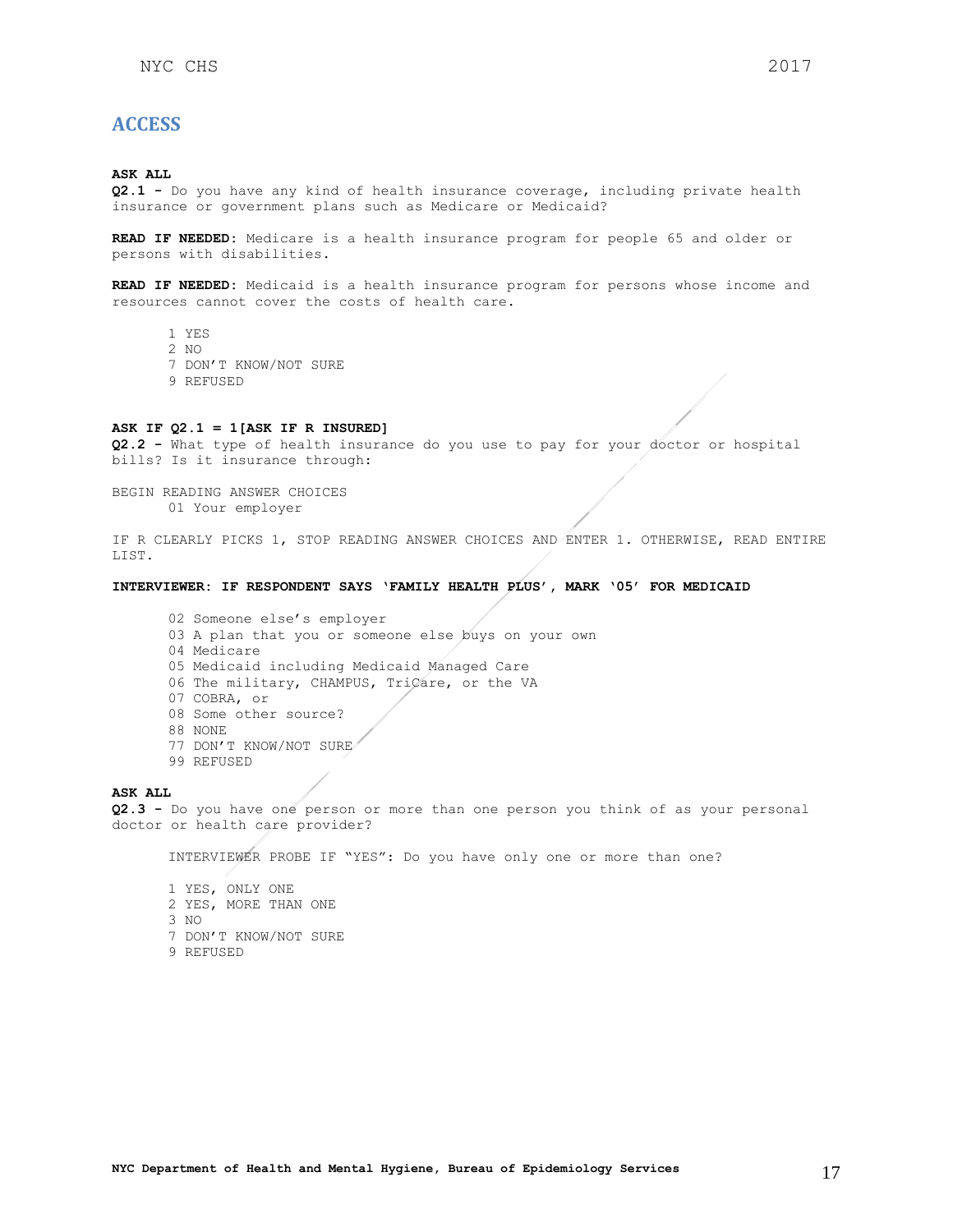## ACCESS

**ASK ALL**
**Q2.1 -** Do you have any kind of health insurance coverage, including private health insurance or government plans such as Medicare or Medicaid?

**READ IF NEEDED:** Medicare is a health insurance program for people 65 and older or persons with disabilities.

**READ IF NEEDED:** Medicaid is a health insurance program for persons whose income and resources cannot cover the costs of health care.

1 YES
2 NO
7 DON'T KNOW/NOT SURE
9 REFUSED

**ASK IF Q2.1 = 1[ASK IF R INSURED]**
**Q2.2 -** What type of health insurance do you use to pay for your doctor or hospital bills? Is it insurance through:

BEGIN READING ANSWER CHOICES
01 Your employer

IF R CLEARLY PICKS 1, STOP READING ANSWER CHOICES AND ENTER 1. OTHERWISE, READ ENTIRE LIST.

**INTERVIEWER: IF RESPONDENT SAYS 'FAMILY HEALTH PLUS', MARK '05' FOR MEDICAID**

02 Someone else's employer
03 A plan that you or someone else buys on your own
04 Medicare
05 Medicaid including Medicaid Managed Care
06 The military, CHAMPUS, TriCare, or the VA
07 COBRA, or
08 Some other source?
88 NONE
77 DON'T KNOW/NOT SURE
99 REFUSED

**ASK ALL**
**Q2.3 -** Do you have one person or more than one person you think of as your personal doctor or health care provider?

INTERVIEWER PROBE IF "YES": Do you have only one or more than one?

1 YES, ONLY ONE
2 YES, MORE THAN ONE
3 NO
7 DON'T KNOW/NOT SURE
9 REFUSED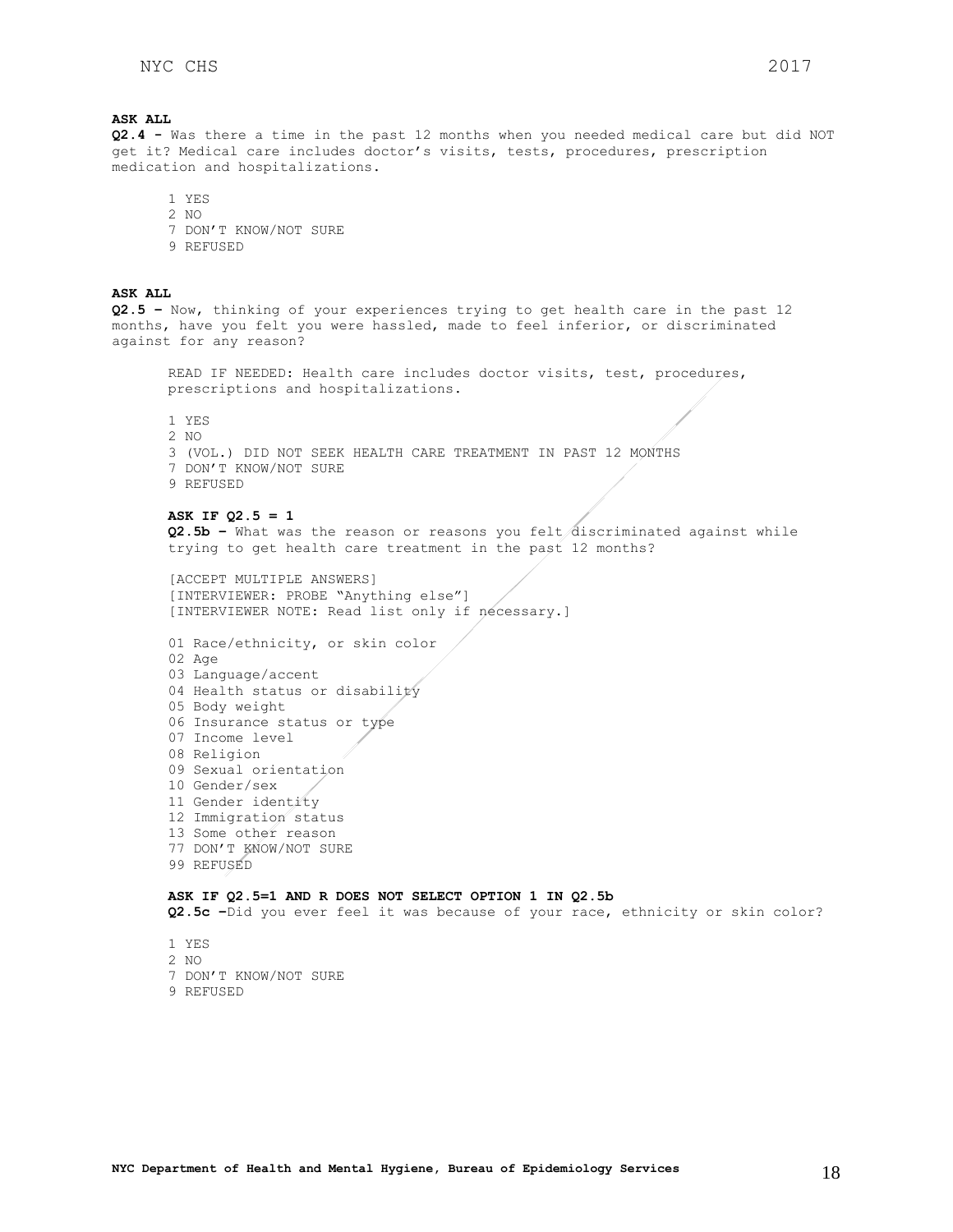**ASK ALL**

**Q2.4 -** Was there a time in the past 12 months when you needed medical care but did NOT get it? Medical care includes doctor's visits, tests, procedures, prescription medication and hospitalizations.

1 YES
2 NO
7 DON'T KNOW/NOT SURE
9 REFUSED

**ASK ALL**

**Q2.5 –** Now, thinking of your experiences trying to get health care in the past 12 months, have you felt you were hassled, made to feel inferior, or discriminated against for any reason?

READ IF NEEDED: Health care includes doctor visits, test, procedures, prescriptions and hospitalizations.

1 YES
2 NO
3 (VOL.) DID NOT SEEK HEALTH CARE TREATMENT IN PAST 12 MONTHS
7 DON'T KNOW/NOT SURE
9 REFUSED

**ASK IF Q2.5 = 1**

**Q2.5b –** What was the reason or reasons you felt discriminated against while trying to get health care treatment in the past 12 months?

[ACCEPT MULTIPLE ANSWERS]
[INTERVIEWER: PROBE "Anything else"]
[INTERVIEWER NOTE: Read list only if necessary.]

01 Race/ethnicity, or skin color
02 Age
03 Language/accent
04 Health status or disability
05 Body weight
06 Insurance status or type
07 Income level
08 Religion
09 Sexual orientation
10 Gender/sex
11 Gender identity
12 Immigration status
13 Some other reason
77 DON'T KNOW/NOT SURE
99 REFUSED

**ASK IF Q2.5=1 AND R DOES NOT SELECT OPTION 1 IN Q2.5b**

**Q2.5c –**Did you ever feel it was because of your race, ethnicity or skin color?

1 YES
2 NO
7 DON'T KNOW/NOT SURE
9 REFUSED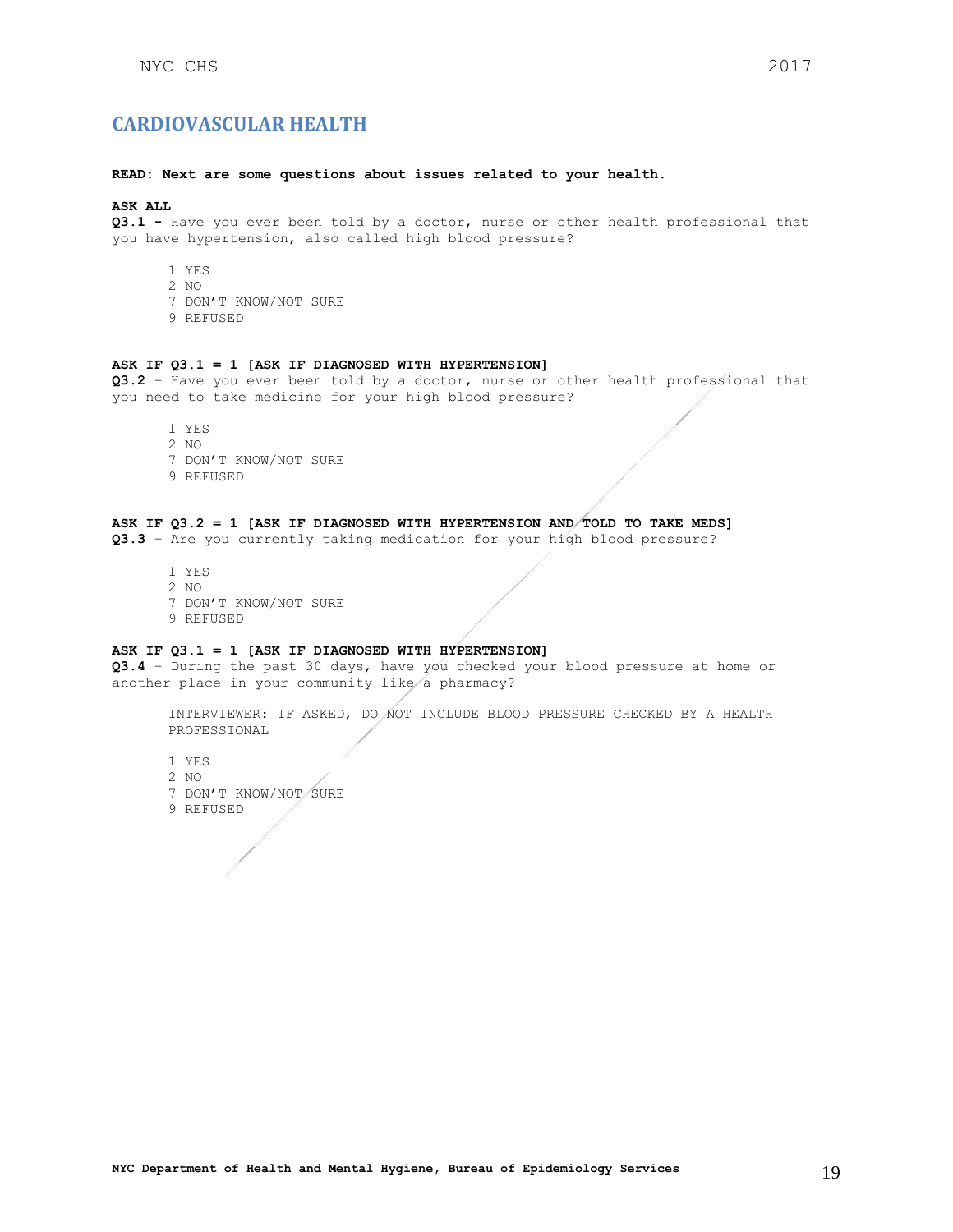## CARDIOVASCULAR HEALTH

**READ: Next are some questions about issues related to your health.**

**ASK ALL**
**Q3.1 -** Have you ever been told by a doctor, nurse or other health professional that you have hypertension, also called high blood pressure?

1 YES
2 NO
7 DON'T KNOW/NOT SURE
9 REFUSED

**ASK IF Q3.1 = 1 [ASK IF DIAGNOSED WITH HYPERTENSION]**
**Q3.2** – Have you ever been told by a doctor, nurse or other health professional that you need to take medicine for your high blood pressure?

1 YES
2 NO
7 DON'T KNOW/NOT SURE
9 REFUSED

**ASK IF Q3.2 = 1 [ASK IF DIAGNOSED WITH HYPERTENSION AND TOLD TO TAKE MEDS]**
**Q3.3** – Are you currently taking medication for your high blood pressure?

1 YES
2 NO
7 DON'T KNOW/NOT SURE
9 REFUSED

**ASK IF Q3.1 = 1 [ASK IF DIAGNOSED WITH HYPERTENSION]**
**Q3.4** – During the past 30 days, have you checked your blood pressure at home or another place in your community like a pharmacy?

INTERVIEWER: IF ASKED, DO NOT INCLUDE BLOOD PRESSURE CHECKED BY A HEALTH PROFESSIONAL

1 YES
2 NO
7 DON'T KNOW/NOT SURE
9 REFUSED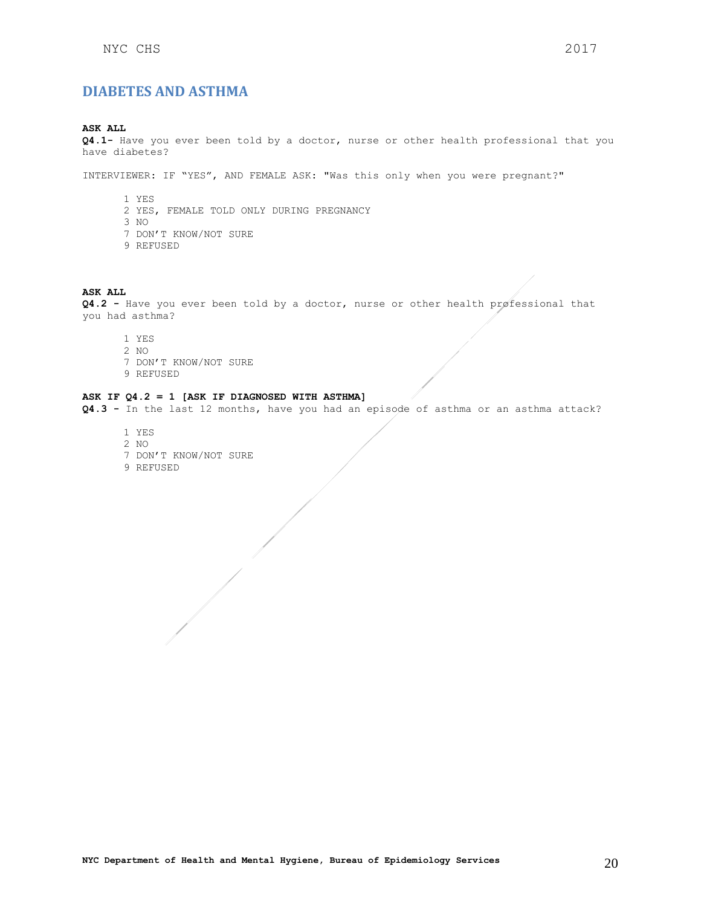## DIABETES AND ASTHMA

**ASK ALL**
**Q4.1-** Have you ever been told by a doctor, nurse or other health professional that you have diabetes?

INTERVIEWER: IF "YES", AND FEMALE ASK: "Was this only when you were pregnant?"

1 YES
2 YES, FEMALE TOLD ONLY DURING PREGNANCY
3 NO
7 DON'T KNOW/NOT SURE
9 REFUSED

**ASK ALL**
**Q4.2 -** Have you ever been told by a doctor, nurse or other health professional that you had asthma?

1 YES
2 NO
7 DON'T KNOW/NOT SURE
9 REFUSED

**ASK IF Q4.2 = 1 [ASK IF DIAGNOSED WITH ASTHMA]**
**Q4.3 -** In the last 12 months, have you had an episode of asthma or an asthma attack?

1 YES
2 NO
7 DON'T KNOW/NOT SURE
9 REFUSED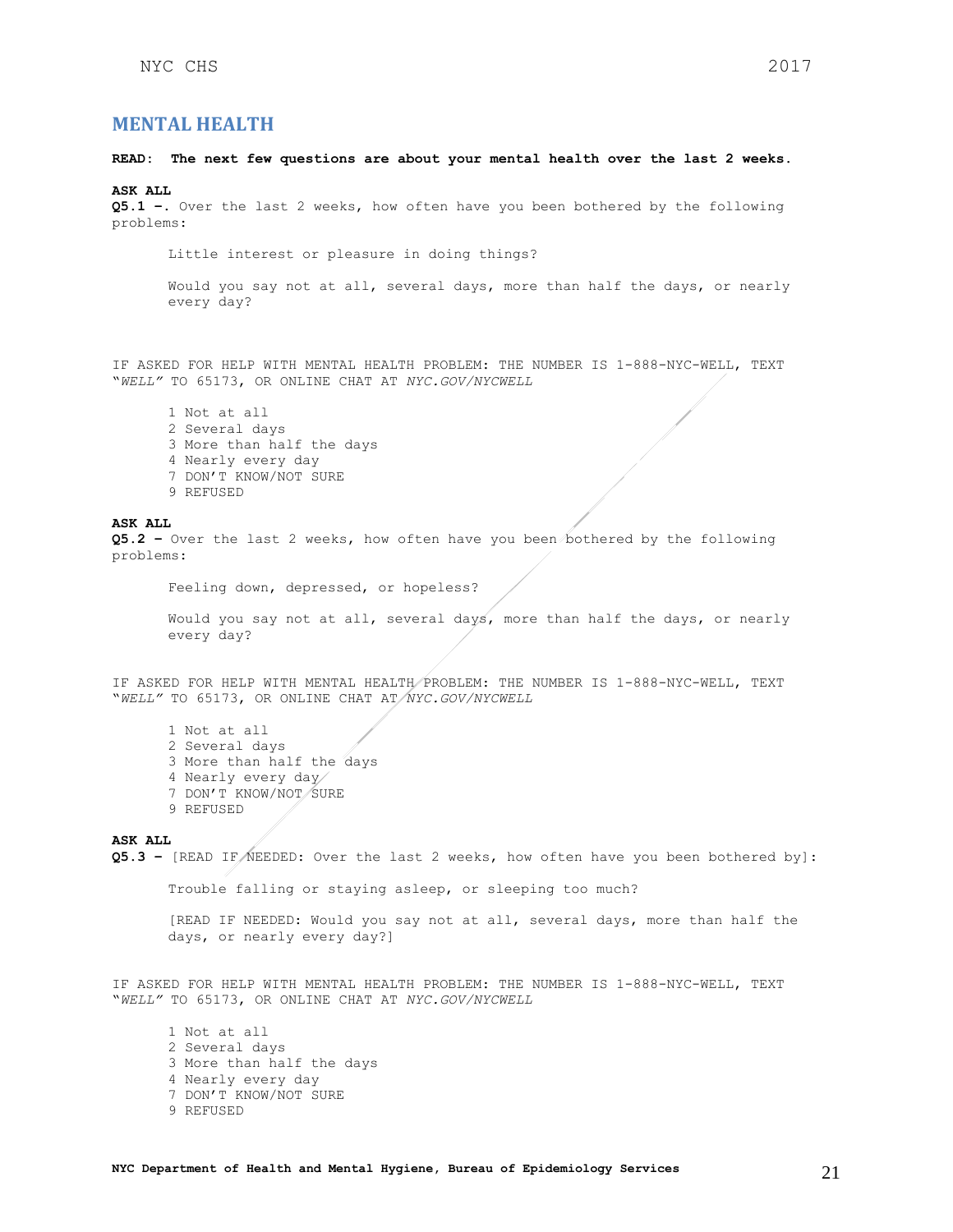## MENTAL HEALTH

**READ: The next few questions are about your mental health over the last 2 weeks.**

**ASK ALL**
**Q5.1 –.** Over the last 2 weeks, how often have you been bothered by the following problems:

Little interest or pleasure in doing things?

Would you say not at all, several days, more than half the days, or nearly every day?

IF ASKED FOR HELP WITH MENTAL HEALTH PROBLEM: THE NUMBER IS 1-888-NYC-WELL, TEXT "*WELL*" TO 65173, OR ONLINE CHAT AT *NYC.GOV/NYCWELL*

1 Not at all
2 Several days
3 More than half the days
4 Nearly every day
7 DON'T KNOW/NOT SURE
9 REFUSED

**ASK ALL**
**Q5.2 –** Over the last 2 weeks, how often have you been bothered by the following problems:

Feeling down, depressed, or hopeless?

Would you say not at all, several days, more than half the days, or nearly every day?

IF ASKED FOR HELP WITH MENTAL HEALTH PROBLEM: THE NUMBER IS 1-888-NYC-WELL, TEXT "*WELL*" TO 65173, OR ONLINE CHAT AT *NYC.GOV/NYCWELL*

1 Not at all
2 Several days
3 More than half the days
4 Nearly every day
7 DON'T KNOW/NOT SURE
9 REFUSED

**ASK ALL**
**Q5.3 –** [READ IF NEEDED: Over the last 2 weeks, how often have you been bothered by]:

Trouble falling or staying asleep, or sleeping too much?

[READ IF NEEDED: Would you say not at all, several days, more than half the days, or nearly every day?]

IF ASKED FOR HELP WITH MENTAL HEALTH PROBLEM: THE NUMBER IS 1-888-NYC-WELL, TEXT "*WELL*" TO 65173, OR ONLINE CHAT AT *NYC.GOV/NYCWELL*

1 Not at all
2 Several days
3 More than half the days
4 Nearly every day
7 DON'T KNOW/NOT SURE
9 REFUSED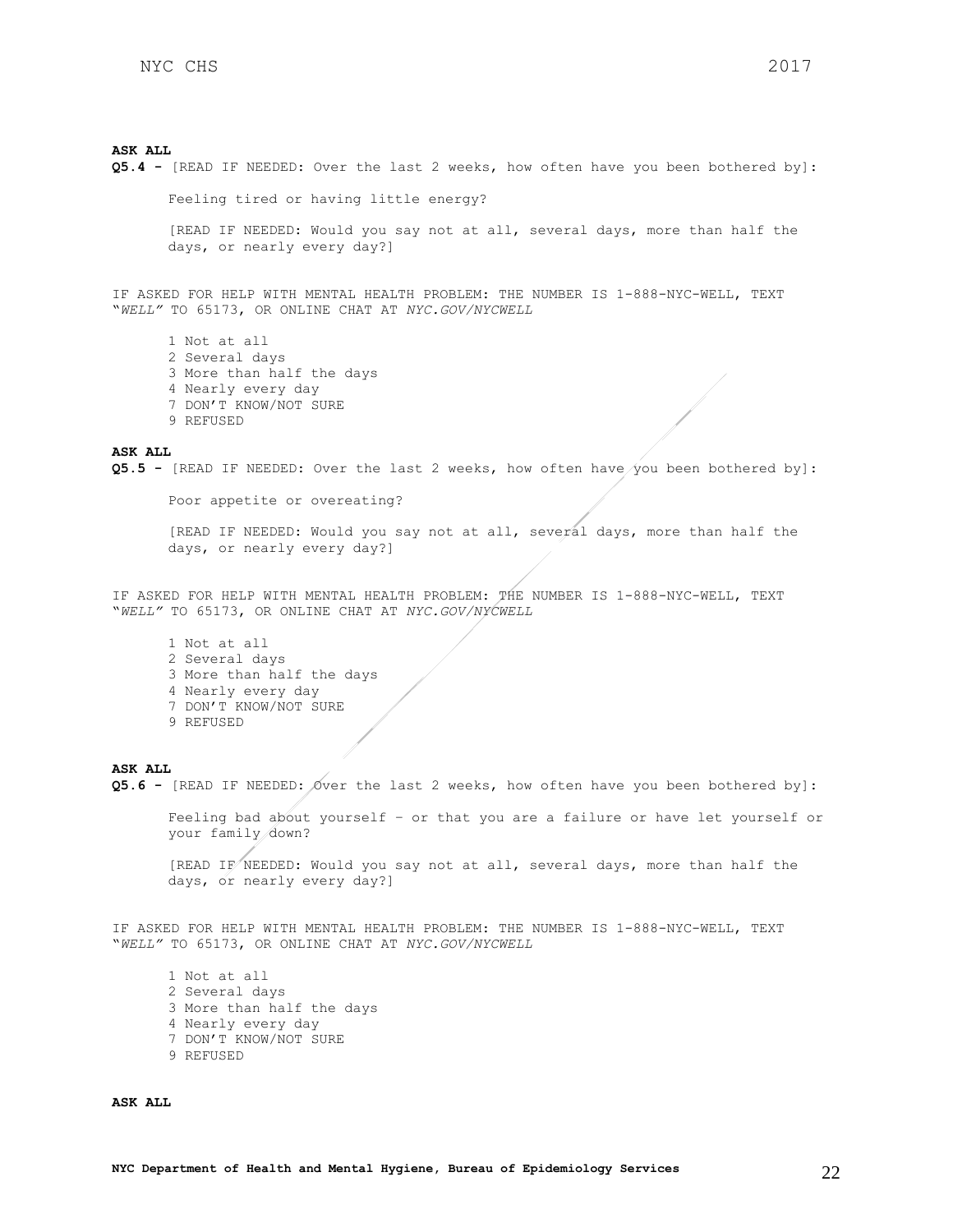**ASK ALL**

**Q5.4 -** [READ IF NEEDED: Over the last 2 weeks, how often have you been bothered by]:

Feeling tired or having little energy?

[READ IF NEEDED: Would you say not at all, several days, more than half the days, or nearly every day?]

IF ASKED FOR HELP WITH MENTAL HEALTH PROBLEM: THE NUMBER IS 1-888-NYC-WELL, TEXT "*WELL*" TO 65173, OR ONLINE CHAT AT *NYC.GOV/NYCWELL*

1 Not at all
2 Several days
3 More than half the days
4 Nearly every day
7 DON'T KNOW/NOT SURE
9 REFUSED

**ASK ALL**

**Q5.5 -** [READ IF NEEDED: Over the last 2 weeks, how often have you been bothered by]:

Poor appetite or overeating?

[READ IF NEEDED: Would you say not at all, several days, more than half the days, or nearly every day?]

IF ASKED FOR HELP WITH MENTAL HEALTH PROBLEM: THE NUMBER IS 1-888-NYC-WELL, TEXT "*WELL*" TO 65173, OR ONLINE CHAT AT *NYC.GOV/NYCWELL*

1 Not at all
2 Several days
3 More than half the days
4 Nearly every day
7 DON'T KNOW/NOT SURE
9 REFUSED

**ASK ALL**

**Q5.6 -** [READ IF NEEDED: Over the last 2 weeks, how often have you been bothered by]:

Feeling bad about yourself – or that you are a failure or have let yourself or your family down?

[READ IF NEEDED: Would you say not at all, several days, more than half the days, or nearly every day?]

IF ASKED FOR HELP WITH MENTAL HEALTH PROBLEM: THE NUMBER IS 1-888-NYC-WELL, TEXT "*WELL*" TO 65173, OR ONLINE CHAT AT *NYC.GOV/NYCWELL*

1 Not at all
2 Several days
3 More than half the days
4 Nearly every day
7 DON'T KNOW/NOT SURE
9 REFUSED

**ASK ALL**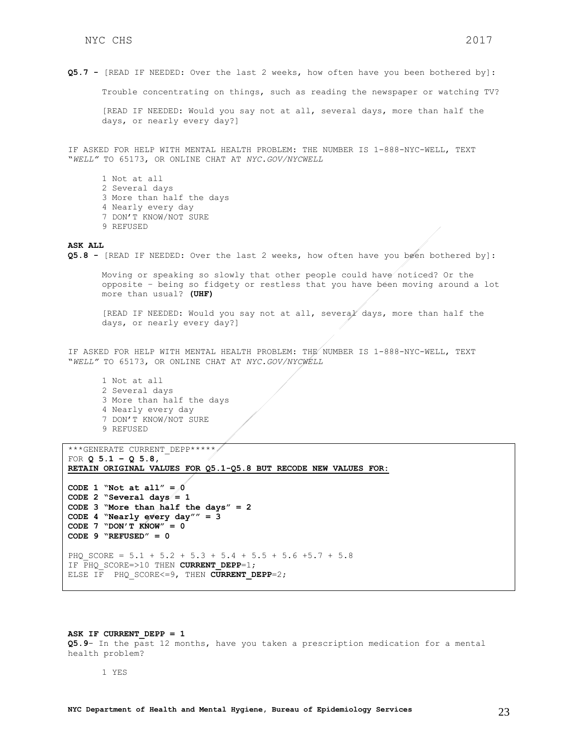**Q5.7 -** [READ IF NEEDED: Over the last 2 weeks, how often have you been bothered by]:

Trouble concentrating on things, such as reading the newspaper or watching TV?

[READ IF NEEDED: Would you say not at all, several days, more than half the days, or nearly every day?]

IF ASKED FOR HELP WITH MENTAL HEALTH PROBLEM: THE NUMBER IS 1-888-NYC-WELL, TEXT "*WELL*" TO 65173, OR ONLINE CHAT AT *NYC.GOV/NYCWELL*

1 Not at all
2 Several days
3 More than half the days
4 Nearly every day
7 DON'T KNOW/NOT SURE
9 REFUSED

**ASK ALL**
**Q5.8 -** [READ IF NEEDED: Over the last 2 weeks, how often have you been bothered by]:

Moving or speaking so slowly that other people could have noticed? Or the opposite – being so fidgety or restless that you have been moving around a lot more than usual? **(UHF)**

[READ IF NEEDED: Would you say not at all, several days, more than half the days, or nearly every day?]

IF ASKED FOR HELP WITH MENTAL HEALTH PROBLEM: THE NUMBER IS 1-888-NYC-WELL, TEXT "*WELL*" TO 65173, OR ONLINE CHAT AT *NYC.GOV/NYCWELL*

1 Not at all
2 Several days
3 More than half the days
4 Nearly every day
7 DON'T KNOW/NOT SURE
9 REFUSED

***GENERATE CURRENT_DEPP*****
FOR **Q 5.1 – Q 5.8,**
**RETAIN ORIGINAL VALUES FOR Q5.1-Q5.8 BUT RECODE NEW VALUES FOR:**

**CODE 1 "Not at all" = 0**
**CODE 2 "Several days = 1**
**CODE 3 "More than half the days" = 2**
**CODE 4 "Nearly every day"" = 3**
**CODE 7 "DON'T KNOW" = 0**
**CODE 9 "REFUSED" = 0**

PHQ_SCORE = 5.1 + 5.2 + 5.3 + 5.4 + 5.5 + 5.6 +5.7 + 5.8
IF PHQ_SCORE=>10 THEN **CURRENT_DEPP**=1;
ELSE IF PHQ_SCORE<=9, THEN **CURRENT_DEPP**=2;

**ASK IF CURRENT_DEPP = 1**
**Q5.9**- In the past 12 months, have you taken a prescription medication for a mental health problem?

1 YES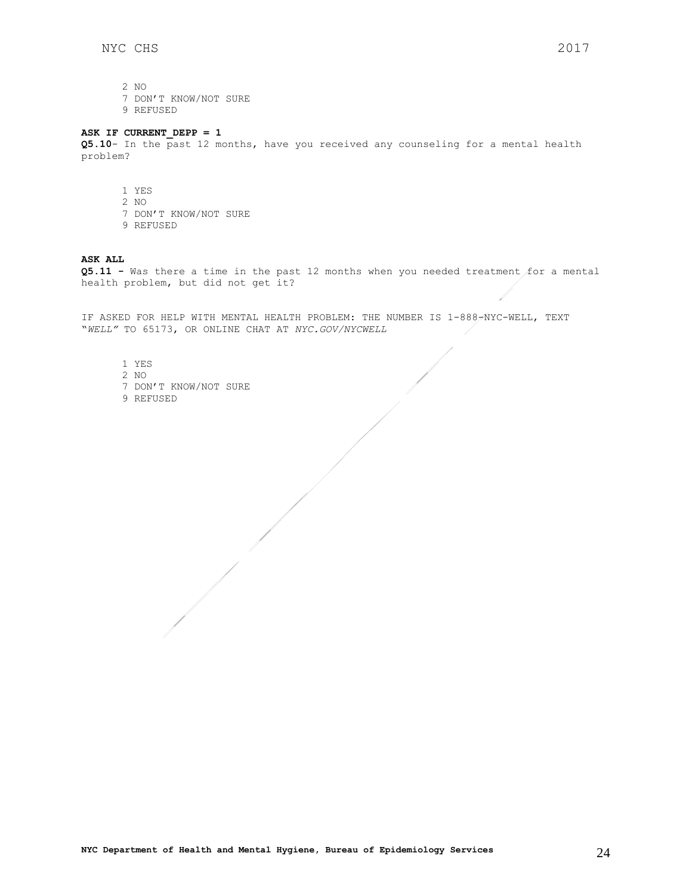2 NO
7 DON'T KNOW/NOT SURE
9 REFUSED

**ASK IF CURRENT_DEPP = 1**
**Q5.10**- In the past 12 months, have you received any counseling for a mental health problem?

1 YES
2 NO
7 DON'T KNOW/NOT SURE
9 REFUSED

**ASK ALL**
**Q5.11 -** Was there a time in the past 12 months when you needed treatment for a mental health problem, but did not get it?

IF ASKED FOR HELP WITH MENTAL HEALTH PROBLEM: THE NUMBER IS 1-888-NYC-WELL, TEXT "*WELL*" TO 65173, OR ONLINE CHAT AT *NYC.GOV/NYCWELL*

1 YES
2 NO
7 DON'T KNOW/NOT SURE
9 REFUSED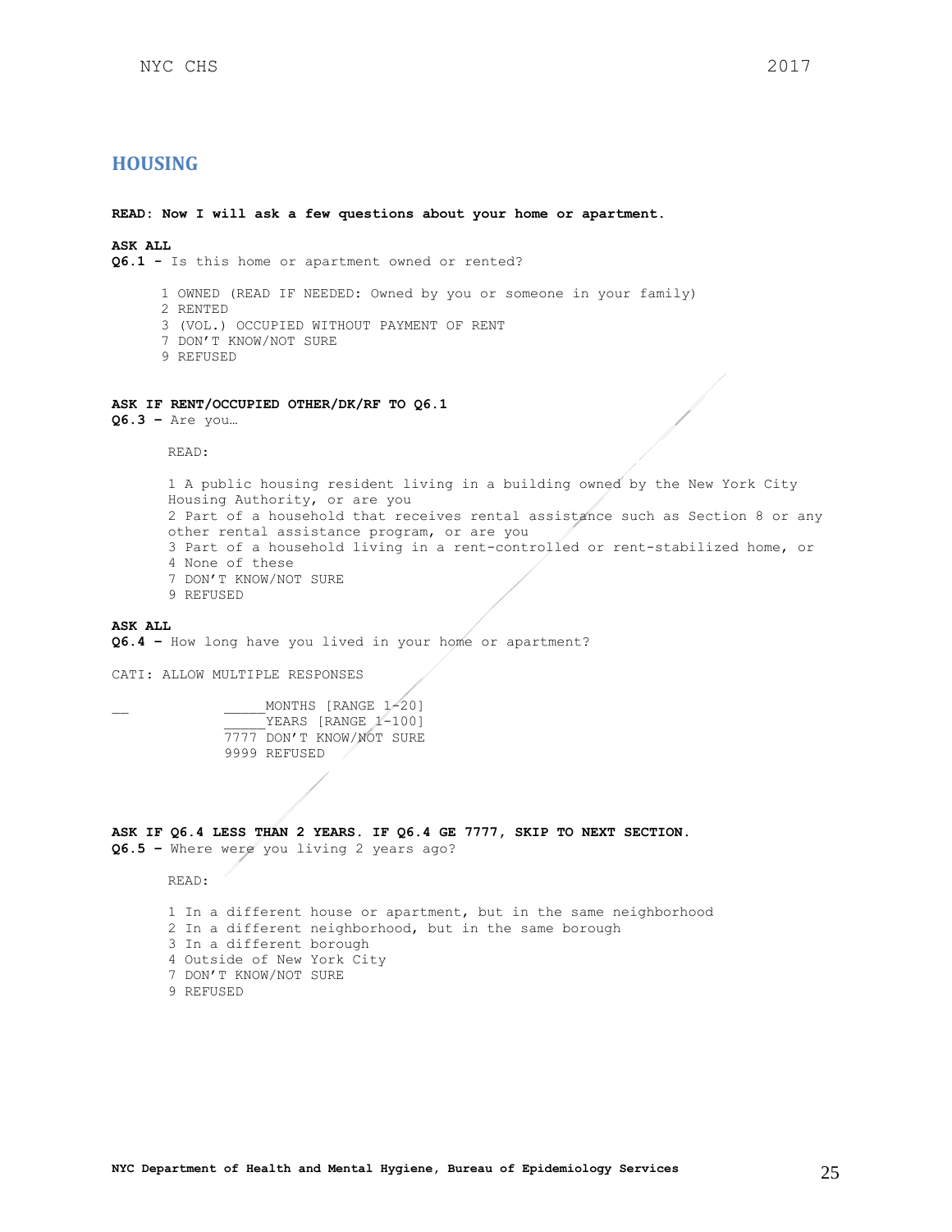## HOUSING

**READ: Now I will ask a few questions about your home or apartment.**

**ASK ALL**
**Q6.1 -** Is this home or apartment owned or rented?

1 OWNED (READ IF NEEDED: Owned by you or someone in your family)
2 RENTED
3 (VOL.) OCCUPIED WITHOUT PAYMENT OF RENT
7 DON'T KNOW/NOT SURE
9 REFUSED

**ASK IF RENT/OCCUPIED OTHER/DK/RF TO Q6.1**
**Q6.3 –** Are you…

READ:

1 A public housing resident living in a building owned by the New York City Housing Authority, or are you
2 Part of a household that receives rental assistance such as Section 8 or any other rental assistance program, or are you
3 Part of a household living in a rent-controlled or rent-stabilized home, or
4 None of these
7 DON'T KNOW/NOT SURE
9 REFUSED

**ASK ALL**
**Q6.4 –** How long have you lived in your home or apartment?

CATI: ALLOW MULTIPLE RESPONSES

__ _____MONTHS [RANGE 1-20]
_____YEARS [RANGE 1-100]
7777 DON'T KNOW/NOT SURE
9999 REFUSED

**ASK IF Q6.4 LESS THAN 2 YEARS. IF Q6.4 GE 7777, SKIP TO NEXT SECTION.**
**Q6.5 –** Where were you living 2 years ago?

READ:

1 In a different house or apartment, but in the same neighborhood
2 In a different neighborhood, but in the same borough
3 In a different borough
4 Outside of New York City
7 DON'T KNOW/NOT SURE
9 REFUSED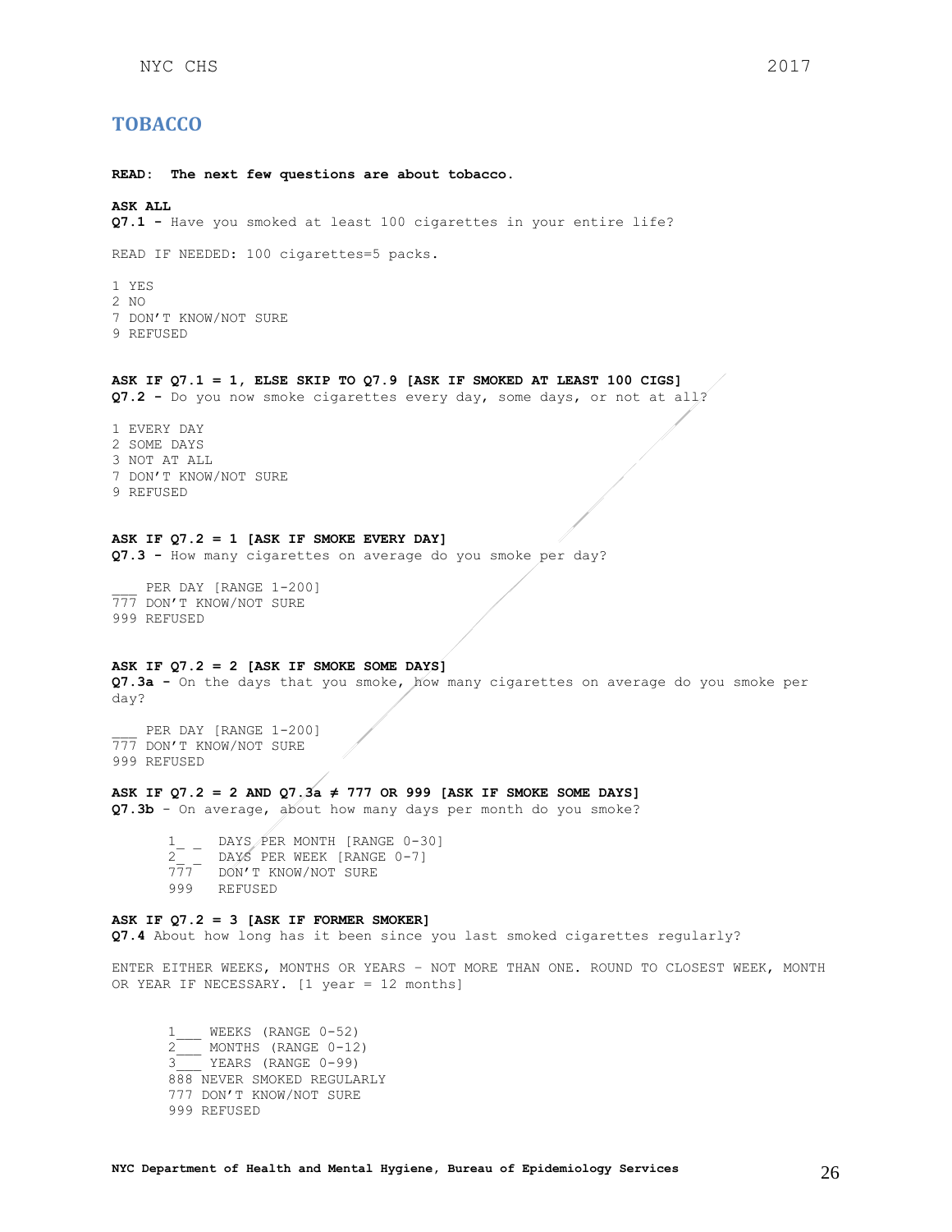## TOBACCO

**READ: The next few questions are about tobacco.**

**ASK ALL**

**Q7.1 -** Have you smoked at least 100 cigarettes in your entire life?

READ IF NEEDED: 100 cigarettes=5 packs.

1 YES
2 NO
7 DON'T KNOW/NOT SURE
9 REFUSED

**ASK IF Q7.1 = 1, ELSE SKIP TO Q7.9 [ASK IF SMOKED AT LEAST 100 CIGS]**

**Q7.2 -** Do you now smoke cigarettes every day, some days, or not at all?

1 EVERY DAY
2 SOME DAYS
3 NOT AT ALL
7 DON'T KNOW/NOT SURE
9 REFUSED

**ASK IF Q7.2 = 1 [ASK IF SMOKE EVERY DAY]**

**Q7.3 -** How many cigarettes on average do you smoke per day?

___ PER DAY [RANGE 1-200]
777 DON'T KNOW/NOT SURE
999 REFUSED

**ASK IF Q7.2 = 2 [ASK IF SMOKE SOME DAYS]**

**Q7.3a -** On the days that you smoke, how many cigarettes on average do you smoke per day?

___ PER DAY [RANGE 1-200]
777 DON'T KNOW/NOT SURE
999 REFUSED

**ASK IF Q7.2 = 2 AND Q7.3a ≠ 777 OR 999 [ASK IF SMOKE SOME DAYS]**

**Q7.3b** - On average, about how many days per month do you smoke?

1_ _ DAYS PER MONTH [RANGE 0-30]
2_ _ DAYS PER WEEK [RANGE 0-7]
777 DON'T KNOW/NOT SURE
999 REFUSED

**ASK IF Q7.2 = 3 [ASK IF FORMER SMOKER]**

**Q7.4** About how long has it been since you last smoked cigarettes regularly?

ENTER EITHER WEEKS, MONTHS OR YEARS – NOT MORE THAN ONE. ROUND TO CLOSEST WEEK, MONTH OR YEAR IF NECESSARY. [1 year = 12 months]

1___ WEEKS (RANGE 0-52)
2___ MONTHS (RANGE 0-12)
3___ YEARS (RANGE 0-99)
888 NEVER SMOKED REGULARLY
777 DON'T KNOW/NOT SURE
999 REFUSED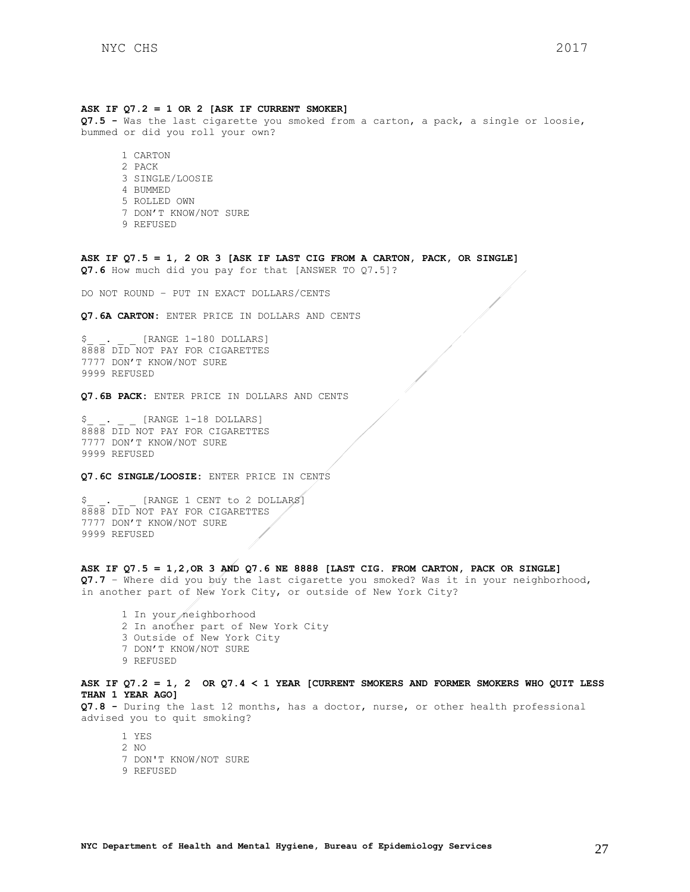**ASK IF Q7.2 = 1 OR 2 [ASK IF CURRENT SMOKER]**
**Q7.5 -** Was the last cigarette you smoked from a carton, a pack, a single or loosie, bummed or did you roll your own?

1 CARTON
2 PACK
3 SINGLE/LOOSIE
4 BUMMED
5 ROLLED OWN
7 DON'T KNOW/NOT SURE
9 REFUSED

**ASK IF Q7.5 = 1, 2 OR 3 [ASK IF LAST CIG FROM A CARTON, PACK, OR SINGLE]**
**Q7.6** How much did you pay for that [ANSWER TO Q7.5]?

DO NOT ROUND – PUT IN EXACT DOLLARS/CENTS

**Q7.6A CARTON:** ENTER PRICE IN DOLLARS AND CENTS

$_ _. _ _ [RANGE 1-180 DOLLARS]
8888 DID NOT PAY FOR CIGARETTES
7777 DON'T KNOW/NOT SURE
9999 REFUSED

**Q7.6B PACK:** ENTER PRICE IN DOLLARS AND CENTS

$_ _. _ _ [RANGE 1-18 DOLLARS]
8888 DID NOT PAY FOR CIGARETTES
7777 DON'T KNOW/NOT SURE
9999 REFUSED

**Q7.6C SINGLE/LOOSIE:** ENTER PRICE IN CENTS

$_ _. _ _ [RANGE 1 CENT to 2 DOLLARS]
8888 DID NOT PAY FOR CIGARETTES
7777 DON'T KNOW/NOT SURE
9999 REFUSED

**ASK IF Q7.5 = 1,2,OR 3 AND Q7.6 NE 8888 [LAST CIG. FROM CARTON, PACK OR SINGLE]**
**Q7.7** – Where did you buy the last cigarette you smoked? Was it in your neighborhood, in another part of New York City, or outside of New York City?

1 In your neighborhood
2 In another part of New York City
3 Outside of New York City
7 DON'T KNOW/NOT SURE
9 REFUSED

**ASK IF Q7.2 = 1, 2 OR Q7.4 < 1 YEAR [CURRENT SMOKERS AND FORMER SMOKERS WHO QUIT LESS THAN 1 YEAR AGO]**
**Q7.8 -** During the last 12 months, has a doctor, nurse, or other health professional advised you to quit smoking?

1 YES
2 NO
7 DON'T KNOW/NOT SURE
9 REFUSED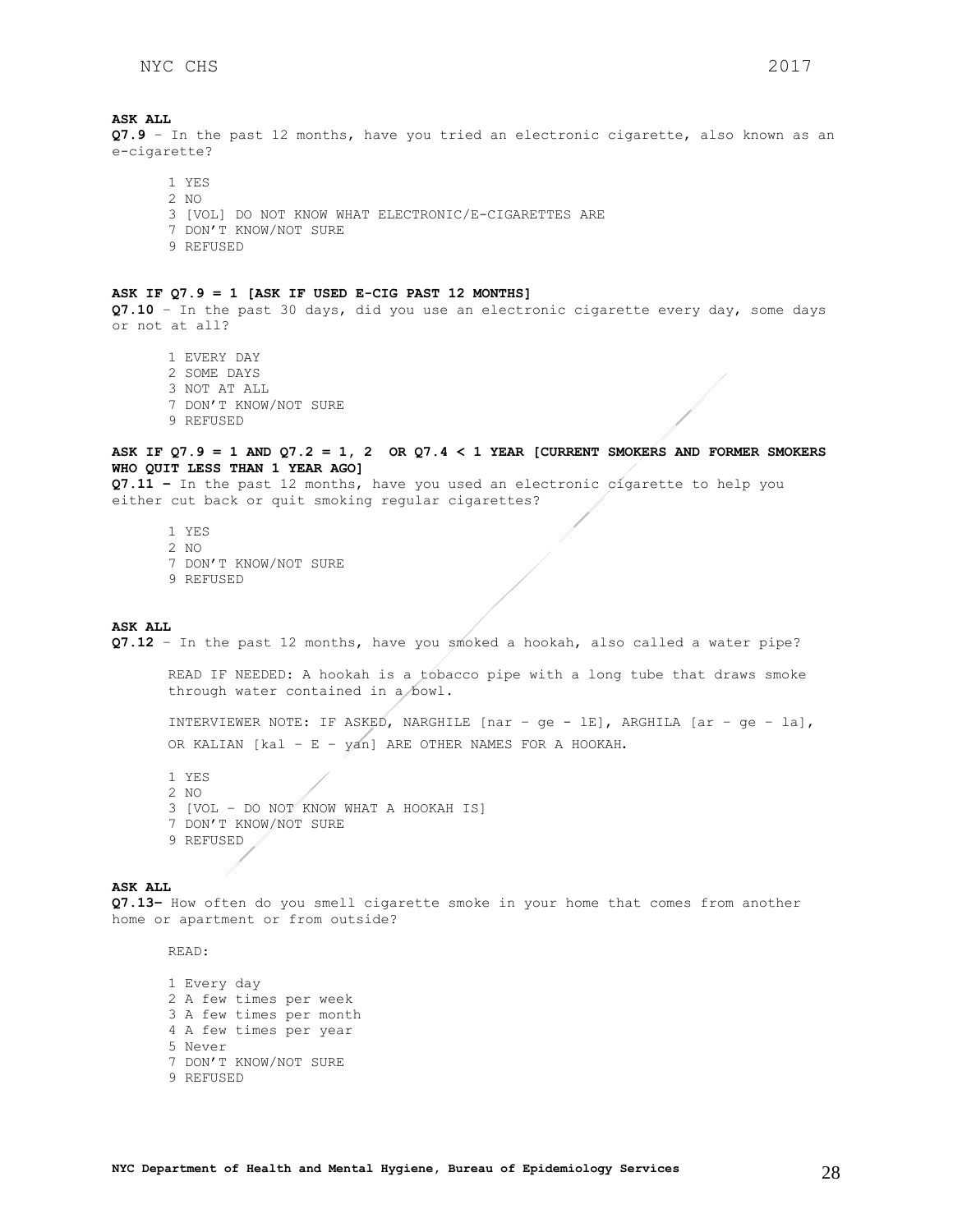**ASK ALL**

**Q7.9** – In the past 12 months, have you tried an electronic cigarette, also known as an e-cigarette?

1 YES
2 NO
3 [VOL] DO NOT KNOW WHAT ELECTRONIC/E-CIGARETTES ARE
7 DON'T KNOW/NOT SURE
9 REFUSED

**ASK IF Q7.9 = 1 [ASK IF USED E-CIG PAST 12 MONTHS]**

**Q7.10** – In the past 30 days, did you use an electronic cigarette every day, some days or not at all?

1 EVERY DAY
2 SOME DAYS
3 NOT AT ALL
7 DON'T KNOW/NOT SURE
9 REFUSED

**ASK IF Q7.9 = 1 AND Q7.2 = 1, 2 OR Q7.4 < 1 YEAR [CURRENT SMOKERS AND FORMER SMOKERS WHO QUIT LESS THAN 1 YEAR AGO]**

**Q7.11 –** In the past 12 months, have you used an electronic cigarette to help you either cut back or quit smoking regular cigarettes?

1 YES
2 NO
7 DON'T KNOW/NOT SURE
9 REFUSED

**ASK ALL**

**Q7.12** – In the past 12 months, have you smoked a hookah, also called a water pipe?

READ IF NEEDED: A hookah is a tobacco pipe with a long tube that draws smoke through water contained in a bowl.

INTERVIEWER NOTE: IF ASKED, NARGHILE [nar – ge - lE], ARGHILA [ar – ge – la], OR KALIAN [kal – E – yan] ARE OTHER NAMES FOR A HOOKAH.

1 YES
2 NO
3 [VOL – DO NOT KNOW WHAT A HOOKAH IS]
7 DON'T KNOW/NOT SURE
9 REFUSED

**ASK ALL**

**Q7.13–** How often do you smell cigarette smoke in your home that comes from another home or apartment or from outside?

READ:

1 Every day
2 A few times per week
3 A few times per month
4 A few times per year
5 Never
7 DON'T KNOW/NOT SURE
9 REFUSED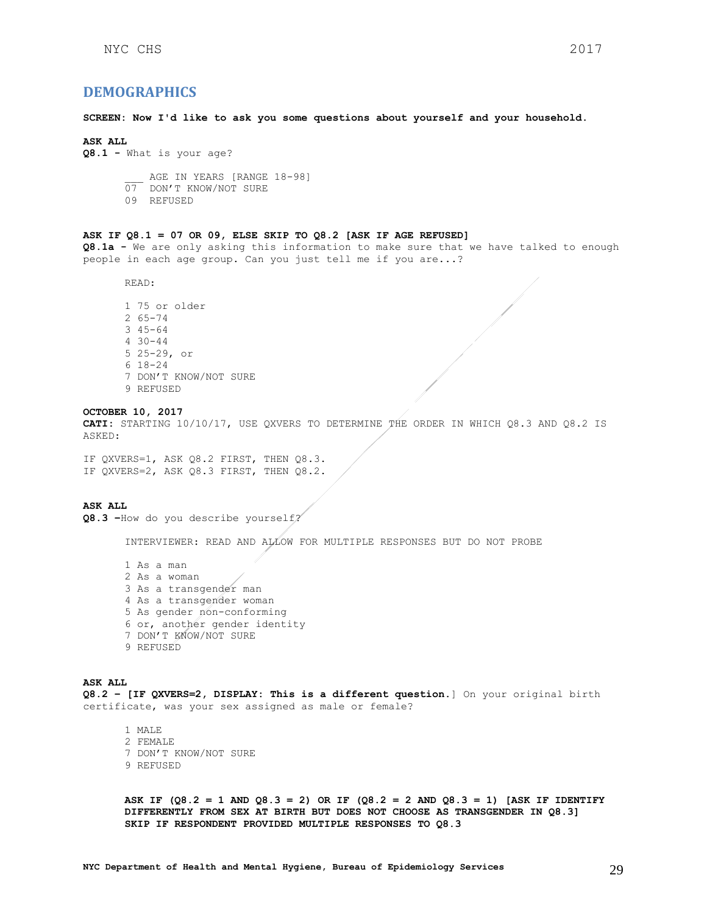## DEMOGRAPHICS

**SCREEN: Now I'd like to ask you some questions about yourself and your household.**

**ASK ALL**
**Q8.1 -** What is your age?

___ AGE IN YEARS [RANGE 18-98]
07 DON'T KNOW/NOT SURE
09 REFUSED

**ASK IF Q8.1 = 07 OR 09, ELSE SKIP TO Q8.2 [ASK IF AGE REFUSED]**
**Q8.1a -** We are only asking this information to make sure that we have talked to enough people in each age group. Can you just tell me if you are...?

READ:

1 75 or older
2 65-74
3 45-64
4 30-44
5 25-29, or
6 18-24
7 DON'T KNOW/NOT SURE
9 REFUSED

**OCTOBER 10, 2017**
**CATI:** STARTING 10/10/17, USE QXVERS TO DETERMINE THE ORDER IN WHICH Q8.3 AND Q8.2 IS ASKED:

IF QXVERS=1, ASK Q8.2 FIRST, THEN Q8.3.
IF QXVERS=2, ASK Q8.3 FIRST, THEN Q8.2.

**ASK ALL**
**Q8.3 –**How do you describe yourself?

INTERVIEWER: READ AND ALLOW FOR MULTIPLE RESPONSES BUT DO NOT PROBE

1 As a man
2 As a woman
3 As a transgender man
4 As a transgender woman
5 As gender non-conforming
6 or, another gender identity
7 DON'T KNOW/NOT SURE
9 REFUSED

**ASK ALL**
**Q8.2 – [IF QXVERS=2, DISPLAY: This is a different question.**] On your original birth certificate, was your sex assigned as male or female?

1 MALE
2 FEMALE
7 DON'T KNOW/NOT SURE
9 REFUSED

**ASK IF (Q8.2 = 1 AND Q8.3 = 2) OR IF (Q8.2 = 2 AND Q8.3 = 1) [ASK IF IDENTIFY DIFFERENTLY FROM SEX AT BIRTH BUT DOES NOT CHOOSE AS TRANSGENDER IN Q8.3]**
**SKIP IF RESPONDENT PROVIDED MULTIPLE RESPONSES TO Q8.3**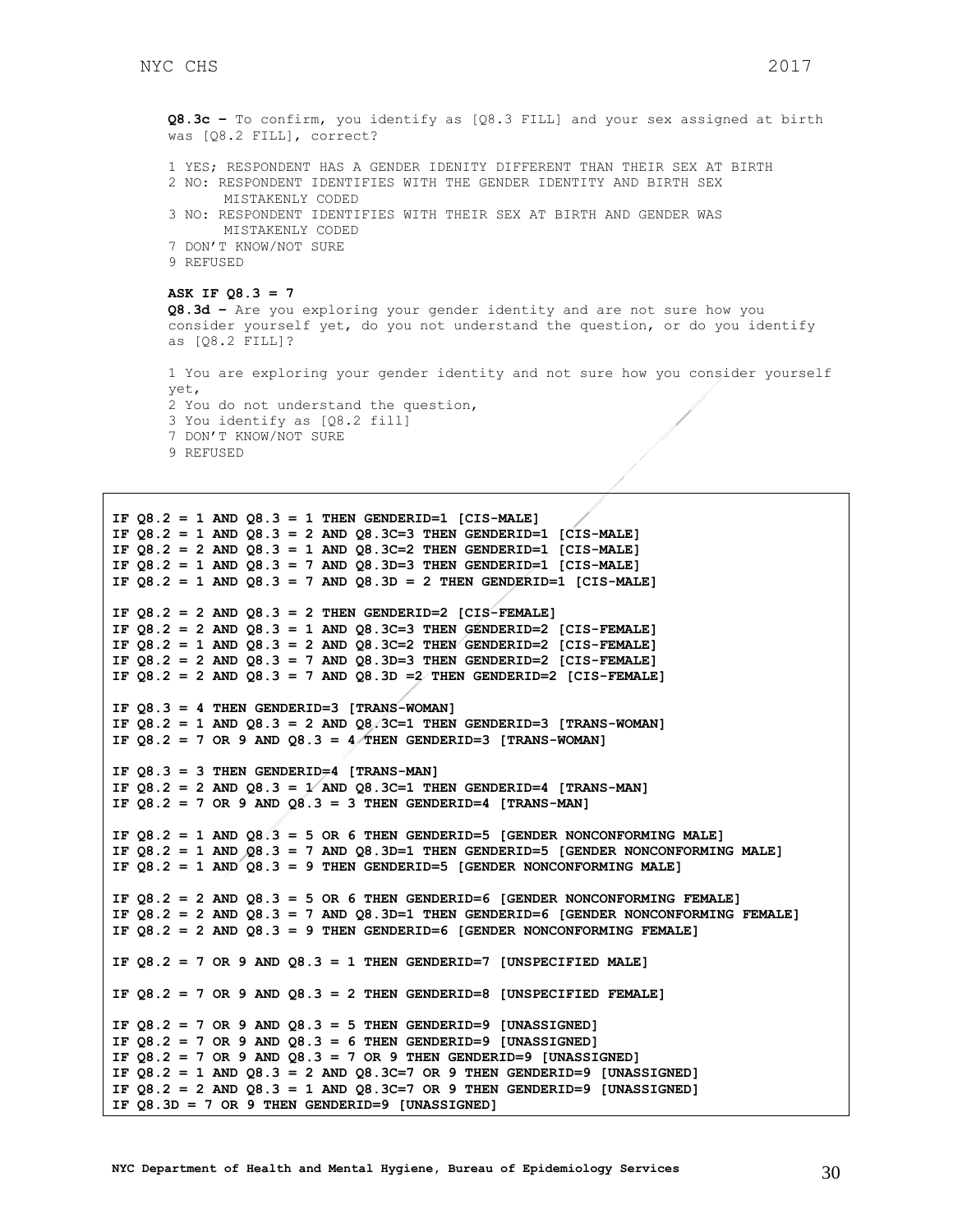**Q8.3c –** To confirm, you identify as [Q8.3 FILL] and your sex assigned at birth was [Q8.2 FILL], correct?

1 YES; RESPONDENT HAS A GENDER IDENITY DIFFERENT THAN THEIR SEX AT BIRTH
2 NO: RESPONDENT IDENTIFIES WITH THE GENDER IDENTITY AND BIRTH SEX MISTAKENLY CODED
3 NO: RESPONDENT IDENTIFIES WITH THEIR SEX AT BIRTH AND GENDER WAS MISTAKENLY CODED
7 DON'T KNOW/NOT SURE
9 REFUSED

**ASK IF Q8.3 = 7**
**Q8.3d –** Are you exploring your gender identity and are not sure how you consider yourself yet, do you not understand the question, or do you identify as [Q8.2 FILL]?

1 You are exploring your gender identity and not sure how you consider yourself yet,
2 You do not understand the question,
3 You identify as [Q8.2 fill]
7 DON'T KNOW/NOT SURE
9 REFUSED

```
IF Q8.2 = 1 AND Q8.3 = 1 THEN GENDERID=1 [CIS-MALE]
IF Q8.2 = 1 AND Q8.3 = 2 AND Q8.3C=3 THEN GENDERID=1 [CIS-MALE]
IF Q8.2 = 2 AND Q8.3 = 1 AND Q8.3C=2 THEN GENDERID=1 [CIS-MALE]
IF Q8.2 = 1 AND Q8.3 = 7 AND Q8.3D=3 THEN GENDERID=1 [CIS-MALE]
IF Q8.2 = 1 AND Q8.3 = 7 AND Q8.3D = 2 THEN GENDERID=1 [CIS-MALE]

IF Q8.2 = 2 AND Q8.3 = 2 THEN GENDERID=2 [CIS-FEMALE]
IF Q8.2 = 2 AND Q8.3 = 1 AND Q8.3C=3 THEN GENDERID=2 [CIS-FEMALE]
IF Q8.2 = 1 AND Q8.3 = 2 AND Q8.3C=2 THEN GENDERID=2 [CIS-FEMALE]
IF Q8.2 = 2 AND Q8.3 = 7 AND Q8.3D=3 THEN GENDERID=2 [CIS-FEMALE]
IF Q8.2 = 2 AND Q8.3 = 7 AND Q8.3D =2 THEN GENDERID=2 [CIS-FEMALE]

IF Q8.3 = 4 THEN GENDERID=3 [TRANS-WOMAN]
IF Q8.2 = 1 AND Q8.3 = 2 AND Q8.3C=1 THEN GENDERID=3 [TRANS-WOMAN]
IF Q8.2 = 7 OR 9 AND Q8.3 = 4 THEN GENDERID=3 [TRANS-WOMAN]

IF Q8.3 = 3 THEN GENDERID=4 [TRANS-MAN]
IF Q8.2 = 2 AND Q8.3 = 1 AND Q8.3C=1 THEN GENDERID=4 [TRANS-MAN]
IF Q8.2 = 7 OR 9 AND Q8.3 = 3 THEN GENDERID=4 [TRANS-MAN]

IF Q8.2 = 1 AND Q8.3 = 5 OR 6 THEN GENDERID=5 [GENDER NONCONFORMING MALE]
IF Q8.2 = 1 AND Q8.3 = 7 AND Q8.3D=1 THEN GENDERID=5 [GENDER NONCONFORMING MALE]
IF Q8.2 = 1 AND Q8.3 = 9 THEN GENDERID=5 [GENDER NONCONFORMING MALE]

IF Q8.2 = 2 AND Q8.3 = 5 OR 6 THEN GENDERID=6 [GENDER NONCONFORMING FEMALE]
IF Q8.2 = 2 AND Q8.3 = 7 AND Q8.3D=1 THEN GENDERID=6 [GENDER NONCONFORMING FEMALE]
IF Q8.2 = 2 AND Q8.3 = 9 THEN GENDERID=6 [GENDER NONCONFORMING FEMALE]

IF Q8.2 = 7 OR 9 AND Q8.3 = 1 THEN GENDERID=7 [UNSPECIFIED MALE]

IF Q8.2 = 7 OR 9 AND Q8.3 = 2 THEN GENDERID=8 [UNSPECIFIED FEMALE]

IF Q8.2 = 7 OR 9 AND Q8.3 = 5 THEN GENDERID=9 [UNASSIGNED]
IF Q8.2 = 7 OR 9 AND Q8.3 = 6 THEN GENDERID=9 [UNASSIGNED]
IF Q8.2 = 7 OR 9 AND Q8.3 = 7 OR 9 THEN GENDERID=9 [UNASSIGNED]
IF Q8.2 = 1 AND Q8.3 = 2 AND Q8.3C=7 OR 9 THEN GENDERID=9 [UNASSIGNED]
IF Q8.2 = 2 AND Q8.3 = 1 AND Q8.3C=7 OR 9 THEN GENDERID=9 [UNASSIGNED]
IF Q8.3D = 7 OR 9 THEN GENDERID=9 [UNASSIGNED]
```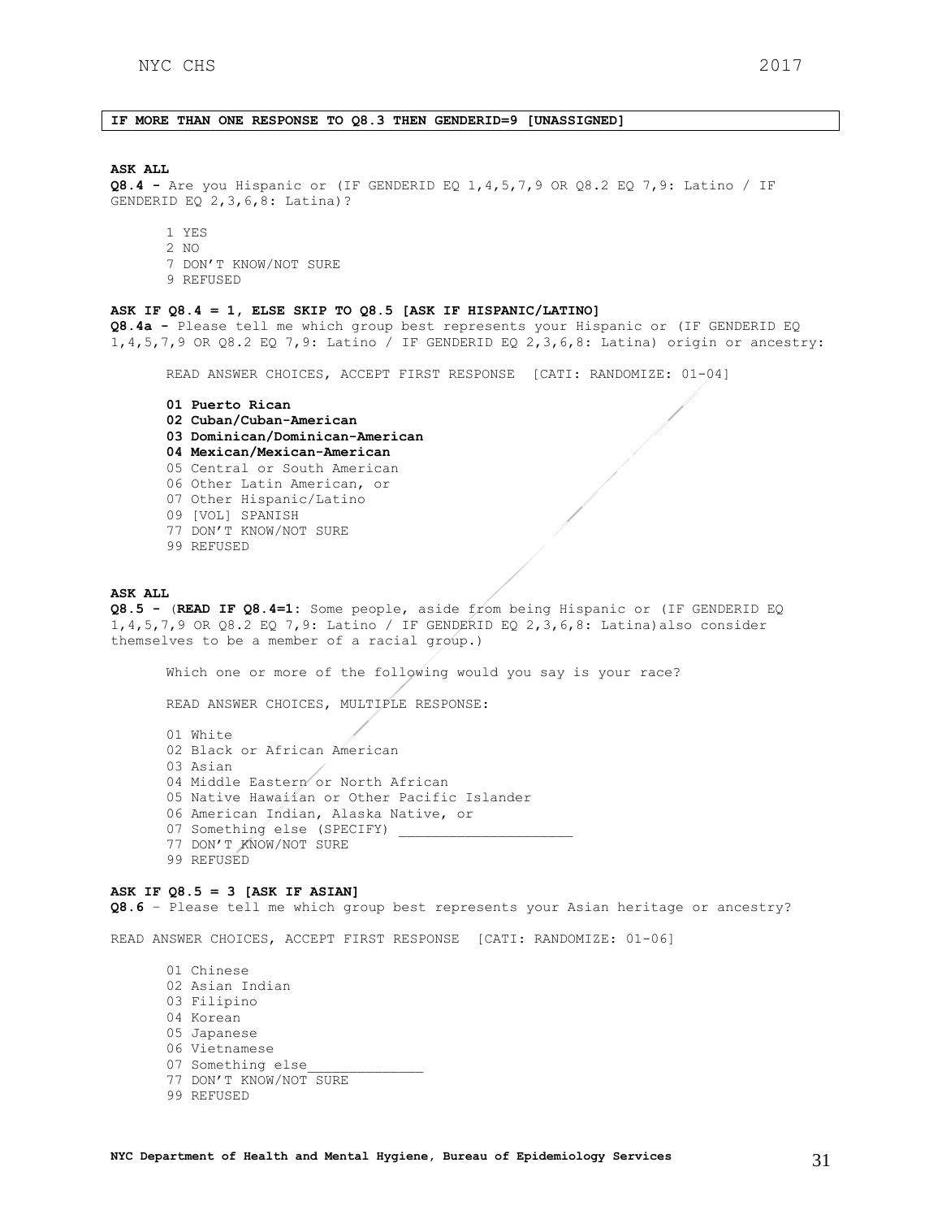**IF MORE THAN ONE RESPONSE TO Q8.3 THEN GENDERID=9 [UNASSIGNED]**

**ASK ALL**
**Q8.4 -** Are you Hispanic or (IF GENDERID EQ 1,4,5,7,9 OR Q8.2 EQ 7,9: Latino / IF GENDERID EQ 2,3,6,8: Latina)?

1 YES
2 NO
7 DON'T KNOW/NOT SURE
9 REFUSED

**ASK IF Q8.4 = 1, ELSE SKIP TO Q8.5 [ASK IF HISPANIC/LATINO]**
**Q8.4a -** Please tell me which group best represents your Hispanic or (IF GENDERID EQ 1,4,5,7,9 OR Q8.2 EQ 7,9: Latino / IF GENDERID EQ 2,3,6,8: Latina) origin or ancestry:

READ ANSWER CHOICES, ACCEPT FIRST RESPONSE [CATI: RANDOMIZE: 01-04]

**01 Puerto Rican**
**02 Cuban/Cuban-American**
**03 Dominican/Dominican-American**
**04 Mexican/Mexican-American**
05 Central or South American
06 Other Latin American, or
07 Other Hispanic/Latino
09 [VOL] SPANISH
77 DON'T KNOW/NOT SURE
99 REFUSED

**ASK ALL**
**Q8.5 -** (**READ IF Q8.4=1:** Some people, aside from being Hispanic or (IF GENDERID EQ 1,4,5,7,9 OR Q8.2 EQ 7,9: Latino / IF GENDERID EQ 2,3,6,8: Latina)also consider themselves to be a member of a racial group.)

Which one or more of the following would you say is your race?

READ ANSWER CHOICES, MULTIPLE RESPONSE:

01 White
02 Black or African American
03 Asian
04 Middle Eastern or North African
05 Native Hawaiian or Other Pacific Islander
06 American Indian, Alaska Native, or
07 Something else (SPECIFY) ____________________
77 DON'T KNOW/NOT SURE
99 REFUSED

**ASK IF Q8.5 = 3 [ASK IF ASIAN]**
**Q8.6** – Please tell me which group best represents your Asian heritage or ancestry?

READ ANSWER CHOICES, ACCEPT FIRST RESPONSE [CATI: RANDOMIZE: 01-06]

01 Chinese
02 Asian Indian
03 Filipino
04 Korean
05 Japanese
06 Vietnamese
07 Something else______________
77 DON'T KNOW/NOT SURE
99 REFUSED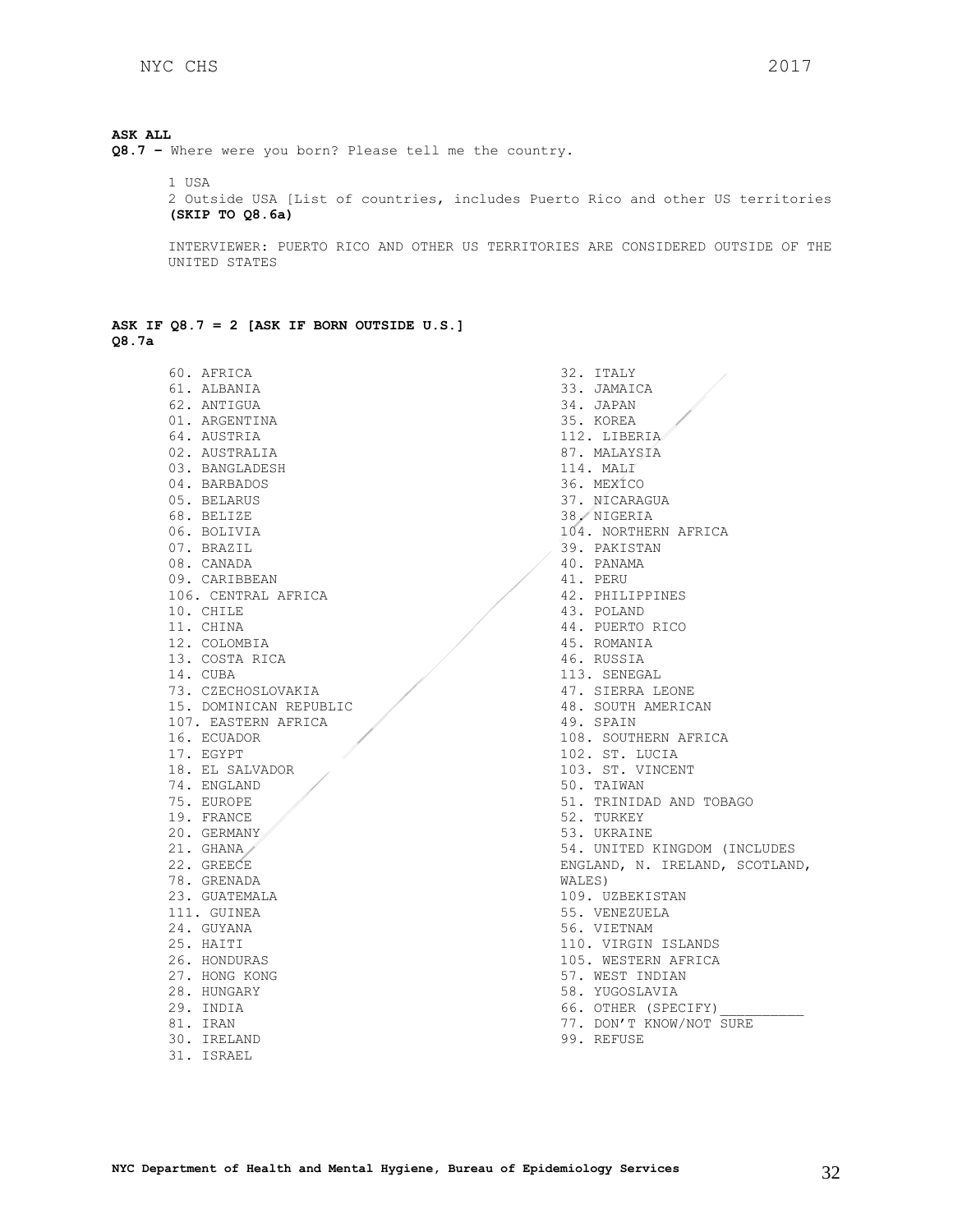**ASK ALL**
**Q8.7 –** Where were you born? Please tell me the country.

1 USA
2 Outside USA [List of countries, includes Puerto Rico and other US territories **(SKIP TO Q8.6a)**

INTERVIEWER: PUERTO RICO AND OTHER US TERRITORIES ARE CONSIDERED OUTSIDE OF THE UNITED STATES

**ASK IF Q8.7 = 2 [ASK IF BORN OUTSIDE U.S.]**
**Q8.7a**

60. AFRICA
61. ALBANIA
62. ANTIGUA
01. ARGENTINA
64. AUSTRIA
02. AUSTRALIA
03. BANGLADESH
04. BARBADOS
05. BELARUS
68. BELIZE
06. BOLIVIA
07. BRAZIL
08. CANADA
09. CARIBBEAN
106. CENTRAL AFRICA
10. CHILE
11. CHINA
12. COLOMBIA
13. COSTA RICA
14. CUBA
73. CZECHOSLOVAKIA
15. DOMINICAN REPUBLIC
107. EASTERN AFRICA
16. ECUADOR
17. EGYPT
18. EL SALVADOR
74. ENGLAND
75. EUROPE
19. FRANCE
20. GERMANY
21. GHANA
22. GREECE
78. GRENADA
23. GUATEMALA
111. GUINEA
24. GUYANA
25. HAITI
26. HONDURAS
27. HONG KONG
28. HUNGARY
29. INDIA
81. IRAN
30. IRELAND
31. ISRAEL
32. ITALY
33. JAMAICA
34. JAPAN
35. KOREA
112. LIBERIA
87. MALAYSIA
114. MALI
36. MEXICO
37. NICARAGUA
38. NIGERIA
104. NORTHERN AFRICA
39. PAKISTAN
40. PANAMA
41. PERU
42. PHILIPPINES
43. POLAND
44. PUERTO RICO
45. ROMANIA
46. RUSSIA
113. SENEGAL
47. SIERRA LEONE
48. SOUTH AMERICAN
49. SPAIN
108. SOUTHERN AFRICA
102. ST. LUCIA
103. ST. VINCENT
50. TAIWAN
51. TRINIDAD AND TOBAGO
52. TURKEY
53. UKRAINE
54. UNITED KINGDOM (INCLUDES ENGLAND, N. IRELAND, SCOTLAND, WALES)
109. UZBEKISTAN
55. VENEZUELA
56. VIETNAM
110. VIRGIN ISLANDS
105. WESTERN AFRICA
57. WEST INDIAN
58. YUGOSLAVIA
66. OTHER (SPECIFY)__________
77. DON'T KNOW/NOT SURE
99. REFUSE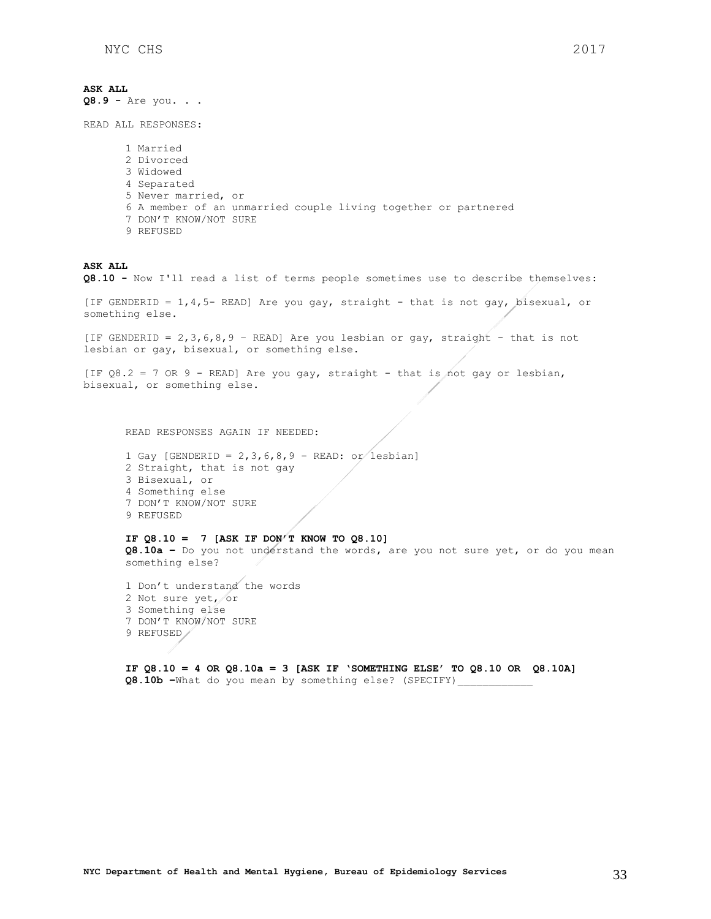**ASK ALL**
**Q8.9 -** Are you. . .

READ ALL RESPONSES:

1 Married
2 Divorced
3 Widowed
4 Separated
5 Never married, or
6 A member of an unmarried couple living together or partnered
7 DON'T KNOW/NOT SURE
9 REFUSED

**ASK ALL**
**Q8.10 -** Now I'll read a list of terms people sometimes use to describe themselves:

[IF GENDERID = 1,4,5- READ] Are you gay, straight - that is not gay, bisexual, or something else.

[IF GENDERID = 2,3,6,8,9 – READ] Are you lesbian or gay, straight - that is not lesbian or gay, bisexual, or something else.

[IF Q8.2 = 7 OR 9 - READ] Are you gay, straight - that is not gay or lesbian, bisexual, or something else.

READ RESPONSES AGAIN IF NEEDED:

1 Gay [GENDERID = 2,3,6,8,9 – READ: or lesbian]
2 Straight, that is not gay
3 Bisexual, or
4 Something else
7 DON'T KNOW/NOT SURE
9 REFUSED

**IF Q8.10 = 7 [ASK IF DON'T KNOW TO Q8.10]**
**Q8.10a –** Do you not understand the words, are you not sure yet, or do you mean something else?

1 Don't understand the words
2 Not sure yet, or
3 Something else
7 DON'T KNOW/NOT SURE
9 REFUSED

**IF Q8.10 = 4 OR Q8.10a = 3 [ASK IF 'SOMETHING ELSE' TO Q8.10 OR Q8.10A]**
**Q8.10b –**What do you mean by something else? (SPECIFY)____________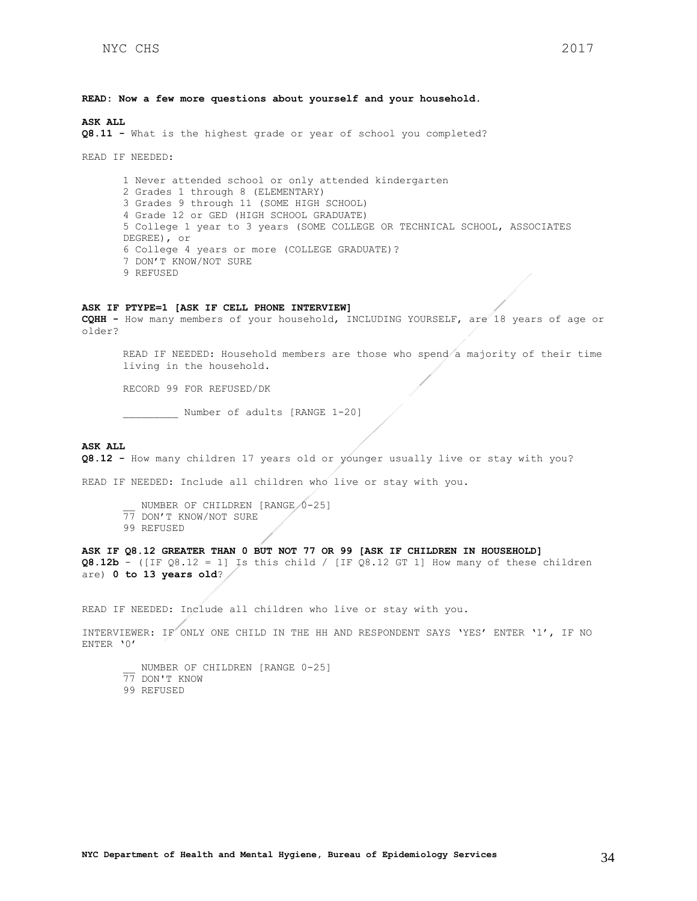**READ: Now a few more questions about yourself and your household.**

**ASK ALL**
**Q8.11 -** What is the highest grade or year of school you completed?

READ IF NEEDED:

1 Never attended school or only attended kindergarten
2 Grades 1 through 8 (ELEMENTARY)
3 Grades 9 through 11 (SOME HIGH SCHOOL)
4 Grade 12 or GED (HIGH SCHOOL GRADUATE)
5 College 1 year to 3 years (SOME COLLEGE OR TECHNICAL SCHOOL, ASSOCIATES DEGREE), or
6 College 4 years or more (COLLEGE GRADUATE)?
7 DON'T KNOW/NOT SURE
9 REFUSED

**ASK IF PTYPE=1 [ASK IF CELL PHONE INTERVIEW]**
**CQHH -** How many members of your household, INCLUDING YOURSELF, are 18 years of age or older?

READ IF NEEDED: Household members are those who spend a majority of their time living in the household.

RECORD 99 FOR REFUSED/DK

_________ Number of adults [RANGE 1-20]

**ASK ALL**
**Q8.12 -** How many children 17 years old or younger usually live or stay with you?

READ IF NEEDED: Include all children who live or stay with you.

__ NUMBER OF CHILDREN [RANGE 0-25]
77 DON'T KNOW/NOT SURE
99 REFUSED

**ASK IF Q8.12 GREATER THAN 0 BUT NOT 77 OR 99 [ASK IF CHILDREN IN HOUSEHOLD]**
**Q8.12b** - ([IF Q8.12 = 1] Is this child / [IF Q8.12 GT 1] How many of these children are) **0 to 13 years old**?

READ IF NEEDED: Include all children who live or stay with you.

INTERVIEWER: IF ONLY ONE CHILD IN THE HH AND RESPONDENT SAYS 'YES' ENTER '1', IF NO ENTER '0'

__ NUMBER OF CHILDREN [RANGE 0-25]
77 DON'T KNOW
99 REFUSED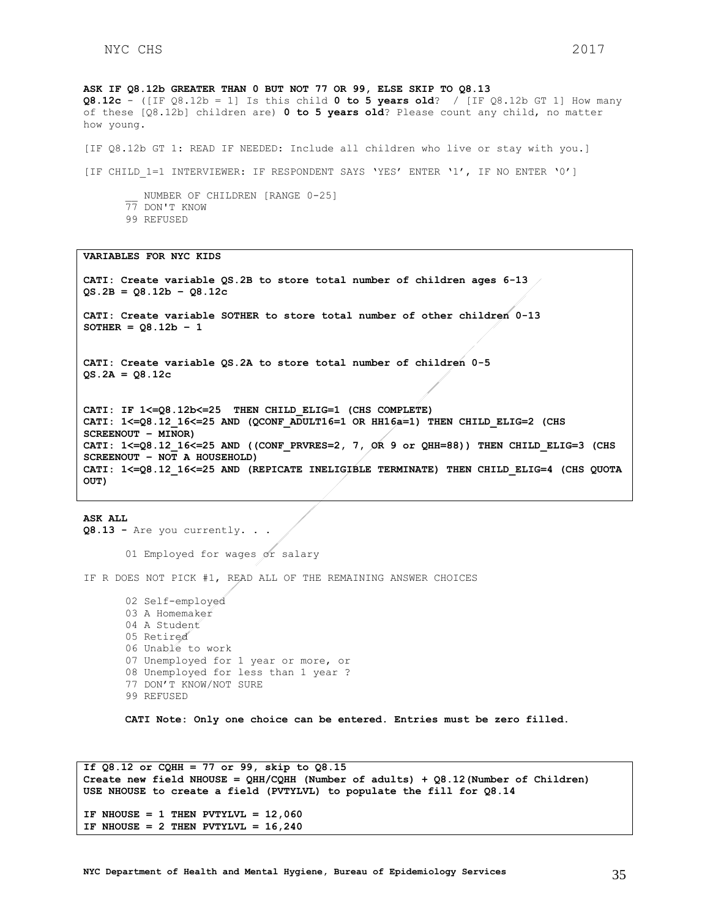**ASK IF Q8.12b GREATER THAN 0 BUT NOT 77 OR 99, ELSE SKIP TO Q8.13**
**Q8.12c** – ([IF Q8.12b = 1] Is this child **0 to 5 years old**? / [IF Q8.12b GT 1] How many of these [Q8.12b] children are) **0 to 5 years old**? Please count any child, no matter how young.

[IF Q8.12b GT 1: READ IF NEEDED: Include all children who live or stay with you.]

[IF CHILD_1=1 INTERVIEWER: IF RESPONDENT SAYS 'YES' ENTER '1', IF NO ENTER '0']

__ NUMBER OF CHILDREN [RANGE 0-25]
77 DON'T KNOW
99 REFUSED

**VARIABLES FOR NYC KIDS**

**CATI: Create variable QS.2B to store total number of children ages 6-13**
**QS.2B = Q8.12b – Q8.12c**

**CATI: Create variable SOTHER to store total number of other children 0-13**
**SOTHER = Q8.12b – 1**

**CATI: Create variable QS.2A to store total number of children 0-5**
**QS.2A = Q8.12c**

**CATI: IF 1<=Q8.12b<=25 THEN CHILD_ELIG=1 (CHS COMPLETE)**
**CATI: 1<=Q8.12_16<=25 AND (QCONF_ADULT16=1 OR HH16a=1) THEN CHILD_ELIG=2 (CHS SCREENOUT – MINOR)**
**CATI: 1<=Q8.12_16<=25 AND ((CONF_PRVRES=2, 7, OR 9 or QHH=88)) THEN CHILD_ELIG=3 (CHS SCREENOUT – NOT A HOUSEHOLD)**
**CATI: 1<=Q8.12_16<=25 AND (REPICATE INELIGIBLE TERMINATE) THEN CHILD_ELIG=4 (CHS QUOTA OUT)**

**ASK ALL**
**Q8.13 -** Are you currently. . .

01 Employed for wages or salary

IF R DOES NOT PICK #1, READ ALL OF THE REMAINING ANSWER CHOICES

02 Self-employed
03 A Homemaker
04 A Student
05 Retired
06 Unable to work
07 Unemployed for 1 year or more, or
08 Unemployed for less than 1 year ?
77 DON'T KNOW/NOT SURE
99 REFUSED

**CATI Note: Only one choice can be entered. Entries must be zero filled.**

**If Q8.12 or CQHH = 77 or 99, skip to Q8.15**
**Create new field NHOUSE = QHH/CQHH (Number of adults) + Q8.12(Number of Children)**
**USE NHOUSE to create a field (PVTYLVL) to populate the fill for Q8.14**

**IF NHOUSE = 1 THEN PVTYLVL = 12,060**
**IF NHOUSE = 2 THEN PVTYLVL = 16,240**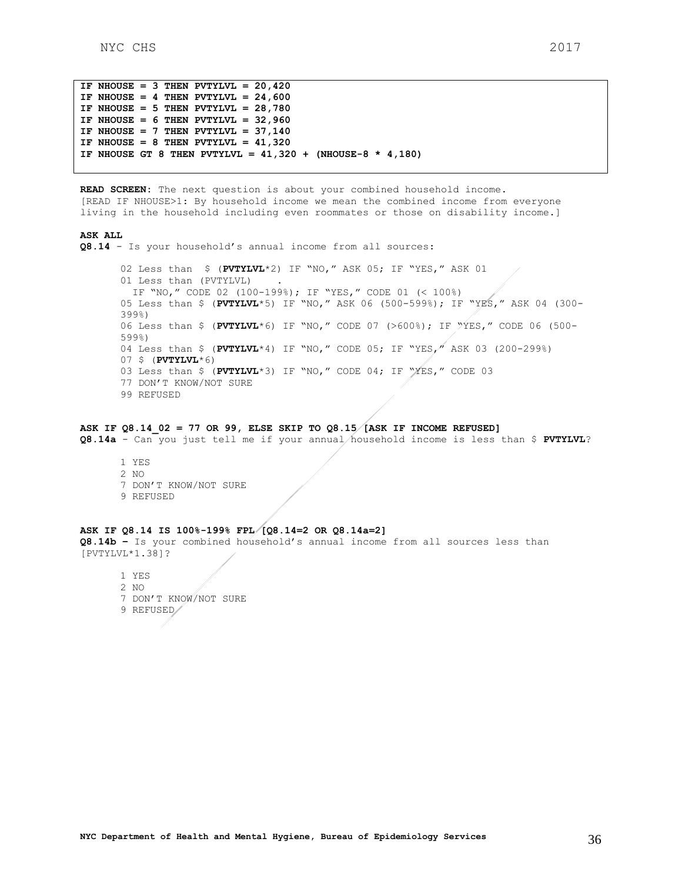```
IF NHOUSE = 3 THEN PVTYLVL = 20,420
IF NHOUSE = 4 THEN PVTYLVL = 24,600
IF NHOUSE = 5 THEN PVTYLVL = 28,780
IF NHOUSE = 6 THEN PVTYLVL = 32,960
IF NHOUSE = 7 THEN PVTYLVL = 37,140
IF NHOUSE = 8 THEN PVTYLVL = 41,320
IF NHOUSE GT 8 THEN PVTYLVL = 41,320 + (NHOUSE-8 * 4,180)
```

**READ SCREEN:** The next question is about your combined household income. [READ IF NHOUSE>1: By household income we mean the combined income from everyone living in the household including even roommates or those on disability income.]

**ASK ALL**
**Q8.14** - Is your household's annual income from all sources:

- 02 Less than $ (**PVTYLVL***2) IF "NO," ASK 05; IF "YES," ASK 01
- 01 Less than (PVTYLVL) .
  IF "NO," CODE 02 (100-199%); IF "YES," CODE 01 (< 100%)
- 05 Less than $ (**PVTYLVL***5) IF "NO," ASK 06 (500-599%); IF "YES," ASK 04 (300-399%)
- 06 Less than $ (**PVTYLVL***6) IF "NO," CODE 07 (>600%); IF "YES," CODE 06 (500-599%)
- 04 Less than $ (**PVTYLVL***4) IF "NO," CODE 05; IF "YES," ASK 03 (200-299%)
- 07 $ (**PVTYLVL***6)
- 03 Less than $ (**PVTYLVL***3) IF "NO," CODE 04; IF "YES," CODE 03
- 77 DON'T KNOW/NOT SURE
- 99 REFUSED

**ASK IF Q8.14_02 = 77 OR 99, ELSE SKIP TO Q8.15 [ASK IF INCOME REFUSED]**
**Q8.14a** - Can you just tell me if your annual household income is less than $ **PVTYLVL**?

- 1 YES
- 2 NO
- 7 DON'T KNOW/NOT SURE
- 9 REFUSED

**ASK IF Q8.14 IS 100%-199% FPL [Q8.14=2 OR Q8.14a=2]**
**Q8.14b –** Is your combined household's annual income from all sources less than [PVTYLVL*1.38]?

- 1 YES
- 2 NO
- 7 DON'T KNOW/NOT SURE
- 9 REFUSED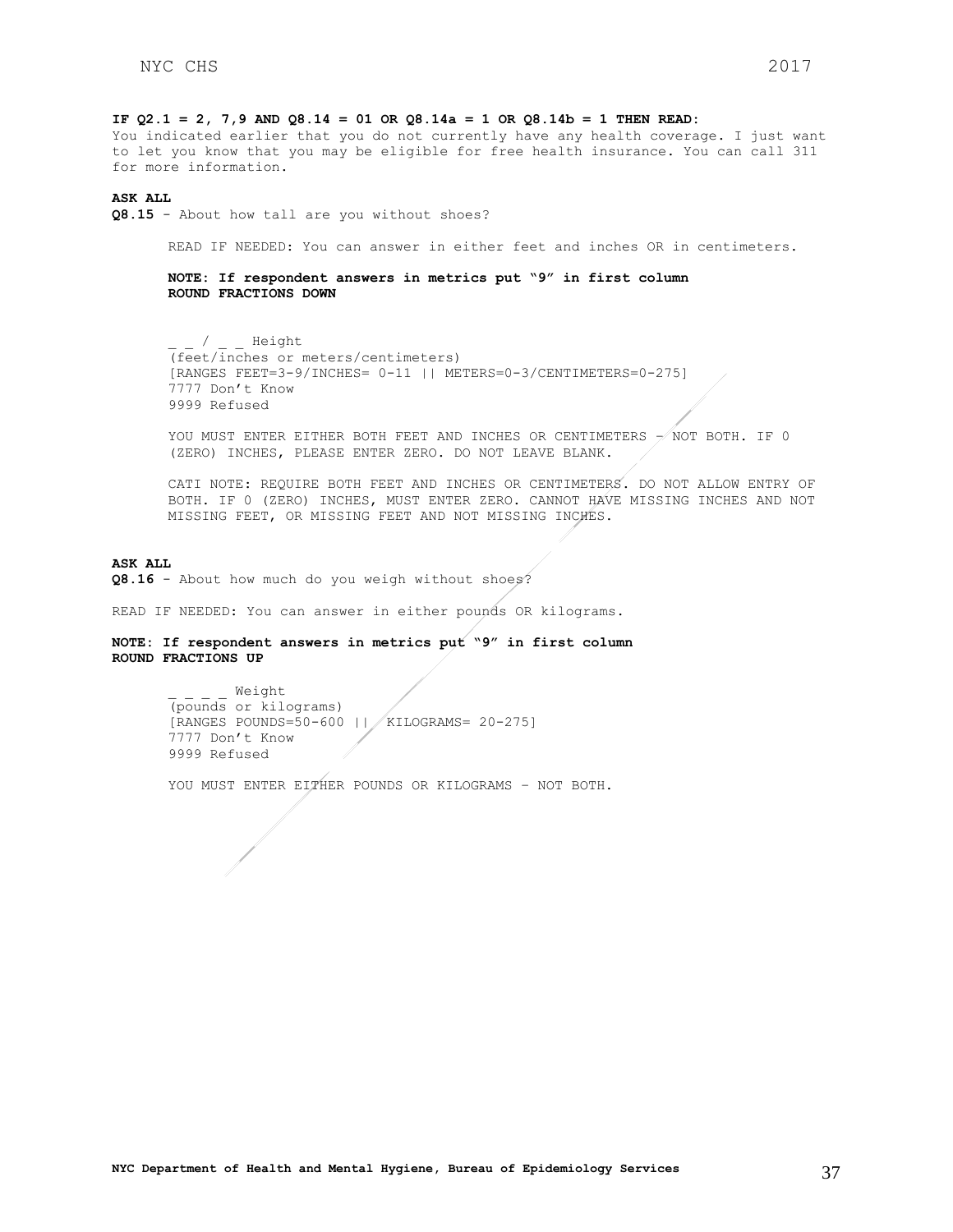**IF Q2.1 = 2, 7,9 AND Q8.14 = 01 OR Q8.14a = 1 OR Q8.14b = 1 THEN READ:**
You indicated earlier that you do not currently have any health coverage. I just want to let you know that you may be eligible for free health insurance. You can call 311 for more information.

**ASK ALL**
**Q8.15** – About how tall are you without shoes?

READ IF NEEDED: You can answer in either feet and inches OR in centimeters.

**NOTE: If respondent answers in metrics put "9" in first column**
**ROUND FRACTIONS DOWN**

_ _ / _ _ Height
(feet/inches or meters/centimeters)
[RANGES FEET=3-9/INCHES= 0-11 || METERS=0-3/CENTIMETERS=0-275]
7777 Don't Know
9999 Refused

YOU MUST ENTER EITHER BOTH FEET AND INCHES OR CENTIMETERS – NOT BOTH. IF 0 (ZERO) INCHES, PLEASE ENTER ZERO. DO NOT LEAVE BLANK.

CATI NOTE: REQUIRE BOTH FEET AND INCHES OR CENTIMETERS. DO NOT ALLOW ENTRY OF BOTH. IF 0 (ZERO) INCHES, MUST ENTER ZERO. CANNOT HAVE MISSING INCHES AND NOT MISSING FEET, OR MISSING FEET AND NOT MISSING INCHES.

**ASK ALL**
**Q8.16** – About how much do you weigh without shoes?

READ IF NEEDED: You can answer in either pounds OR kilograms.

**NOTE: If respondent answers in metrics put "9" in first column**
**ROUND FRACTIONS UP**

_ _ _ _ Weight
(pounds or kilograms)
[RANGES POUNDS=50-600 || KILOGRAMS= 20-275]
7777 Don't Know
9999 Refused

YOU MUST ENTER EITHER POUNDS OR KILOGRAMS – NOT BOTH.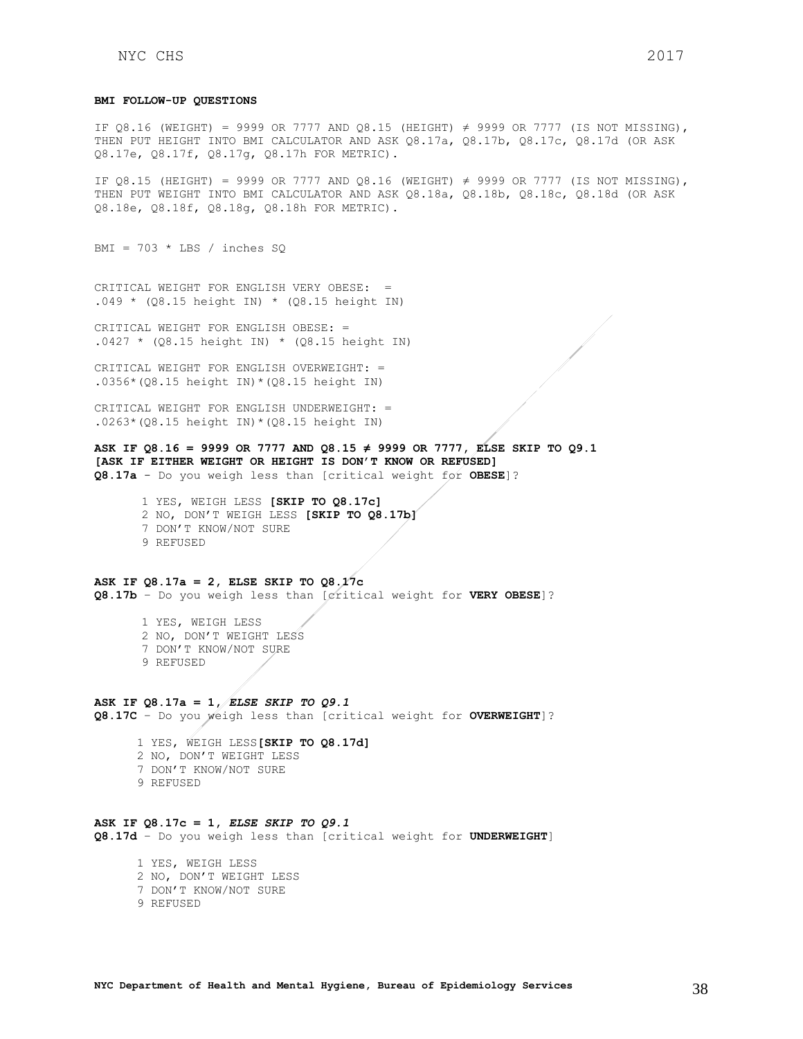**BMI FOLLOW-UP QUESTIONS**

IF Q8.16 (WEIGHT) = 9999 OR 7777 AND Q8.15 (HEIGHT) ≠ 9999 OR 7777 (IS NOT MISSING), THEN PUT HEIGHT INTO BMI CALCULATOR AND ASK Q8.17a, Q8.17b, Q8.17c, Q8.17d (OR ASK Q8.17e, Q8.17f, Q8.17g, Q8.17h FOR METRIC).

IF Q8.15 (HEIGHT) = 9999 OR 7777 AND Q8.16 (WEIGHT) ≠ 9999 OR 7777 (IS NOT MISSING), THEN PUT WEIGHT INTO BMI CALCULATOR AND ASK Q8.18a, Q8.18b, Q8.18c, Q8.18d (OR ASK Q8.18e, Q8.18f, Q8.18g, Q8.18h FOR METRIC).

BMI = 703 * LBS / inches SQ

CRITICAL WEIGHT FOR ENGLISH VERY OBESE: =
.049 * (Q8.15 height IN) * (Q8.15 height IN)

CRITICAL WEIGHT FOR ENGLISH OBESE: =
.0427 * (Q8.15 height IN) * (Q8.15 height IN)

CRITICAL WEIGHT FOR ENGLISH OVERWEIGHT: =
.0356*(Q8.15 height IN)*(Q8.15 height IN)

CRITICAL WEIGHT FOR ENGLISH UNDERWEIGHT: =
.0263*(Q8.15 height IN)*(Q8.15 height IN)

**ASK IF Q8.16 = 9999 OR 7777 AND Q8.15 ≠ 9999 OR 7777, ELSE SKIP TO Q9.1**
**[ASK IF EITHER WEIGHT OR HEIGHT IS DON'T KNOW OR REFUSED]**
**Q8.17a** - Do you weigh less than [critical weight for **OBESE**]?

1 YES, WEIGH LESS **[SKIP TO Q8.17c]**
2 NO, DON'T WEIGH LESS **[SKIP TO Q8.17b]**
7 DON'T KNOW/NOT SURE
9 REFUSED

**ASK IF Q8.17a = 2, ELSE SKIP TO Q8.17c**
**Q8.17b** – Do you weigh less than [critical weight for **VERY OBESE**]?

1 YES, WEIGH LESS
2 NO, DON'T WEIGHT LESS
7 DON'T KNOW/NOT SURE
9 REFUSED

**ASK IF Q8.17a = 1, *ELSE SKIP TO Q9.1***
**Q8.17C** – Do you weigh less than [critical weight for **OVERWEIGHT**]?

1 YES, WEIGH LESS **[SKIP TO Q8.17d]**
2 NO, DON'T WEIGHT LESS
7 DON'T KNOW/NOT SURE
9 REFUSED

**ASK IF Q8.17c = 1, *ELSE SKIP TO Q9.1***
**Q8.17d** – Do you weigh less than [critical weight for **UNDERWEIGHT**]

1 YES, WEIGH LESS
2 NO, DON'T WEIGHT LESS
7 DON'T KNOW/NOT SURE
9 REFUSED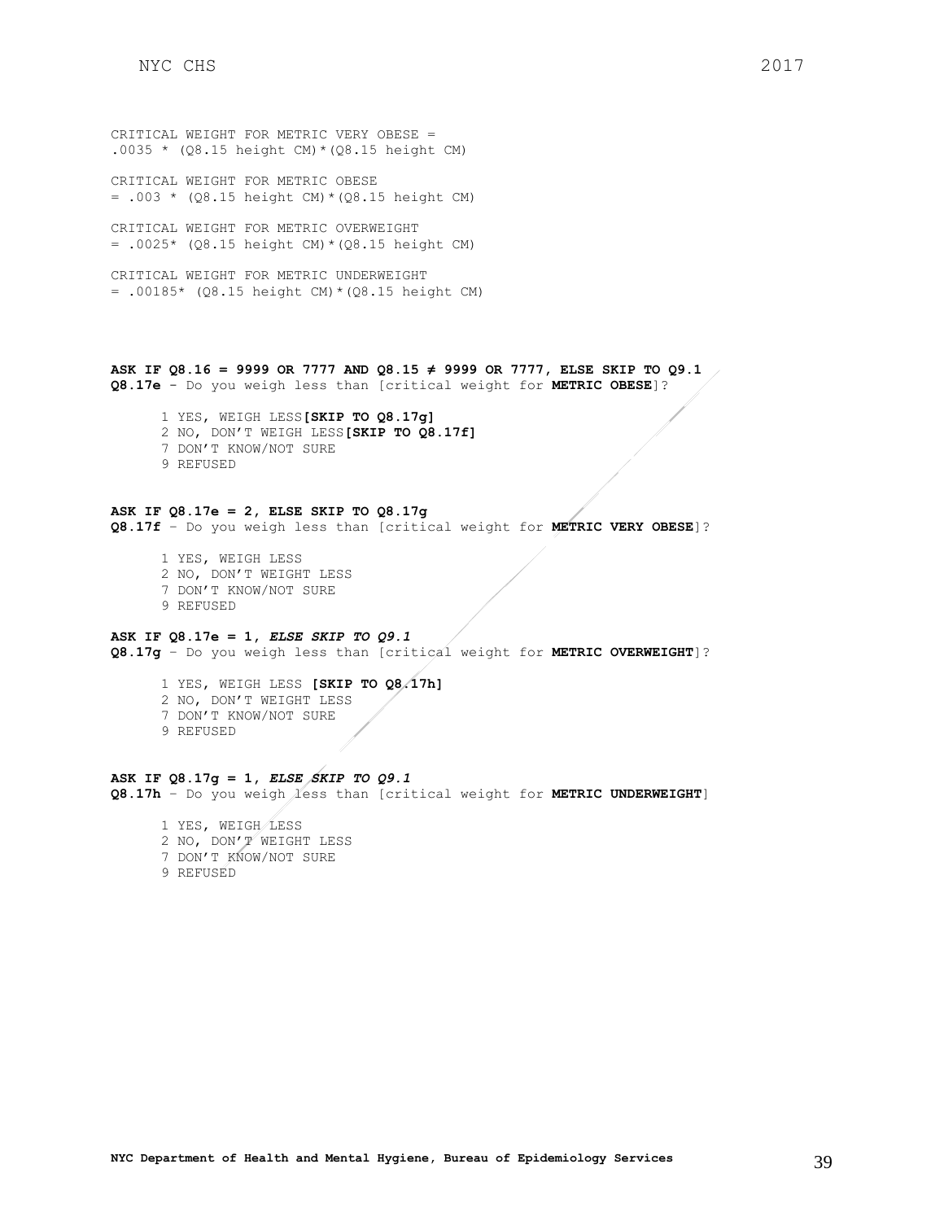CRITICAL WEIGHT FOR METRIC VERY OBESE = .0035 * (Q8.15 height CM)*(Q8.15 height CM)

CRITICAL WEIGHT FOR METRIC OBESE = .003 * (Q8.15 height CM)*(Q8.15 height CM)

CRITICAL WEIGHT FOR METRIC OVERWEIGHT = .0025* (Q8.15 height CM)*(Q8.15 height CM)

CRITICAL WEIGHT FOR METRIC UNDERWEIGHT = .00185* (Q8.15 height CM)*(Q8.15 height CM)

**ASK IF Q8.16 = 9999 OR 7777 AND Q8.15 ≠ 9999 OR 7777, ELSE SKIP TO Q9.1**
**Q8.17e** - Do you weigh less than [critical weight for **METRIC OBESE**]?

1 YES, WEIGH LESS **[SKIP TO Q8.17g]**
2 NO, DON'T WEIGH LESS **[SKIP TO Q8.17f]**
7 DON'T KNOW/NOT SURE
9 REFUSED

**ASK IF Q8.17e = 2, ELSE SKIP TO Q8.17g**
**Q8.17f** – Do you weigh less than [critical weight for **METRIC VERY OBESE**]?

1 YES, WEIGH LESS
2 NO, DON'T WEIGHT LESS
7 DON'T KNOW/NOT SURE
9 REFUSED

**ASK IF Q8.17e = 1, *ELSE SKIP TO Q9.1***
**Q8.17g** – Do you weigh less than [critical weight for **METRIC OVERWEIGHT**]?

1 YES, WEIGH LESS **[SKIP TO Q8.17h]**
2 NO, DON'T WEIGHT LESS
7 DON'T KNOW/NOT SURE
9 REFUSED

**ASK IF Q8.17g = 1, *ELSE SKIP TO Q9.1***
**Q8.17h** – Do you weigh less than [critical weight for **METRIC UNDERWEIGHT**]

1 YES, WEIGH LESS
2 NO, DON'T WEIGHT LESS
7 DON'T KNOW/NOT SURE
9 REFUSED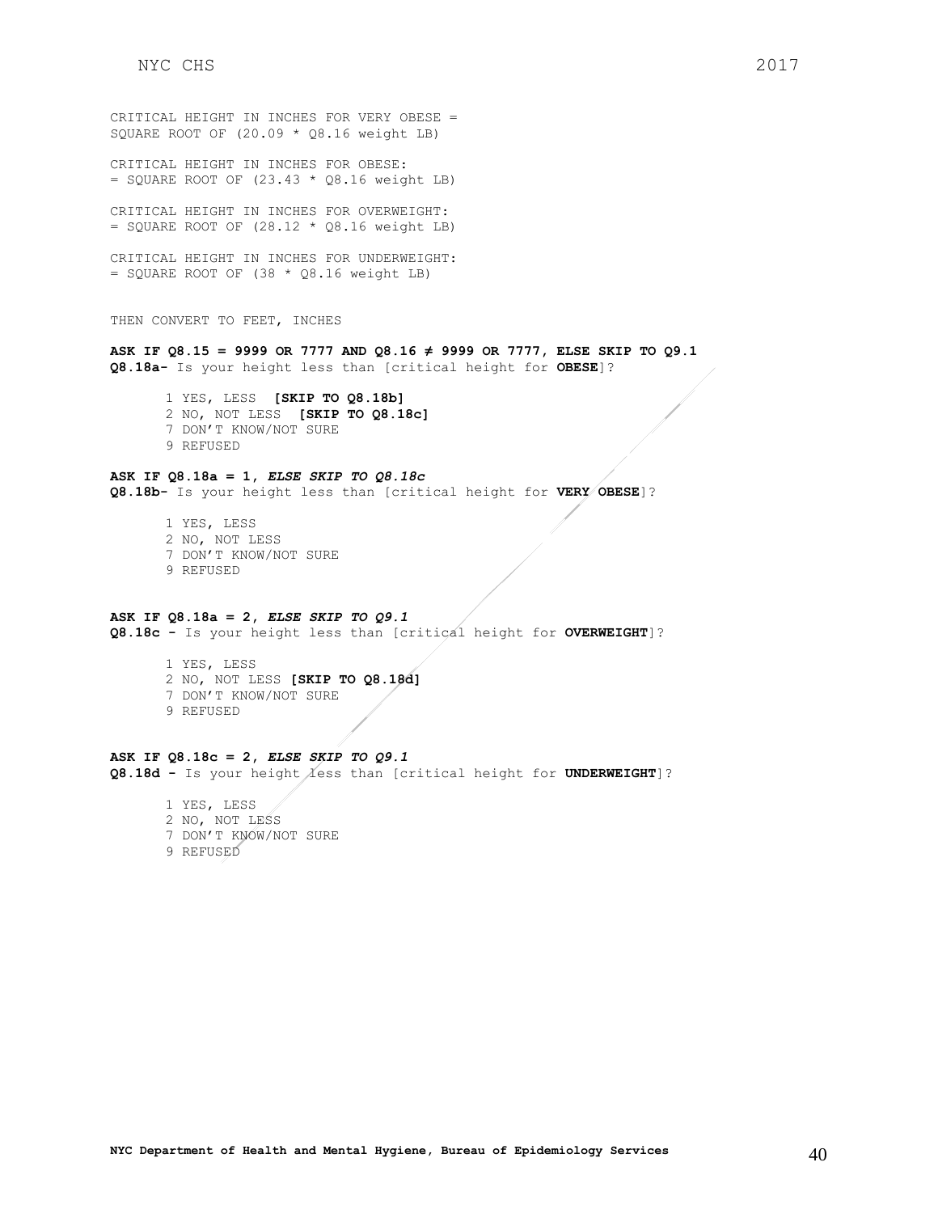CRITICAL HEIGHT IN INCHES FOR VERY OBESE = SQUARE ROOT OF (20.09 * Q8.16 weight LB)

CRITICAL HEIGHT IN INCHES FOR OBESE:
= SQUARE ROOT OF (23.43 * Q8.16 weight LB)

CRITICAL HEIGHT IN INCHES FOR OVERWEIGHT:
= SQUARE ROOT OF (28.12 * Q8.16 weight LB)

CRITICAL HEIGHT IN INCHES FOR UNDERWEIGHT:
= SQUARE ROOT OF (38 * Q8.16 weight LB)

THEN CONVERT TO FEET, INCHES

**ASK IF Q8.15 = 9999 OR 7777 AND Q8.16 ≠ 9999 OR 7777, ELSE SKIP TO Q9.1**
**Q8.18a-** Is your height less than [critical height for **OBESE**]?

1 YES, LESS **[SKIP TO Q8.18b]**
2 NO, NOT LESS **[SKIP TO Q8.18c]**
7 DON'T KNOW/NOT SURE
9 REFUSED

**ASK IF Q8.18a = 1,** ***ELSE SKIP TO Q8.18c***
**Q8.18b-** Is your height less than [critical height for **VERY OBESE**]?

1 YES, LESS
2 NO, NOT LESS
7 DON'T KNOW/NOT SURE
9 REFUSED

**ASK IF Q8.18a = 2,** ***ELSE SKIP TO Q9.1***
**Q8.18c -** Is your height less than [critical height for **OVERWEIGHT**]?

1 YES, LESS
2 NO, NOT LESS **[SKIP TO Q8.18d]**
7 DON'T KNOW/NOT SURE
9 REFUSED

**ASK IF Q8.18c = 2,** ***ELSE SKIP TO Q9.1***
**Q8.18d -** Is your height less than [critical height for **UNDERWEIGHT**]?

1 YES, LESS
2 NO, NOT LESS
7 DON'T KNOW/NOT SURE
9 REFUSED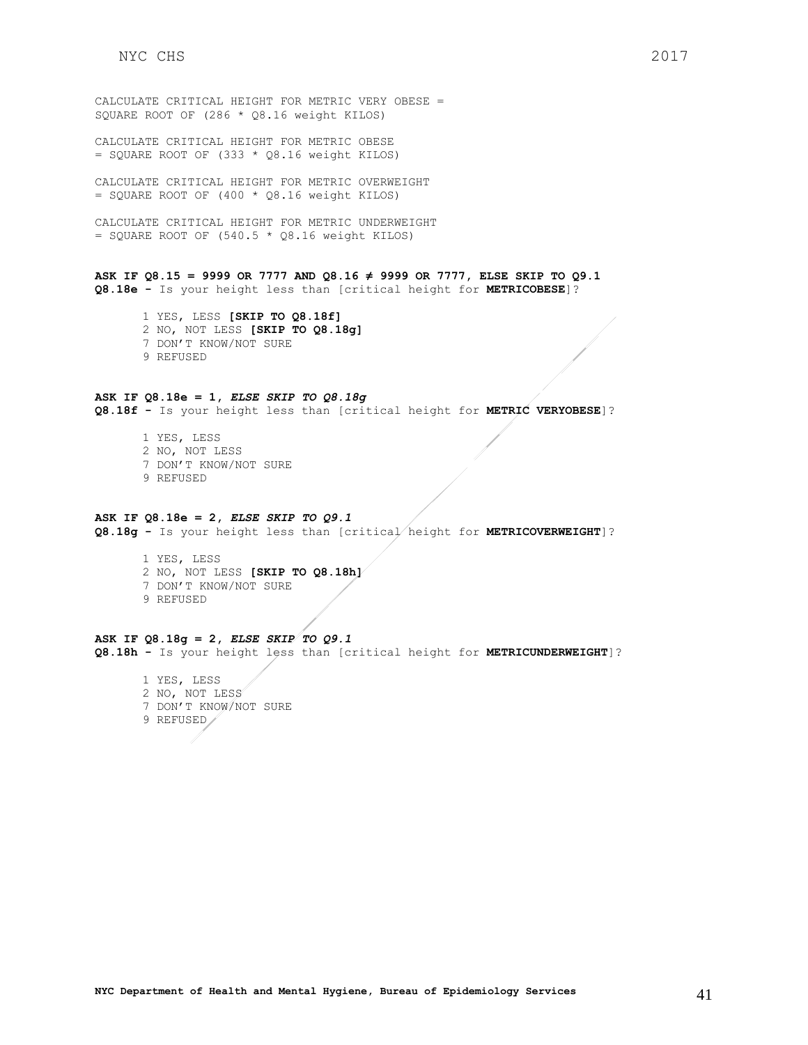CALCULATE CRITICAL HEIGHT FOR METRIC VERY OBESE = SQUARE ROOT OF (286 * Q8.16 weight KILOS)

CALCULATE CRITICAL HEIGHT FOR METRIC OBESE = SQUARE ROOT OF (333 * Q8.16 weight KILOS)

CALCULATE CRITICAL HEIGHT FOR METRIC OVERWEIGHT = SQUARE ROOT OF (400 * Q8.16 weight KILOS)

CALCULATE CRITICAL HEIGHT FOR METRIC UNDERWEIGHT = SQUARE ROOT OF (540.5 * Q8.16 weight KILOS)

**ASK IF Q8.15 = 9999 OR 7777 AND Q8.16 ≠ 9999 OR 7777, ELSE SKIP TO Q9.1**
**Q8.18e -** Is your height less than [critical height for **METRICOBESE**]?

1 YES, LESS **[SKIP TO Q8.18f]**
2 NO, NOT LESS **[SKIP TO Q8.18g]**
7 DON'T KNOW/NOT SURE
9 REFUSED

**ASK IF Q8.18e = 1, *ELSE SKIP TO Q8.18g***
**Q8.18f -** Is your height less than [critical height for **METRIC VERYOBESE**]?

1 YES, LESS
2 NO, NOT LESS
7 DON'T KNOW/NOT SURE
9 REFUSED

**ASK IF Q8.18e = 2, *ELSE SKIP TO Q9.1***
**Q8.18g -** Is your height less than [critical height for **METRICOVERWEIGHT**]?

1 YES, LESS
2 NO, NOT LESS **[SKIP TO Q8.18h]**
7 DON'T KNOW/NOT SURE
9 REFUSED

**ASK IF Q8.18g = 2, *ELSE SKIP TO Q9.1***
**Q8.18h -** Is your height less than [critical height for **METRICUNDERWEIGHT**]?

1 YES, LESS
2 NO, NOT LESS
7 DON'T KNOW/NOT SURE
9 REFUSED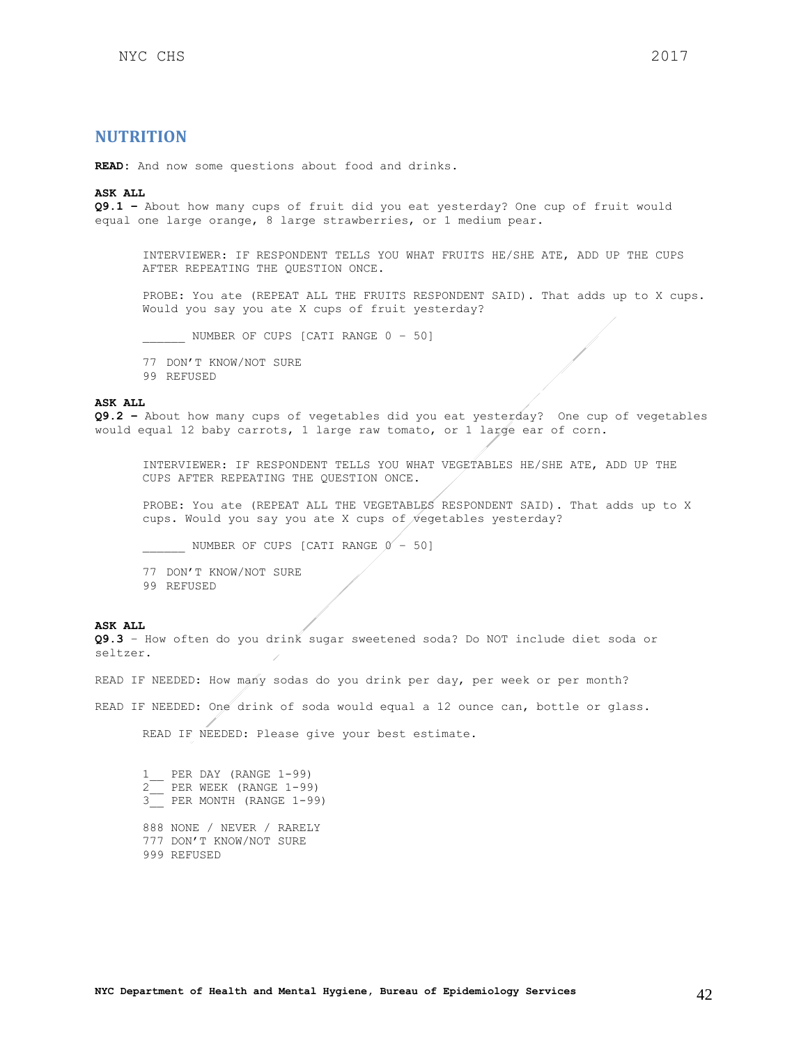## NUTRITION

**READ:** And now some questions about food and drinks.

**ASK ALL**
**Q9.1 –** About how many cups of fruit did you eat yesterday? One cup of fruit would equal one large orange, 8 large strawberries, or 1 medium pear.

> INTERVIEWER: IF RESPONDENT TELLS YOU WHAT FRUITS HE/SHE ATE, ADD UP THE CUPS AFTER REPEATING THE QUESTION ONCE.
>
> PROBE: You ate (REPEAT ALL THE FRUITS RESPONDENT SAID). That adds up to X cups. Would you say you ate X cups of fruit yesterday?
>
> ______ NUMBER OF CUPS [CATI RANGE 0 – 50]
>
> 77 DON'T KNOW/NOT SURE
> 99 REFUSED

**ASK ALL**
**Q9.2 –** About how many cups of vegetables did you eat yesterday? One cup of vegetables would equal 12 baby carrots, 1 large raw tomato, or 1 large ear of corn.

> INTERVIEWER: IF RESPONDENT TELLS YOU WHAT VEGETABLES HE/SHE ATE, ADD UP THE CUPS AFTER REPEATING THE QUESTION ONCE.
>
> PROBE: You ate (REPEAT ALL THE VEGETABLES RESPONDENT SAID). That adds up to X cups. Would you say you ate X cups of vegetables yesterday?
>
> ______ NUMBER OF CUPS [CATI RANGE 0 – 50]
>
> 77 DON'T KNOW/NOT SURE
> 99 REFUSED

**ASK ALL**
**Q9.3** – How often do you drink sugar sweetened soda? Do NOT include diet soda or seltzer.

READ IF NEEDED: How many sodas do you drink per day, per week or per month?

READ IF NEEDED: One drink of soda would equal a 12 ounce can, bottle or glass.

> READ IF NEEDED: Please give your best estimate.
>
> 1__ PER DAY (RANGE 1-99)
> 2__ PER WEEK (RANGE 1-99)
> 3__ PER MONTH (RANGE 1-99)
>
> 888 NONE / NEVER / RARELY
> 777 DON'T KNOW/NOT SURE
> 999 REFUSED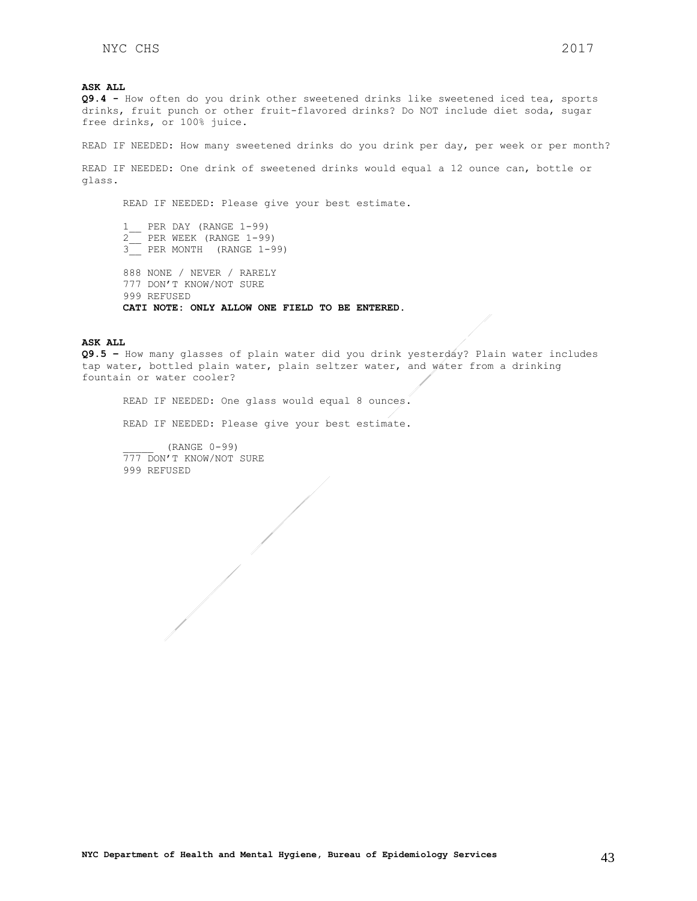**ASK ALL**

**Q9.4 -** How often do you drink other sweetened drinks like sweetened iced tea, sports drinks, fruit punch or other fruit-flavored drinks? Do NOT include diet soda, sugar free drinks, or 100% juice.

READ IF NEEDED: How many sweetened drinks do you drink per day, per week or per month?

READ IF NEEDED: One drink of sweetened drinks would equal a 12 ounce can, bottle or glass.

READ IF NEEDED: Please give your best estimate.

1__ PER DAY (RANGE 1-99)
2__ PER WEEK (RANGE 1-99)
3__ PER MONTH (RANGE 1-99)

888 NONE / NEVER / RARELY
777 DON'T KNOW/NOT SURE
999 REFUSED
**CATI NOTE: ONLY ALLOW ONE FIELD TO BE ENTERED.**

**ASK ALL**

**Q9.5 –** How many glasses of plain water did you drink yesterday? Plain water includes tap water, bottled plain water, plain seltzer water, and water from a drinking fountain or water cooler?

READ IF NEEDED: One glass would equal 8 ounces.

READ IF NEEDED: Please give your best estimate.

_____ (RANGE 0-99)
777 DON'T KNOW/NOT SURE
999 REFUSED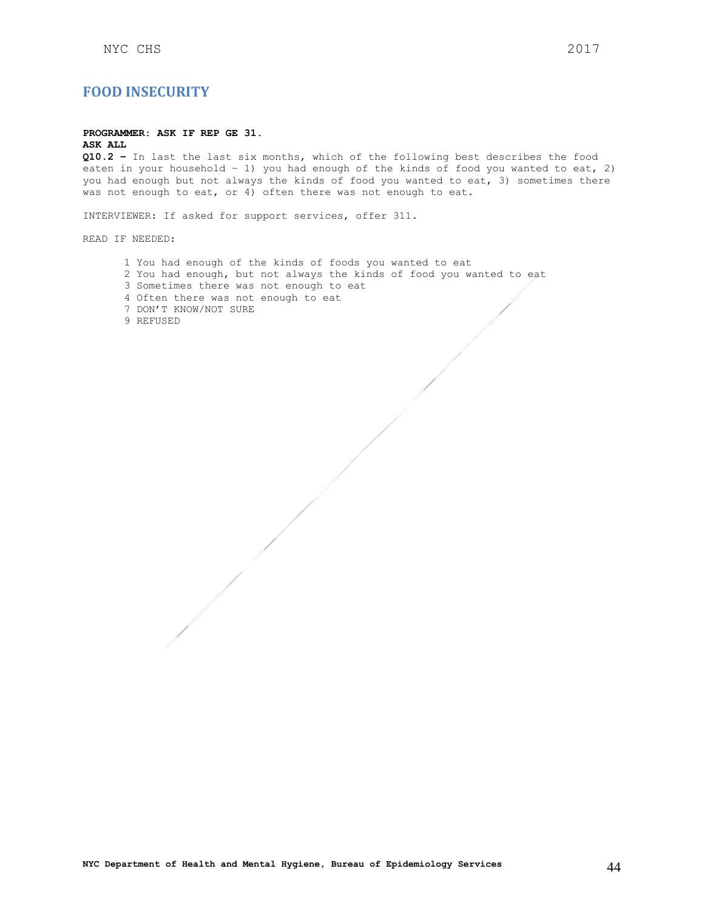## FOOD INSECURITY

**PROGRAMMER: ASK IF REP GE 31.**
**ASK ALL**
**Q10.2 –** In last the last six months, which of the following best describes the food eaten in your household – 1) you had enough of the kinds of food you wanted to eat, 2) you had enough but not always the kinds of food you wanted to eat, 3) sometimes there was not enough to eat, or 4) often there was not enough to eat.

INTERVIEWER: If asked for support services, offer 311.

READ IF NEEDED:

1 You had enough of the kinds of foods you wanted to eat
2 You had enough, but not always the kinds of food you wanted to eat
3 Sometimes there was not enough to eat
4 Often there was not enough to eat
7 DON'T KNOW/NOT SURE
9 REFUSED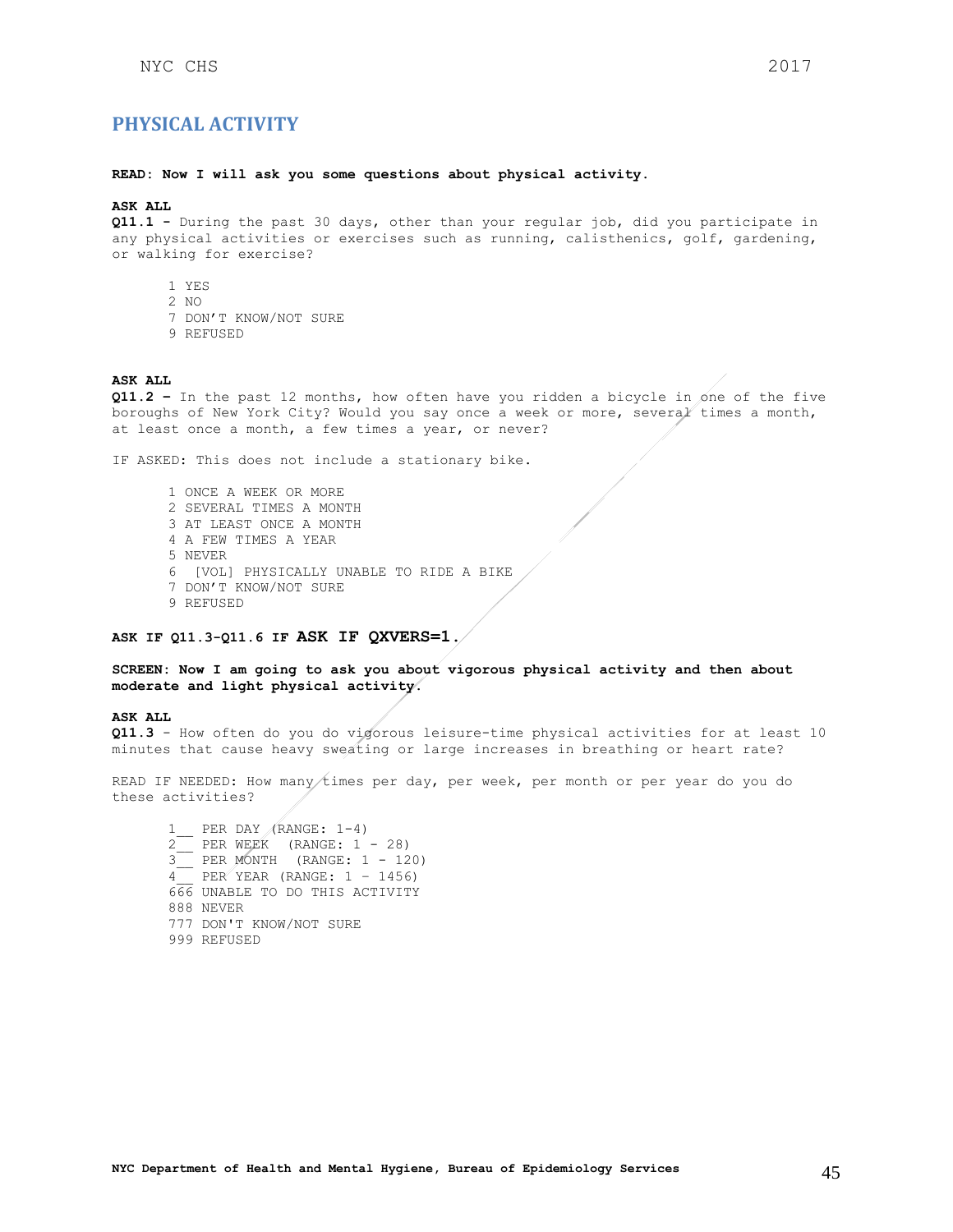## PHYSICAL ACTIVITY

**READ: Now I will ask you some questions about physical activity.**

**ASK ALL**

**Q11.1 -** During the past 30 days, other than your regular job, did you participate in any physical activities or exercises such as running, calisthenics, golf, gardening, or walking for exercise?

1 YES
2 NO
7 DON'T KNOW/NOT SURE
9 REFUSED

**ASK ALL**

**Q11.2 –** In the past 12 months, how often have you ridden a bicycle in one of the five boroughs of New York City? Would you say once a week or more, several times a month, at least once a month, a few times a year, or never?

IF ASKED: This does not include a stationary bike.

1 ONCE A WEEK OR MORE
2 SEVERAL TIMES A MONTH
3 AT LEAST ONCE A MONTH
4 A FEW TIMES A YEAR
5 NEVER
6 [VOL] PHYSICALLY UNABLE TO RIDE A BIKE
7 DON'T KNOW/NOT SURE
9 REFUSED

**ASK IF Q11.3-Q11.6 IF ASK IF QXVERS=1.**

**SCREEN: Now I am going to ask you about vigorous physical activity and then about moderate and light physical activity.**

**ASK ALL**

**Q11.3** - How often do you do vigorous leisure-time physical activities for at least 10 minutes that cause heavy sweating or large increases in breathing or heart rate?

READ IF NEEDED: How many times per day, per week, per month or per year do you do these activities?

1__ PER DAY (RANGE: 1-4)
2__ PER WEEK (RANGE: 1 - 28)
3__ PER MONTH (RANGE: 1 - 120)
4__ PER YEAR (RANGE: 1 – 1456)
666 UNABLE TO DO THIS ACTIVITY
888 NEVER
777 DON'T KNOW/NOT SURE
999 REFUSED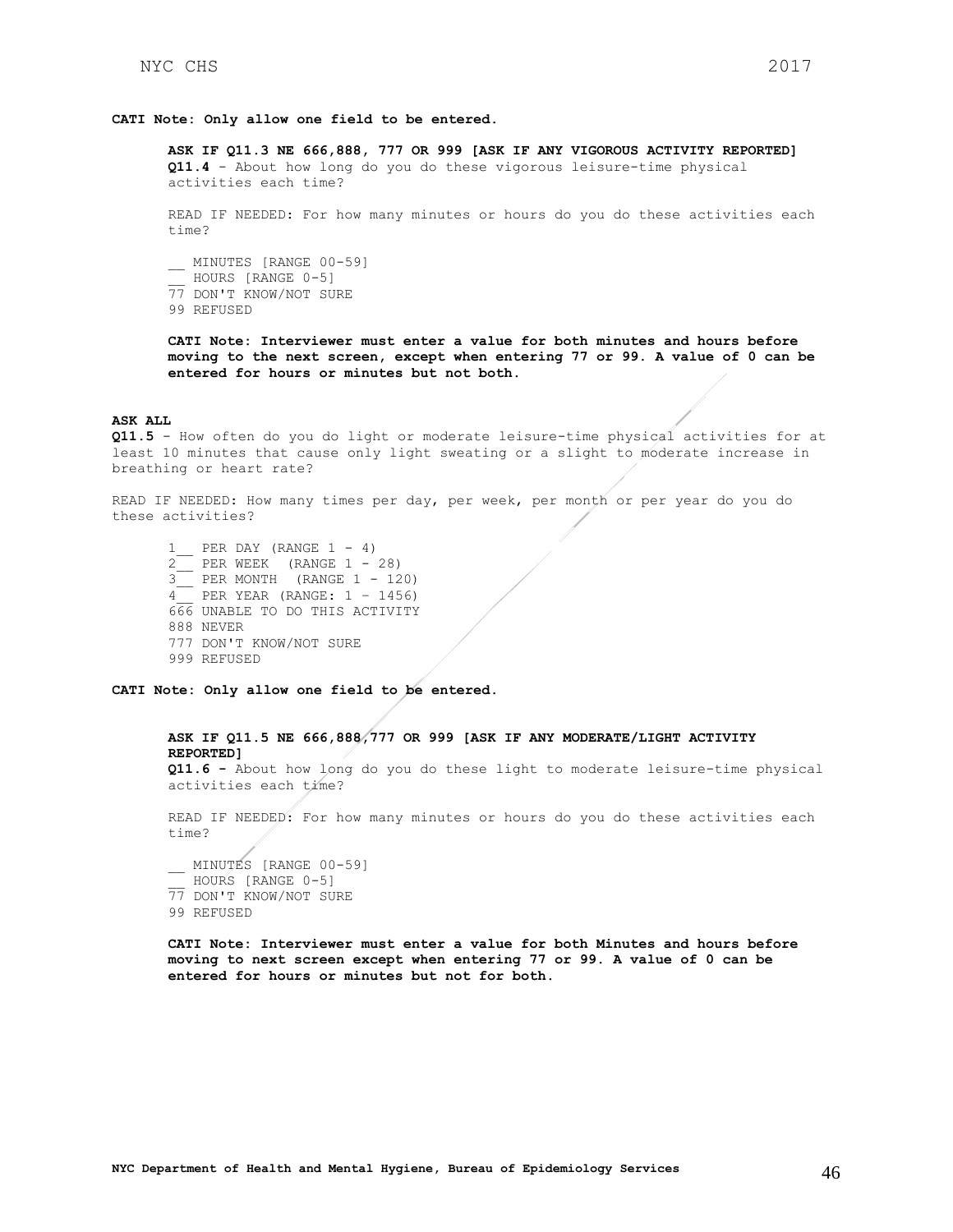**CATI Note: Only allow one field to be entered.**

**ASK IF Q11.3 NE 666,888, 777 OR 999 [ASK IF ANY VIGOROUS ACTIVITY REPORTED]**
**Q11.4** - About how long do you do these vigorous leisure-time physical activities each time?

READ IF NEEDED: For how many minutes or hours do you do these activities each time?

__ MINUTES [RANGE 00-59]
__ HOURS [RANGE 0-5]
77 DON'T KNOW/NOT SURE
99 REFUSED

**CATI Note: Interviewer must enter a value for both minutes and hours before moving to the next screen, except when entering 77 or 99. A value of 0 can be entered for hours or minutes but not both.**

**ASK ALL**
**Q11.5** - How often do you do light or moderate leisure-time physical activities for at least 10 minutes that cause only light sweating or a slight to moderate increase in breathing or heart rate?

READ IF NEEDED: How many times per day, per week, per month or per year do you do these activities?

1__ PER DAY (RANGE 1 - 4)
2__ PER WEEK (RANGE 1 - 28)
3__ PER MONTH (RANGE 1 - 120)
4__ PER YEAR (RANGE: 1 – 1456)
666 UNABLE TO DO THIS ACTIVITY
888 NEVER
777 DON'T KNOW/NOT SURE
999 REFUSED

**CATI Note: Only allow one field to be entered.**

**ASK IF Q11.5 NE 666,888,777 OR 999 [ASK IF ANY MODERATE/LIGHT ACTIVITY REPORTED]**
**Q11.6 -** About how long do you do these light to moderate leisure-time physical activities each time?

READ IF NEEDED: For how many minutes or hours do you do these activities each time?

__ MINUTES [RANGE 00-59]
__ HOURS [RANGE 0-5]
77 DON'T KNOW/NOT SURE
99 REFUSED

**CATI Note: Interviewer must enter a value for both Minutes and hours before moving to next screen except when entering 77 or 99. A value of 0 can be entered for hours or minutes but not for both.**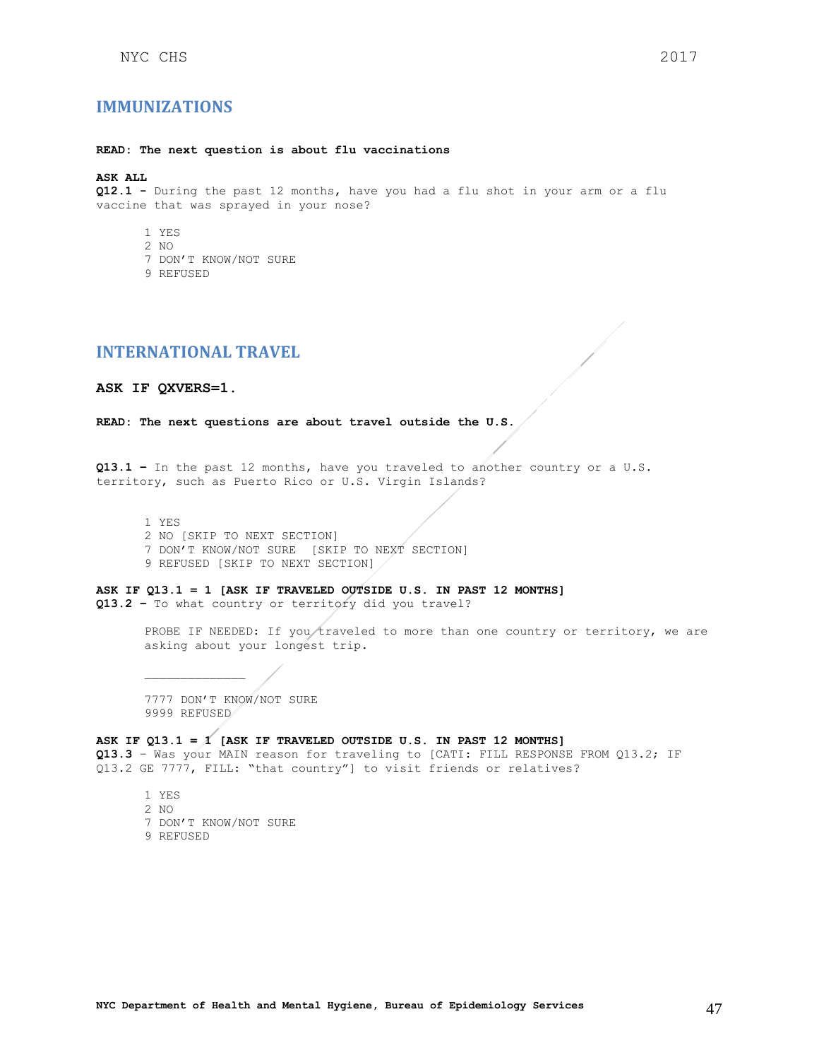## IMMUNIZATIONS

**READ: The next question is about flu vaccinations**

**ASK ALL**
**Q12.1 -** During the past 12 months, have you had a flu shot in your arm or a flu vaccine that was sprayed in your nose?

1 YES
2 NO
7 DON'T KNOW/NOT SURE
9 REFUSED

## INTERNATIONAL TRAVEL

**ASK IF QXVERS=1.**

**READ: The next questions are about travel outside the U.S.**

**Q13.1 –** In the past 12 months, have you traveled to another country or a U.S. territory, such as Puerto Rico or U.S. Virgin Islands?

1 YES
2 NO [SKIP TO NEXT SECTION]
7 DON'T KNOW/NOT SURE [SKIP TO NEXT SECTION]
9 REFUSED [SKIP TO NEXT SECTION]

**ASK IF Q13.1 = 1 [ASK IF TRAVELED OUTSIDE U.S. IN PAST 12 MONTHS]**
**Q13.2 –** To what country or territory did you travel?

PROBE IF NEEDED: If you traveled to more than one country or territory, we are asking about your longest trip.

______________

7777 DON'T KNOW/NOT SURE
9999 REFUSED

**ASK IF Q13.1 = 1 [ASK IF TRAVELED OUTSIDE U.S. IN PAST 12 MONTHS]**
**Q13.3** – Was your MAIN reason for traveling to [CATI: FILL RESPONSE FROM Q13.2; IF Q13.2 GE 7777, FILL: "that country"] to visit friends or relatives?

1 YES
2 NO
7 DON'T KNOW/NOT SURE
9 REFUSED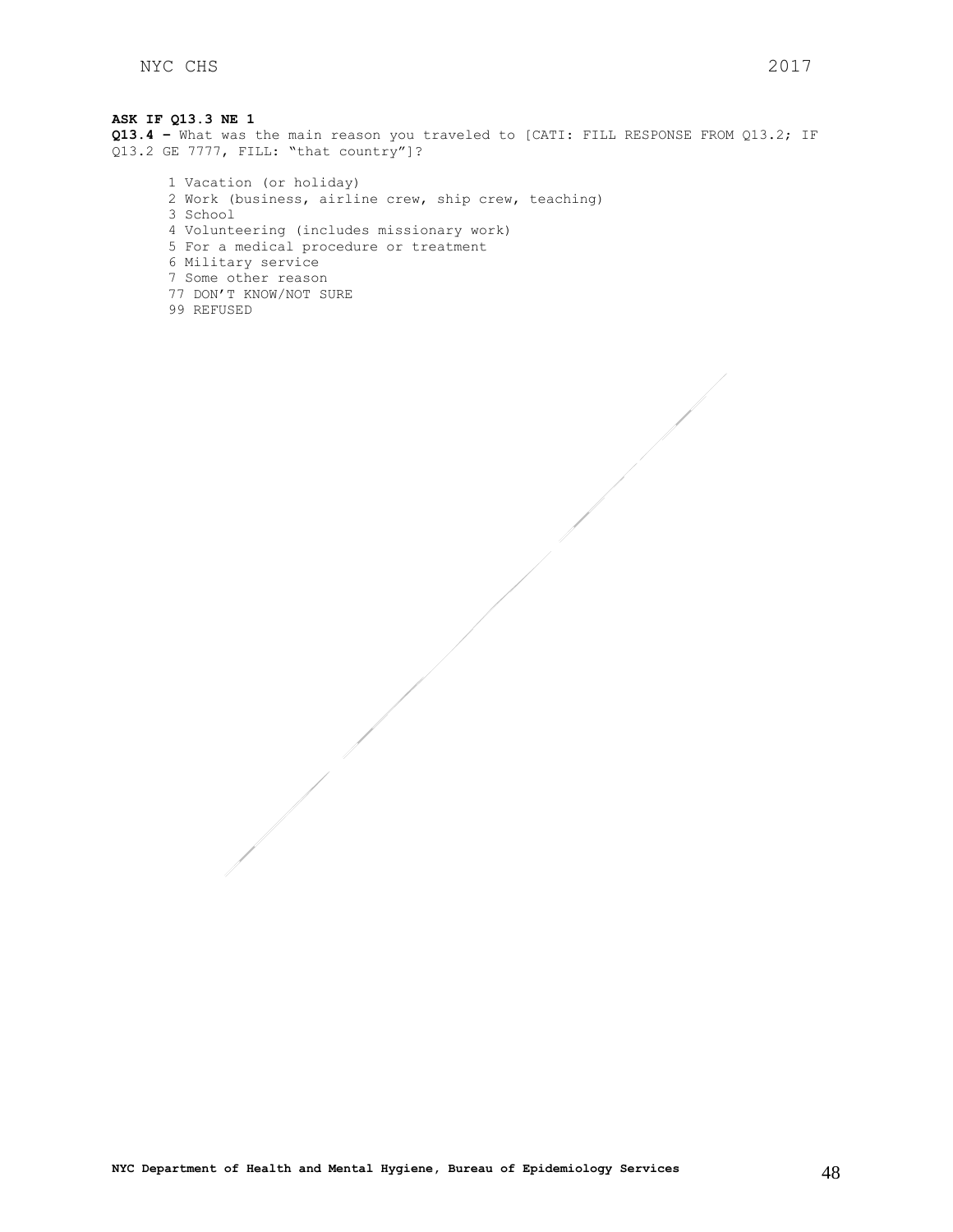**ASK IF Q13.3 NE 1**

**Q13.4 –** What was the main reason you traveled to [CATI: FILL RESPONSE FROM Q13.2; IF Q13.2 GE 7777, FILL: “that country”]?

1 Vacation (or holiday)
2 Work (business, airline crew, ship crew, teaching)
3 School
4 Volunteering (includes missionary work)
5 For a medical procedure or treatment
6 Military service
7 Some other reason
77 DON’T KNOW/NOT SURE
99 REFUSED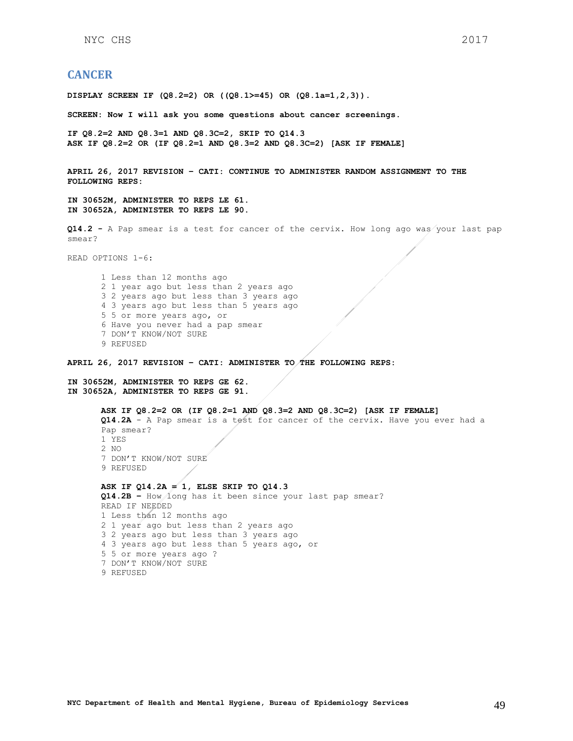## CANCER

**DISPLAY SCREEN IF (Q8.2=2) OR ((Q8.1>=45) OR (Q8.1a=1,2,3)).**

**SCREEN: Now I will ask you some questions about cancer screenings.**

**IF Q8.2=2 AND Q8.3=1 AND Q8.3C=2, SKIP TO Q14.3**
**ASK IF Q8.2=2 OR (IF Q8.2=1 AND Q8.3=2 AND Q8.3C=2) [ASK IF FEMALE]**

**APRIL 26, 2017 REVISION – CATI: CONTINUE TO ADMINISTER RANDOM ASSIGNMENT TO THE FOLLOWING REPS:**

**IN 30652M, ADMINISTER TO REPS LE 61.**
**IN 30652A, ADMINISTER TO REPS LE 90.**

**Q14.2 -** A Pap smear is a test for cancer of the cervix. How long ago was your last pap smear?

READ OPTIONS 1-6:

1 Less than 12 months ago
2 1 year ago but less than 2 years ago
3 2 years ago but less than 3 years ago
4 3 years ago but less than 5 years ago
5 5 or more years ago, or
6 Have you never had a pap smear
7 DON'T KNOW/NOT SURE
9 REFUSED

**APRIL 26, 2017 REVISION – CATI: ADMINISTER TO THE FOLLOWING REPS:**

**IN 30652M, ADMINISTER TO REPS GE 62.**
**IN 30652A, ADMINISTER TO REPS GE 91.**

**ASK IF Q8.2=2 OR (IF Q8.2=1 AND Q8.3=2 AND Q8.3C=2) [ASK IF FEMALE]**
**Q14.2A** - A Pap smear is a test for cancer of the cervix. Have you ever had a Pap smear?
1 YES
2 NO
7 DON'T KNOW/NOT SURE
9 REFUSED

**ASK IF Q14.2A = 1, ELSE SKIP TO Q14.3**
**Q14.2B –** How long has it been since your last pap smear?
READ IF NEEDED
1 Less than 12 months ago
2 1 year ago but less than 2 years ago
3 2 years ago but less than 3 years ago
4 3 years ago but less than 5 years ago, or
5 5 or more years ago ?
7 DON'T KNOW/NOT SURE
9 REFUSED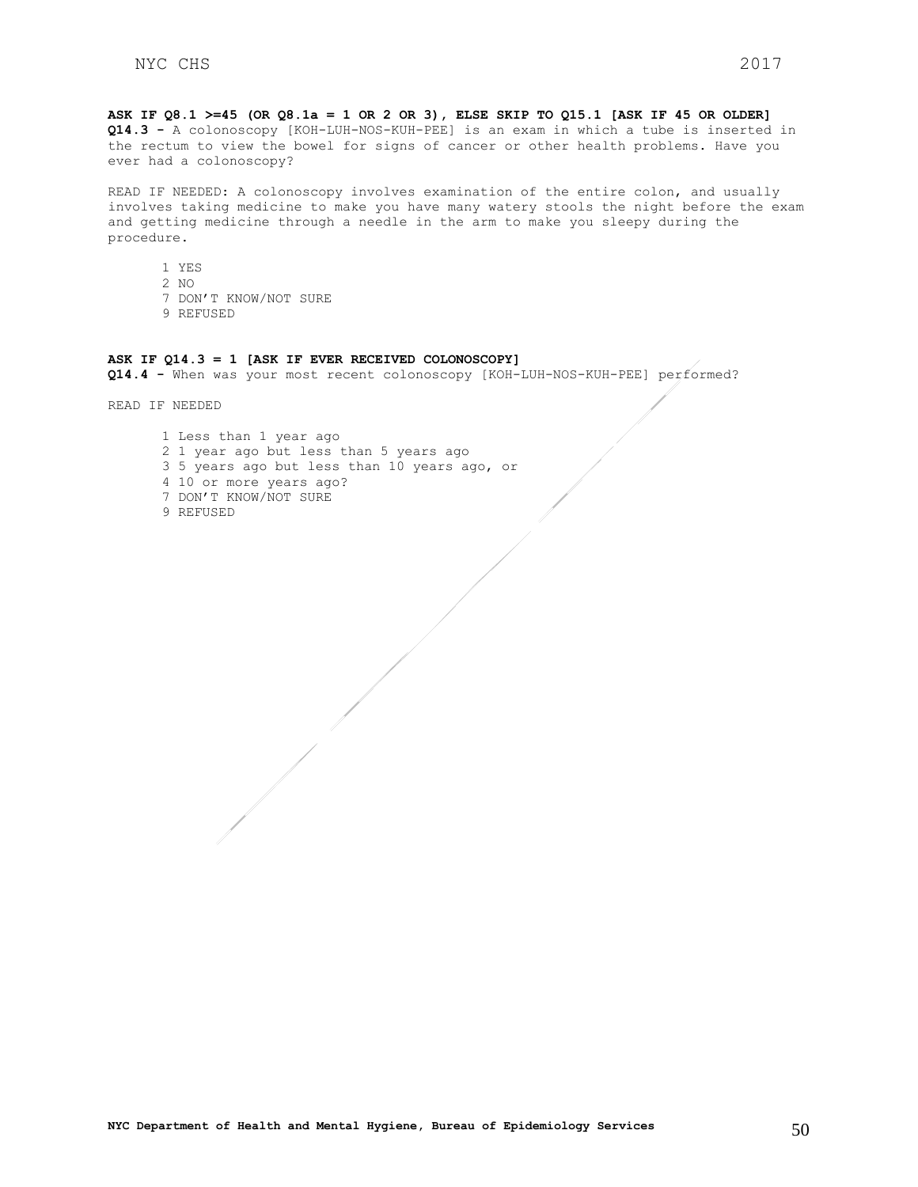**ASK IF Q8.1 >=45 (OR Q8.1a = 1 OR 2 OR 3), ELSE SKIP TO Q15.1 [ASK IF 45 OR OLDER]**
**Q14.3 -** A colonoscopy [KOH-LUH-NOS-KUH-PEE] is an exam in which a tube is inserted in the rectum to view the bowel for signs of cancer or other health problems. Have you ever had a colonoscopy?

READ IF NEEDED: A colonoscopy involves examination of the entire colon, and usually involves taking medicine to make you have many watery stools the night before the exam and getting medicine through a needle in the arm to make you sleepy during the procedure.

1 YES
2 NO
7 DON'T KNOW/NOT SURE
9 REFUSED

**ASK IF Q14.3 = 1 [ASK IF EVER RECEIVED COLONOSCOPY]**
**Q14.4 -** When was your most recent colonoscopy [KOH-LUH-NOS-KUH-PEE] performed?

READ IF NEEDED

1 Less than 1 year ago
2 1 year ago but less than 5 years ago
3 5 years ago but less than 10 years ago, or
4 10 or more years ago?
7 DON'T KNOW/NOT SURE
9 REFUSED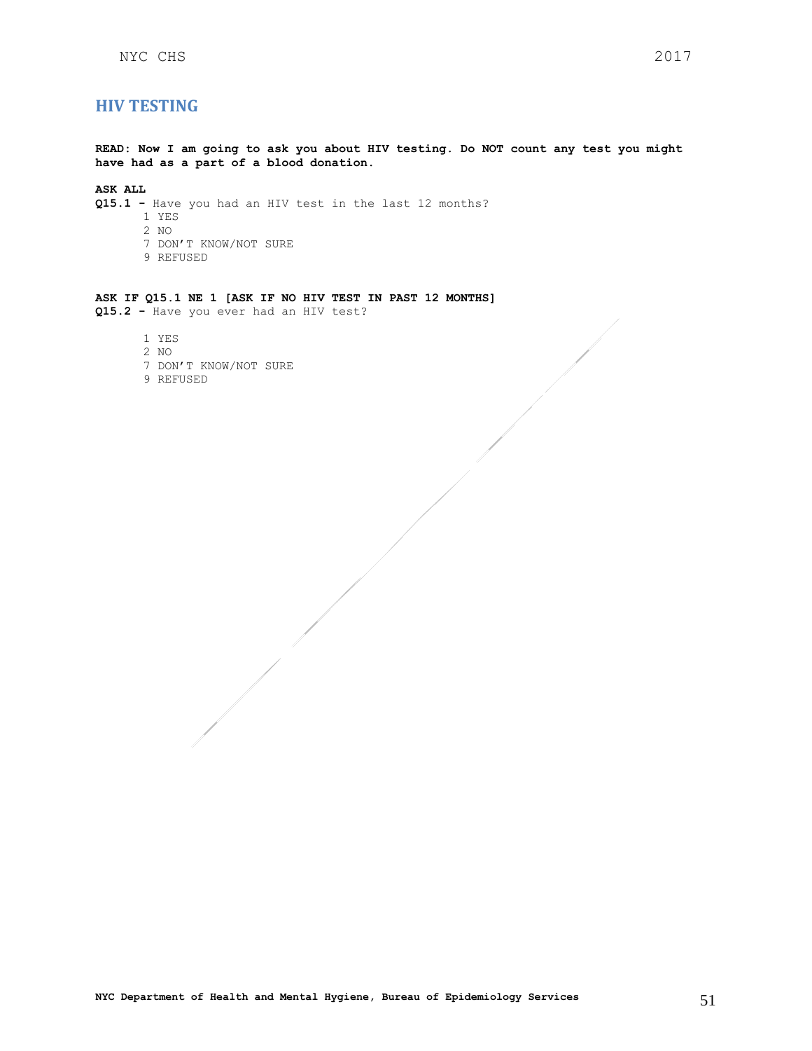## HIV TESTING

**READ: Now I am going to ask you about HIV testing. Do NOT count any test you might have had as a part of a blood donation.**

**ASK ALL**

**Q15.1 -** Have you had an HIV test in the last 12 months?

1 YES
2 NO
7 DON'T KNOW/NOT SURE
9 REFUSED

**ASK IF Q15.1 NE 1 [ASK IF NO HIV TEST IN PAST 12 MONTHS]**

**Q15.2 -** Have you ever had an HIV test?

1 YES
2 NO
7 DON'T KNOW/NOT SURE
9 REFUSED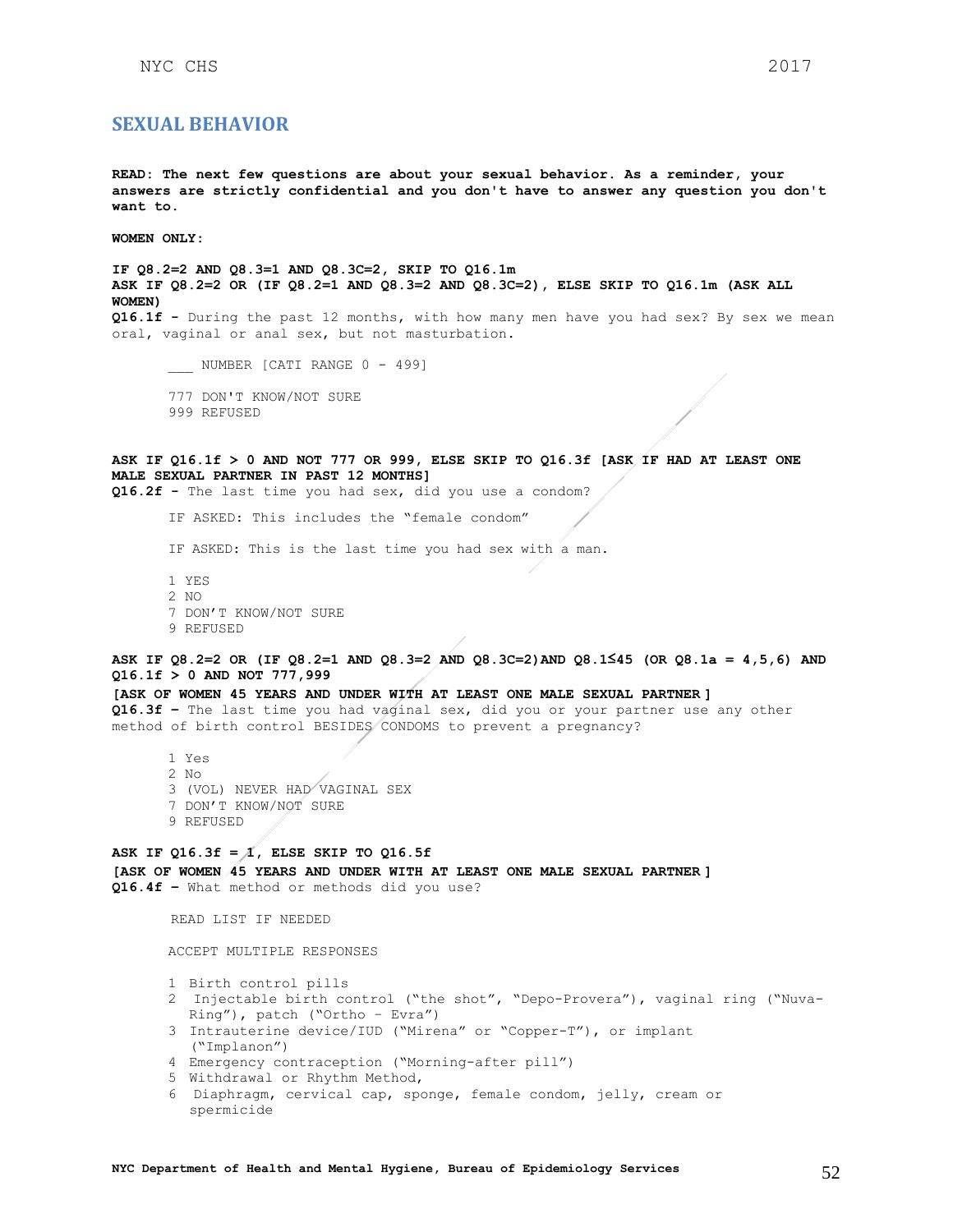## SEXUAL BEHAVIOR

**READ: The next few questions are about your sexual behavior. As a reminder, your answers are strictly confidential and you don't have to answer any question you don't want to.**

**WOMEN ONLY:**

**IF Q8.2=2 AND Q8.3=1 AND Q8.3C=2, SKIP TO Q16.1m**
**ASK IF Q8.2=2 OR (IF Q8.2=1 AND Q8.3=2 AND Q8.3C=2), ELSE SKIP TO Q16.1m (ASK ALL WOMEN)**
**Q16.1f -** During the past 12 months, with how many men have you had sex? By sex we mean oral, vaginal or anal sex, but not masturbation.

___ NUMBER [CATI RANGE 0 - 499]

777 DON'T KNOW/NOT SURE
999 REFUSED

**ASK IF Q16.1f > 0 AND NOT 777 OR 999, ELSE SKIP TO Q16.3f [ASK IF HAD AT LEAST ONE MALE SEXUAL PARTNER IN PAST 12 MONTHS]**
**Q16.2f -** The last time you had sex, did you use a condom?

IF ASKED: This includes the "female condom"

IF ASKED: This is the last time you had sex with a man.

1 YES
2 NO
7 DON'T KNOW/NOT SURE
9 REFUSED

**ASK IF Q8.2=2 OR (IF Q8.2=1 AND Q8.3=2 AND Q8.3C=2)AND Q8.1≤45 (OR Q8.1a = 4,5,6) AND Q16.1f > 0 AND NOT 777,999**
**[ASK OF WOMEN 45 YEARS AND UNDER WITH AT LEAST ONE MALE SEXUAL PARTNER]**
**Q16.3f –** The last time you had vaginal sex, did you or your partner use any other method of birth control BESIDES CONDOMS to prevent a pregnancy?

1 Yes
2 No
3 (VOL) NEVER HAD VAGINAL SEX
7 DON'T KNOW/NOT SURE
9 REFUSED

**ASK IF Q16.3f = 1, ELSE SKIP TO Q16.5f**
**[ASK OF WOMEN 45 YEARS AND UNDER WITH AT LEAST ONE MALE SEXUAL PARTNER]**
**Q16.4f –** What method or methods did you use?

READ LIST IF NEEDED

ACCEPT MULTIPLE RESPONSES

1 Birth control pills
2 Injectable birth control ("the shot", "Depo-Provera"), vaginal ring ("Nuva-Ring"), patch ("Ortho – Evra")
3 Intrauterine device/IUD ("Mirena" or "Copper-T"), or implant ("Implanon")
4 Emergency contraception ("Morning-after pill")
5 Withdrawal or Rhythm Method,
6 Diaphragm, cervical cap, sponge, female condom, jelly, cream or spermicide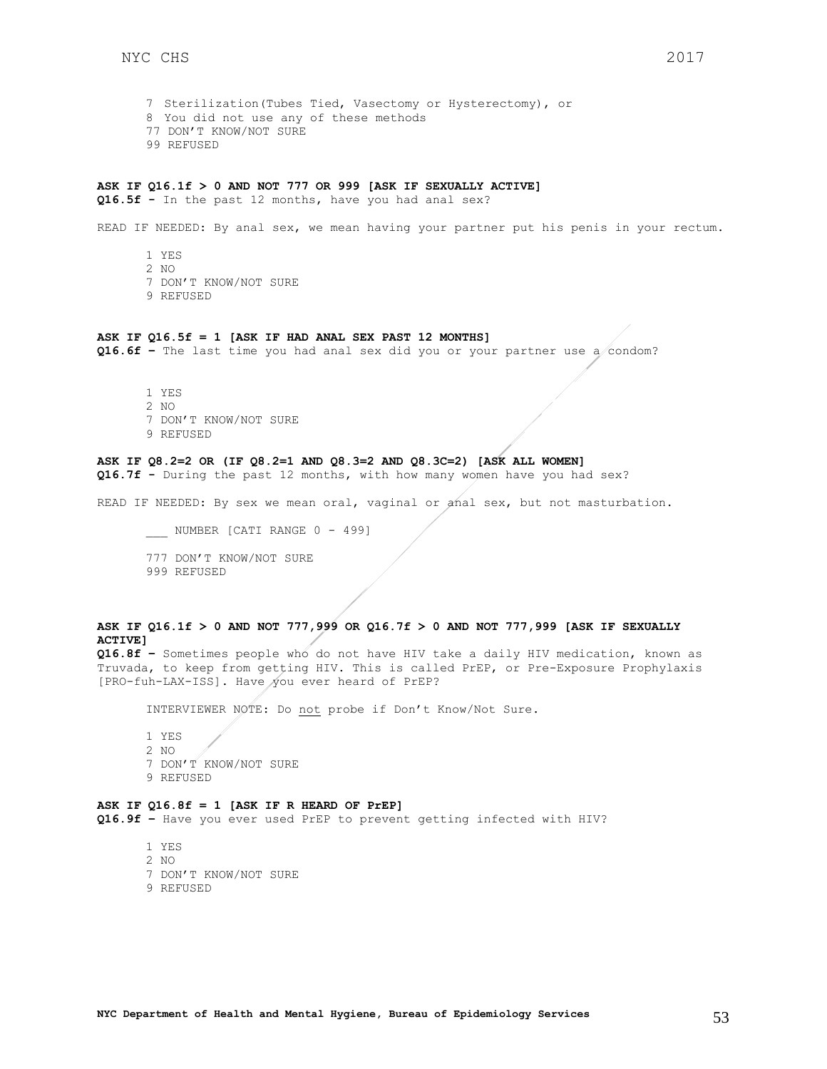7 Sterilization(Tubes Tied, Vasectomy or Hysterectomy), or  
8 You did not use any of these methods  
77 DON'T KNOW/NOT SURE  
99 REFUSED

**ASK IF Q16.1f > 0 AND NOT 777 OR 999 [ASK IF SEXUALLY ACTIVE]**  
**Q16.5f -** In the past 12 months, have you had anal sex?

READ IF NEEDED: By anal sex, we mean having your partner put his penis in your rectum.

1 YES  
2 NO  
7 DON'T KNOW/NOT SURE  
9 REFUSED

**ASK IF Q16.5f = 1 [ASK IF HAD ANAL SEX PAST 12 MONTHS]**  
**Q16.6f –** The last time you had anal sex did you or your partner use a condom?

1 YES  
2 NO  
7 DON'T KNOW/NOT SURE  
9 REFUSED

**ASK IF Q8.2=2 OR (IF Q8.2=1 AND Q8.3=2 AND Q8.3C=2) [ASK ALL WOMEN]**  
**Q16.7f -** During the past 12 months, with how many women have you had sex?

READ IF NEEDED: By sex we mean oral, vaginal or anal sex, but not masturbation.

___ NUMBER [CATI RANGE 0 - 499]

777 DON'T KNOW/NOT SURE  
999 REFUSED

**ASK IF Q16.1f > 0 AND NOT 777,999 OR Q16.7f > 0 AND NOT 777,999 [ASK IF SEXUALLY ACTIVE]**  
**Q16.8f –** Sometimes people who do not have HIV take a daily HIV medication, known as Truvada, to keep from getting HIV. This is called PrEP, or Pre-Exposure Prophylaxis [PRO-fuh-LAX-ISS]. Have you ever heard of PrEP?

INTERVIEWER NOTE: Do not probe if Don't Know/Not Sure.

1 YES  
2 NO  
7 DON'T KNOW/NOT SURE  
9 REFUSED

**ASK IF Q16.8f = 1 [ASK IF R HEARD OF PrEP]**  
**Q16.9f –** Have you ever used PrEP to prevent getting infected with HIV?

1 YES  
2 NO  
7 DON'T KNOW/NOT SURE  
9 REFUSED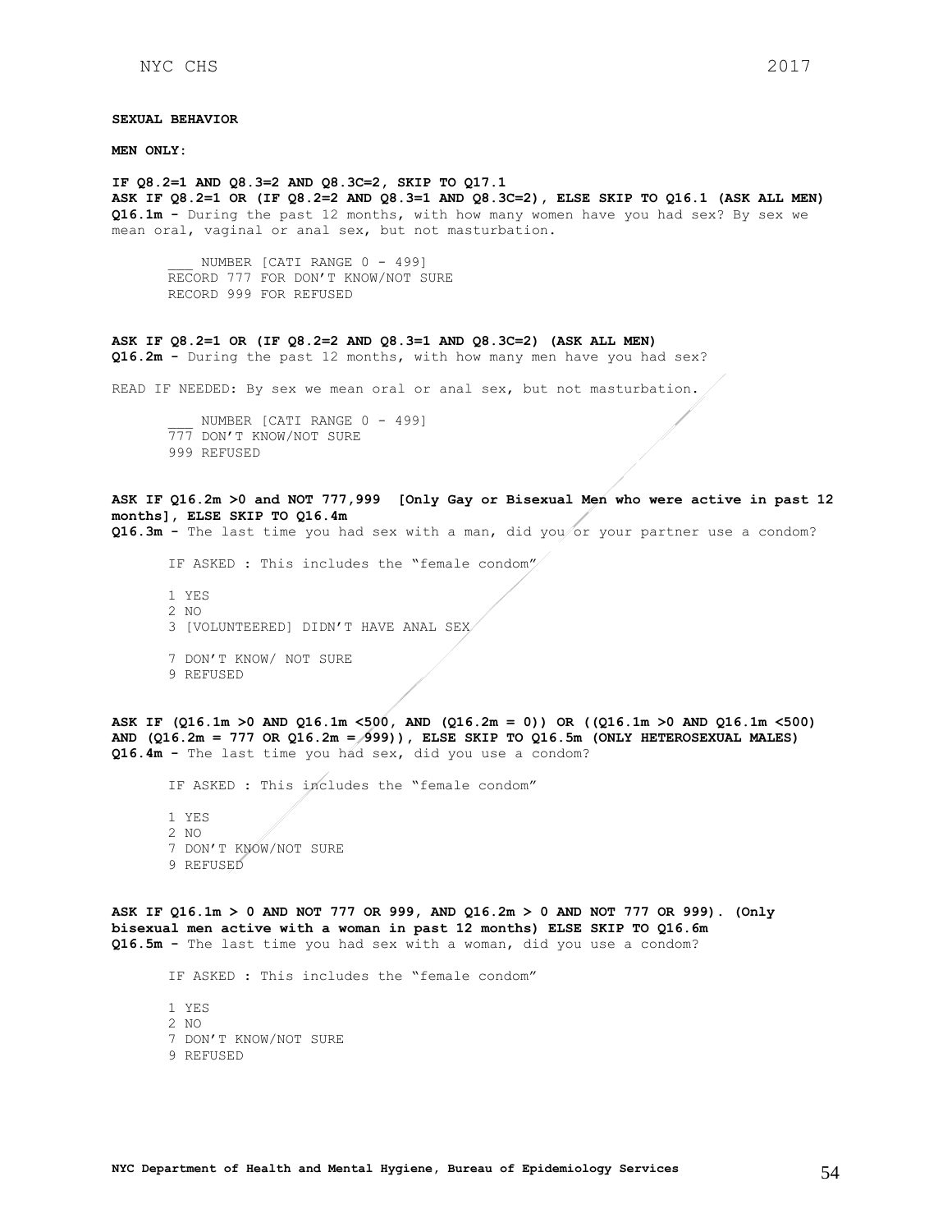**SEXUAL BEHAVIOR**

**MEN ONLY:**

**IF Q8.2=1 AND Q8.3=2 AND Q8.3C=2, SKIP TO Q17.1**
**ASK IF Q8.2=1 OR (IF Q8.2=2 AND Q8.3=1 AND Q8.3C=2), ELSE SKIP TO Q16.1 (ASK ALL MEN)**
**Q16.1m -** During the past 12 months, with how many women have you had sex? By sex we mean oral, vaginal or anal sex, but not masturbation.

___ NUMBER [CATI RANGE 0 - 499]
RECORD 777 FOR DON'T KNOW/NOT SURE
RECORD 999 FOR REFUSED

**ASK IF Q8.2=1 OR (IF Q8.2=2 AND Q8.3=1 AND Q8.3C=2) (ASK ALL MEN)**
**Q16.2m -** During the past 12 months, with how many men have you had sex?

READ IF NEEDED: By sex we mean oral or anal sex, but not masturbation.

___ NUMBER [CATI RANGE 0 - 499]
777 DON'T KNOW/NOT SURE
999 REFUSED

**ASK IF Q16.2m >0 and NOT 777,999 [Only Gay or Bisexual Men who were active in past 12 months], ELSE SKIP TO Q16.4m**
**Q16.3m -** The last time you had sex with a man, did you or your partner use a condom?

IF ASKED : This includes the "female condom"

1 YES
2 NO
3 [VOLUNTEERED] DIDN'T HAVE ANAL SEX

7 DON'T KNOW/ NOT SURE
9 REFUSED

**ASK IF (Q16.1m >0 AND Q16.1m <500, AND (Q16.2m = 0)) OR ((Q16.1m >0 AND Q16.1m <500) AND (Q16.2m = 777 OR Q16.2m = 999)), ELSE SKIP TO Q16.5m (ONLY HETEROSEXUAL MALES)**
**Q16.4m -** The last time you had sex, did you use a condom?

IF ASKED : This includes the "female condom"

1 YES
2 NO
7 DON'T KNOW/NOT SURE
9 REFUSED

**ASK IF Q16.1m > 0 AND NOT 777 OR 999, AND Q16.2m > 0 AND NOT 777 OR 999). (Only bisexual men active with a woman in past 12 months) ELSE SKIP TO Q16.6m**
**Q16.5m -** The last time you had sex with a woman, did you use a condom?

IF ASKED : This includes the "female condom"

1 YES
2 NO
7 DON'T KNOW/NOT SURE
9 REFUSED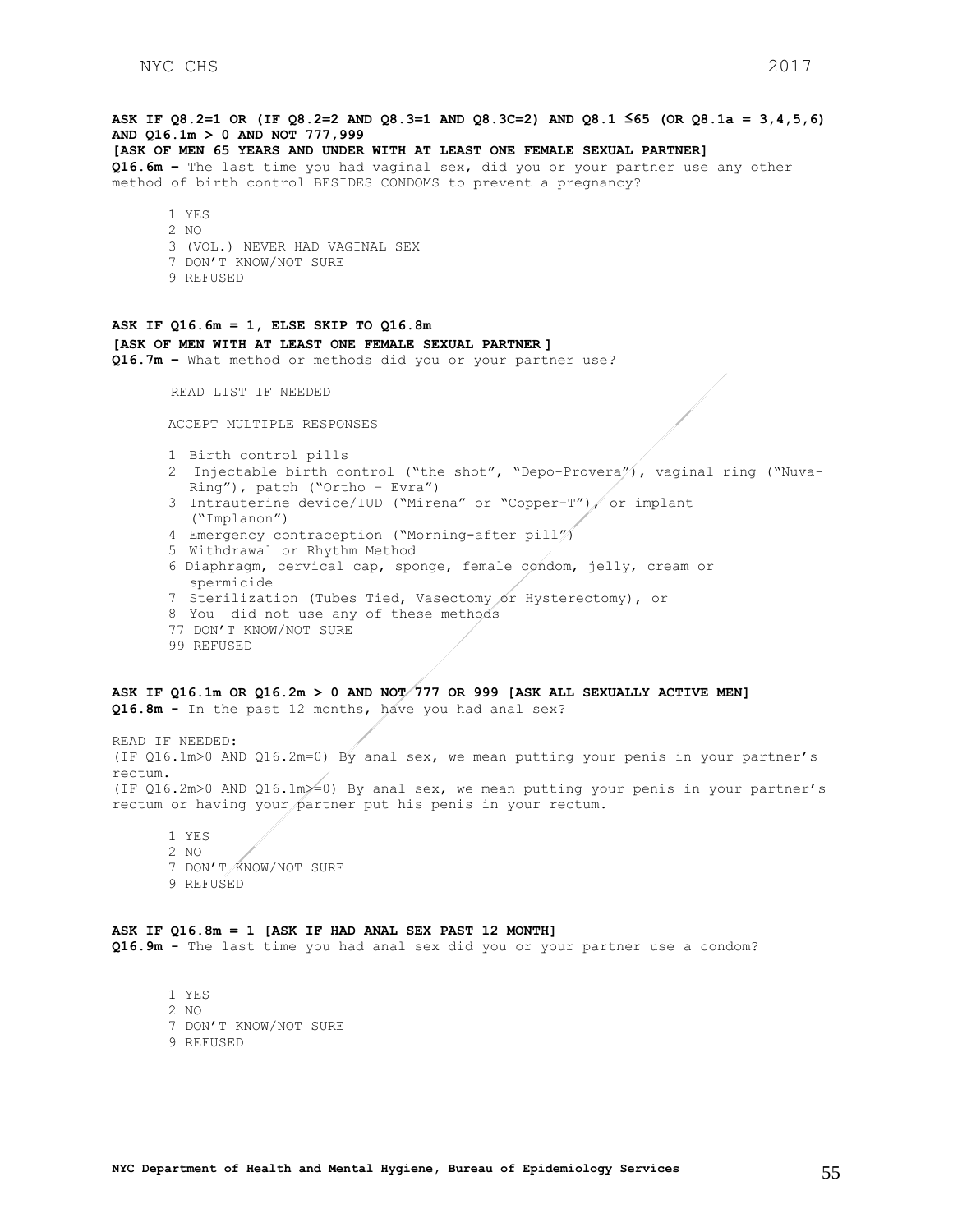**ASK IF Q8.2=1 OR (IF Q8.2=2 AND Q8.3=1 AND Q8.3C=2) AND Q8.1 ≤65 (OR Q8.1a = 3,4,5,6) AND Q16.1m > 0 AND NOT 777,999**
**[ASK OF MEN 65 YEARS AND UNDER WITH AT LEAST ONE FEMALE SEXUAL PARTNER]**
**Q16.6m –** The last time you had vaginal sex, did you or your partner use any other method of birth control BESIDES CONDOMS to prevent a pregnancy?

1 YES
2 NO
3 (VOL.) NEVER HAD VAGINAL SEX
7 DON'T KNOW/NOT SURE
9 REFUSED

**ASK IF Q16.6m = 1, ELSE SKIP TO Q16.8m**
**[ASK OF MEN WITH AT LEAST ONE FEMALE SEXUAL PARTNER ]**
**Q16.7m –** What method or methods did you or your partner use?

READ LIST IF NEEDED

ACCEPT MULTIPLE RESPONSES

1 Birth control pills
2 Injectable birth control ("the shot", "Depo-Provera"), vaginal ring ("Nuva-Ring"), patch ("Ortho – Evra")
3 Intrauterine device/IUD ("Mirena" or "Copper-T"), or implant ("Implanon")
4 Emergency contraception ("Morning-after pill")
5 Withdrawal or Rhythm Method
6 Diaphragm, cervical cap, sponge, female condom, jelly, cream or spermicide
7 Sterilization (Tubes Tied, Vasectomy or Hysterectomy), or
8 You did not use any of these methods
77 DON'T KNOW/NOT SURE
99 REFUSED

**ASK IF Q16.1m OR Q16.2m > 0 AND NOT 777 OR 999 [ASK ALL SEXUALLY ACTIVE MEN]**
**Q16.8m -** In the past 12 months, have you had anal sex?

READ IF NEEDED:
(IF Q16.1m>0 AND Q16.2m=0) By anal sex, we mean putting your penis in your partner's rectum.
(IF Q16.2m>0 AND Q16.1m>=0) By anal sex, we mean putting your penis in your partner's rectum or having your partner put his penis in your rectum.

1 YES
2 NO
7 DON'T KNOW/NOT SURE
9 REFUSED

**ASK IF Q16.8m = 1 [ASK IF HAD ANAL SEX PAST 12 MONTH]**
**Q16.9m -** The last time you had anal sex did you or your partner use a condom?

1 YES
2 NO
7 DON'T KNOW/NOT SURE
9 REFUSED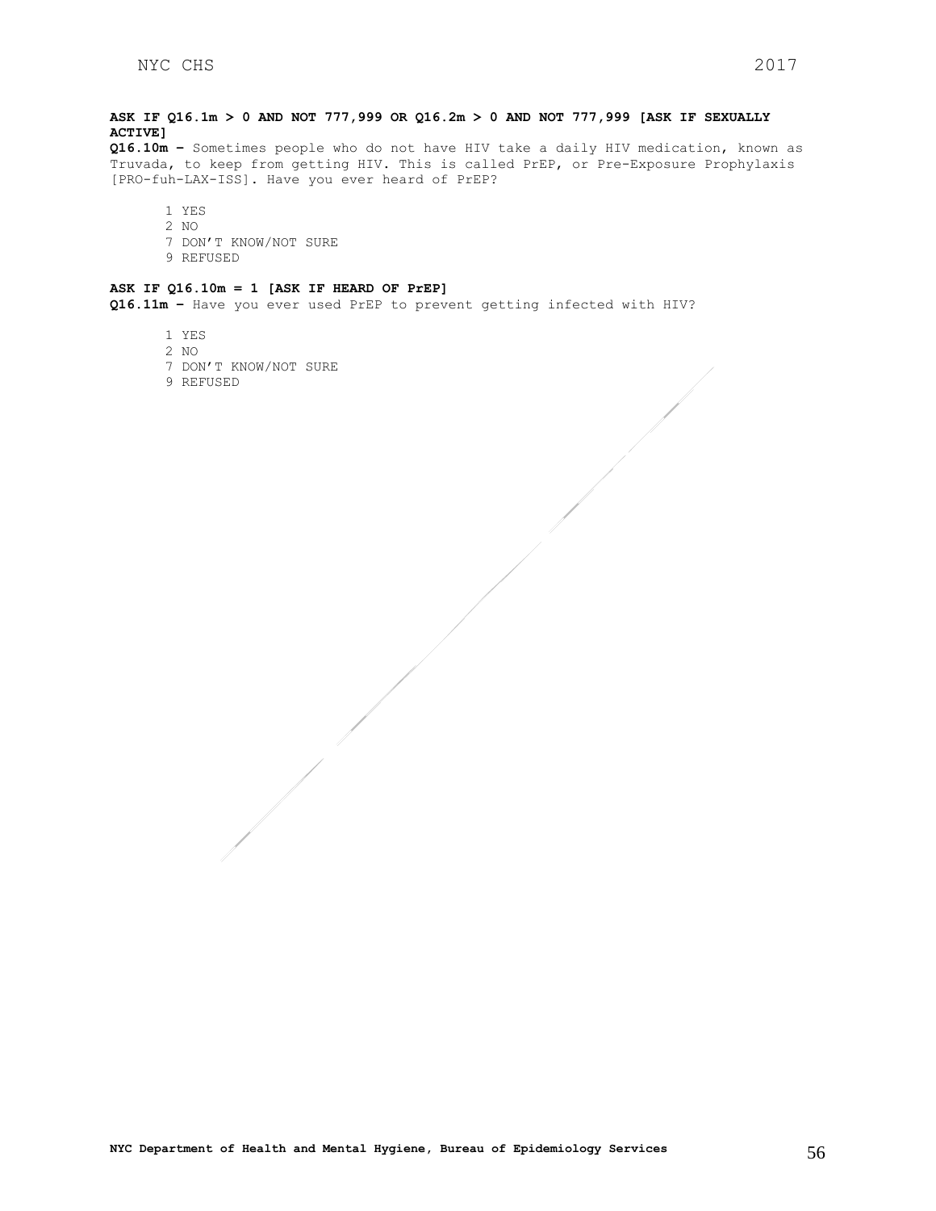**ASK IF Q16.1m > 0 AND NOT 777,999 OR Q16.2m > 0 AND NOT 777,999 [ASK IF SEXUALLY ACTIVE]**

**Q16.10m –** Sometimes people who do not have HIV take a daily HIV medication, known as Truvada, to keep from getting HIV. This is called PrEP, or Pre-Exposure Prophylaxis [PRO-fuh-LAX-ISS]. Have you ever heard of PrEP?

1 YES
2 NO
7 DON'T KNOW/NOT SURE
9 REFUSED

**ASK IF Q16.10m = 1 [ASK IF HEARD OF PrEP]**

**Q16.11m –** Have you ever used PrEP to prevent getting infected with HIV?

1 YES
2 NO
7 DON'T KNOW/NOT SURE
9 REFUSED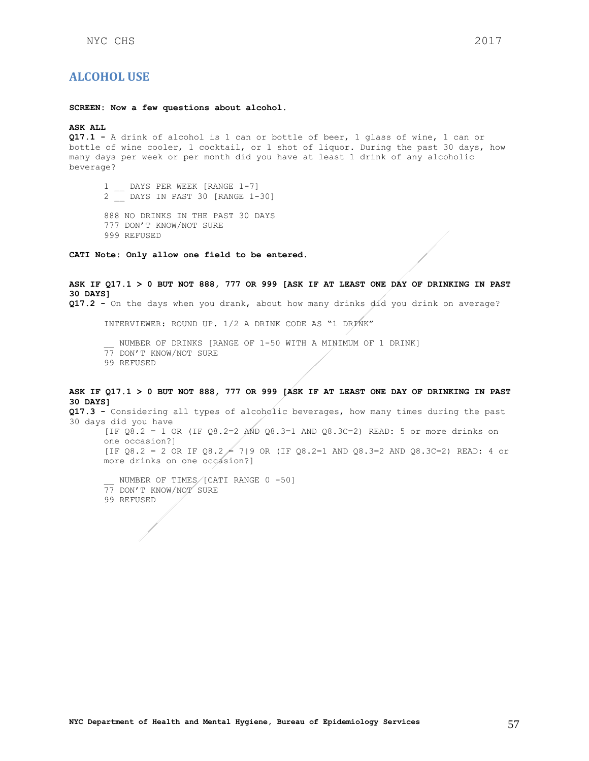## ALCOHOL USE

**SCREEN: Now a few questions about alcohol.**

**ASK ALL**

**Q17.1 -** A drink of alcohol is 1 can or bottle of beer, 1 glass of wine, 1 can or bottle of wine cooler, 1 cocktail, or 1 shot of liquor. During the past 30 days, how many days per week or per month did you have at least 1 drink of any alcoholic beverage?

1 __ DAYS PER WEEK [RANGE 1-7]
2 __ DAYS IN PAST 30 [RANGE 1-30]

888 NO DRINKS IN THE PAST 30 DAYS
777 DON'T KNOW/NOT SURE
999 REFUSED

**CATI Note: Only allow one field to be entered.**

**ASK IF Q17.1 > 0 BUT NOT 888, 777 OR 999 [ASK IF AT LEAST ONE DAY OF DRINKING IN PAST 30 DAYS]**

**Q17.2 -** On the days when you drank, about how many drinks did you drink on average?

INTERVIEWER: ROUND UP. 1/2 A DRINK CODE AS "1 DRINK"

__ NUMBER OF DRINKS [RANGE OF 1-50 WITH A MINIMUM OF 1 DRINK]
77 DON'T KNOW/NOT SURE
99 REFUSED

**ASK IF Q17.1 > 0 BUT NOT 888, 777 OR 999 [ASK IF AT LEAST ONE DAY OF DRINKING IN PAST 30 DAYS]**

**Q17.3 -** Considering all types of alcoholic beverages, how many times during the past 30 days did you have

[IF Q8.2 = 1 OR (IF Q8.2=2 AND Q8.3=1 AND Q8.3C=2) READ: 5 or more drinks on one occasion?]
[IF Q8.2 = 2 OR IF Q8.2 = 7|9 OR (IF Q8.2=1 AND Q8.3=2 AND Q8.3C=2) READ: 4 or more drinks on one occasion?]

__ NUMBER OF TIMES [CATI RANGE 0 -50]
77 DON'T KNOW/NOT SURE
99 REFUSED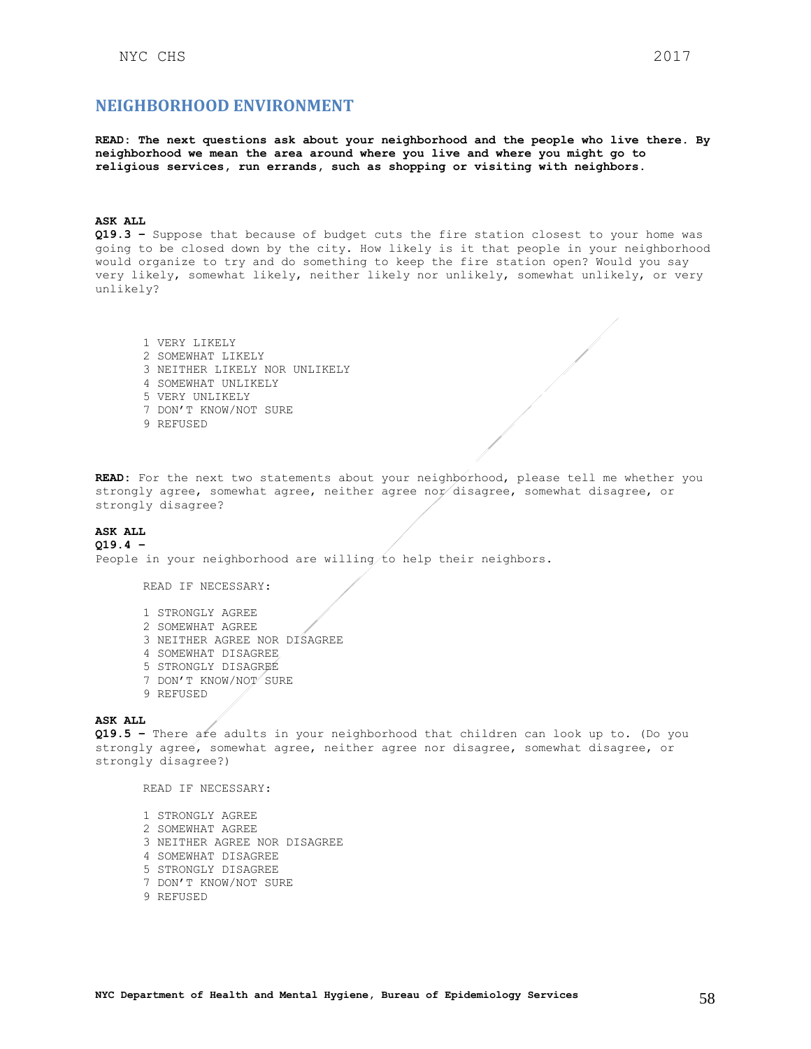## NEIGHBORHOOD ENVIRONMENT

**READ: The next questions ask about your neighborhood and the people who live there. By neighborhood we mean the area around where you live and where you might go to religious services, run errands, such as shopping or visiting with neighbors.**

**ASK ALL**

**Q19.3 –** Suppose that because of budget cuts the fire station closest to your home was going to be closed down by the city. How likely is it that people in your neighborhood would organize to try and do something to keep the fire station open? Would you say very likely, somewhat likely, neither likely nor unlikely, somewhat unlikely, or very unlikely?

1 VERY LIKELY
2 SOMEWHAT LIKELY
3 NEITHER LIKELY NOR UNLIKELY
4 SOMEWHAT UNLIKELY
5 VERY UNLIKELY
7 DON'T KNOW/NOT SURE
9 REFUSED

**READ:** For the next two statements about your neighborhood, please tell me whether you strongly agree, somewhat agree, neither agree nor disagree, somewhat disagree, or strongly disagree?

**ASK ALL**

**Q19.4 –**
People in your neighborhood are willing to help their neighbors.

READ IF NECESSARY:

1 STRONGLY AGREE
2 SOMEWHAT AGREE
3 NEITHER AGREE NOR DISAGREE
4 SOMEWHAT DISAGREE
5 STRONGLY DISAGREE
7 DON'T KNOW/NOT SURE
9 REFUSED

**ASK ALL**

**Q19.5 –** There are adults in your neighborhood that children can look up to. (Do you strongly agree, somewhat agree, neither agree nor disagree, somewhat disagree, or strongly disagree?)

READ IF NECESSARY:

1 STRONGLY AGREE
2 SOMEWHAT AGREE
3 NEITHER AGREE NOR DISAGREE
4 SOMEWHAT DISAGREE
5 STRONGLY DISAGREE
7 DON'T KNOW/NOT SURE
9 REFUSED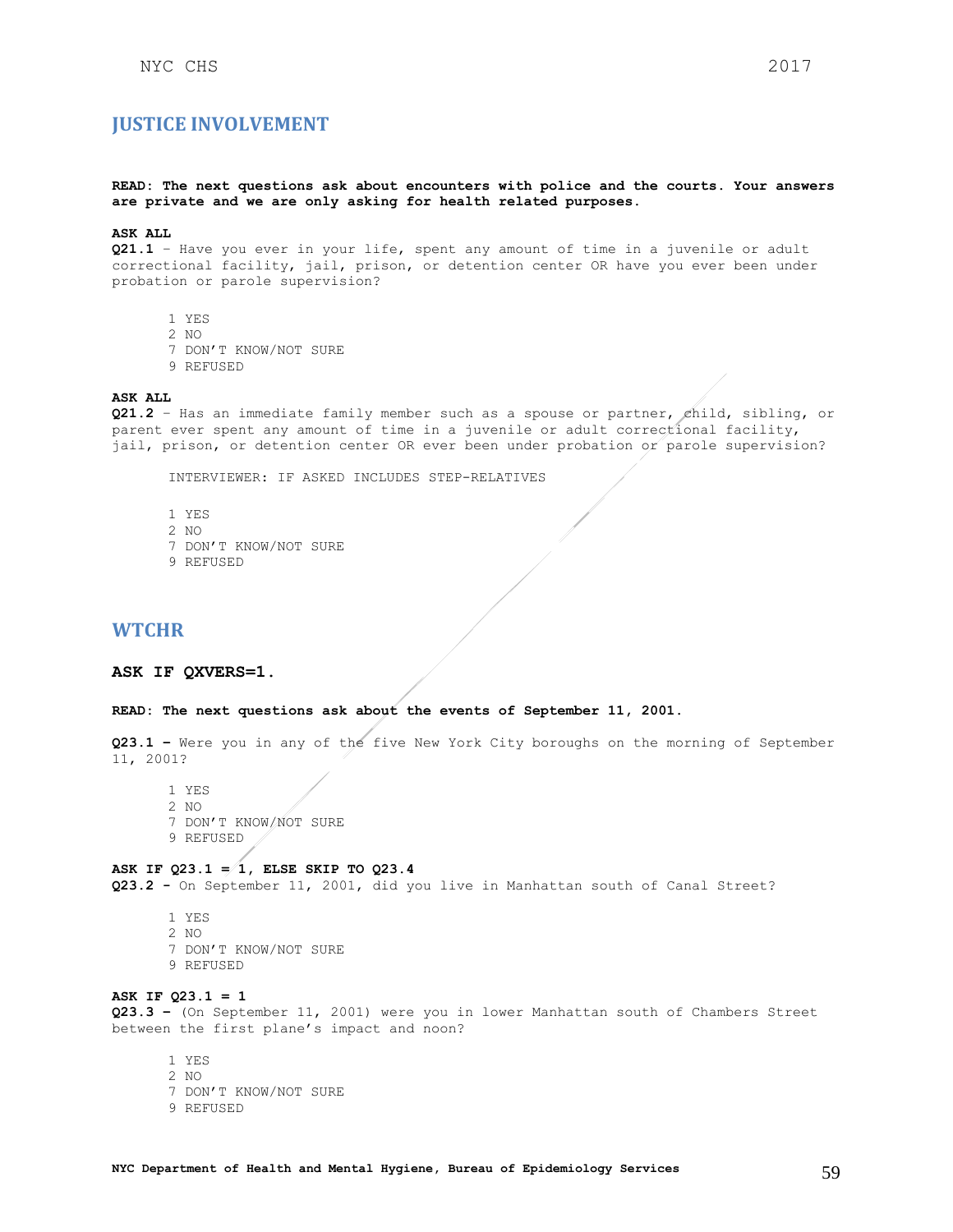## JUSTICE INVOLVEMENT

**READ: The next questions ask about encounters with police and the courts. Your answers are private and we are only asking for health related purposes.**

**ASK ALL**
**Q21.1** – Have you ever in your life, spent any amount of time in a juvenile or adult correctional facility, jail, prison, or detention center OR have you ever been under probation or parole supervision?

1 YES
2 NO
7 DON'T KNOW/NOT SURE
9 REFUSED

**ASK ALL**
**Q21.2** – Has an immediate family member such as a spouse or partner, child, sibling, or parent ever spent any amount of time in a juvenile or adult correctional facility, jail, prison, or detention center OR ever been under probation or parole supervision?

INTERVIEWER: IF ASKED INCLUDES STEP-RELATIVES

1 YES
2 NO
7 DON'T KNOW/NOT SURE
9 REFUSED

## WTCHR

**ASK IF QXVERS=1.**

**READ: The next questions ask about the events of September 11, 2001.**

**Q23.1 –** Were you in any of the five New York City boroughs on the morning of September 11, 2001?

1 YES
2 NO
7 DON'T KNOW/NOT SURE
9 REFUSED

**ASK IF Q23.1 = 1, ELSE SKIP TO Q23.4**
**Q23.2 -** On September 11, 2001, did you live in Manhattan south of Canal Street?

1 YES
2 NO
7 DON'T KNOW/NOT SURE
9 REFUSED

**ASK IF Q23.1 = 1**
**Q23.3 –** (On September 11, 2001) were you in lower Manhattan south of Chambers Street between the first plane's impact and noon?

1 YES
2 NO
7 DON'T KNOW/NOT SURE
9 REFUSED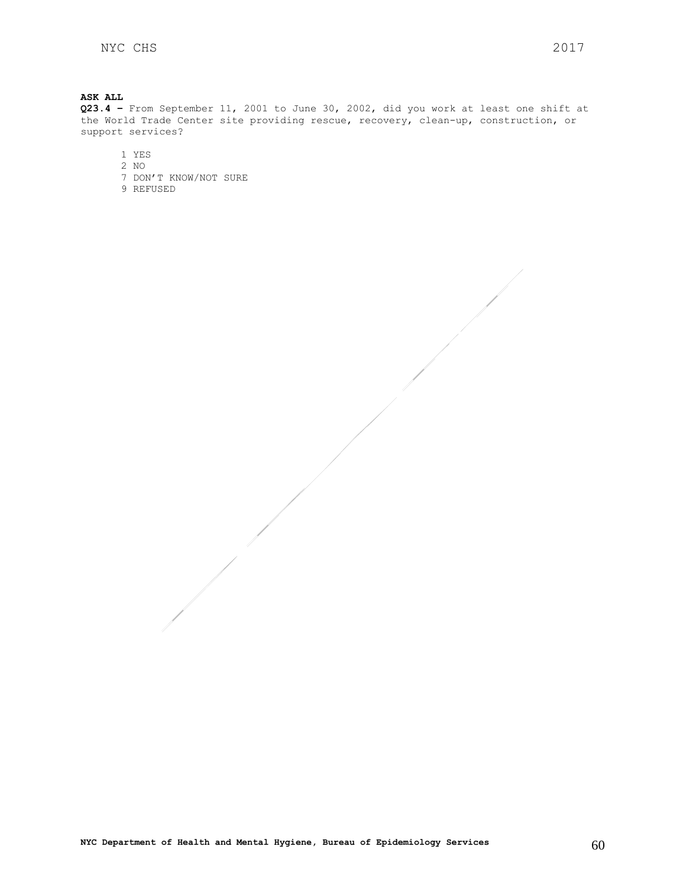**ASK ALL**

**Q23.4 –** From September 11, 2001 to June 30, 2002, did you work at least one shift at the World Trade Center site providing rescue, recovery, clean-up, construction, or support services?

1 YES
2 NO
7 DON'T KNOW/NOT SURE
9 REFUSED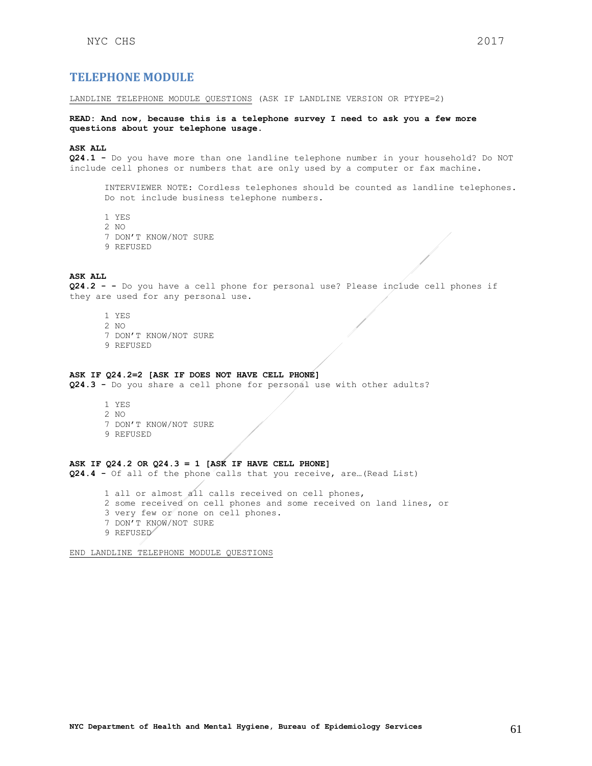## TELEPHONE MODULE

<u>LANDLINE TELEPHONE MODULE QUESTIONS</u> (ASK IF LANDLINE VERSION OR PTYPE=2)

**READ: And now, because this is a telephone survey I need to ask you a few more questions about your telephone usage.**

**ASK ALL**
**Q24.1 -** Do you have more than one landline telephone number in your household? Do NOT include cell phones or numbers that are only used by a computer or fax machine.

INTERVIEWER NOTE: Cordless telephones should be counted as landline telephones. Do not include business telephone numbers.

1 YES
2 NO
7 DON'T KNOW/NOT SURE
9 REFUSED

**ASK ALL**
**Q24.2 - -** Do you have a cell phone for personal use? Please include cell phones if they are used for any personal use.

1 YES
2 NO
7 DON'T KNOW/NOT SURE
9 REFUSED

**ASK IF Q24.2=2 [ASK IF DOES NOT HAVE CELL PHONE]**
**Q24.3 -** Do you share a cell phone for personal use with other adults?

1 YES
2 NO
7 DON'T KNOW/NOT SURE
9 REFUSED

**ASK IF Q24.2 OR Q24.3 = 1 [ASK IF HAVE CELL PHONE]**
**Q24.4 -** Of all of the phone calls that you receive, are…(Read List)

1 all or almost all calls received on cell phones,
2 some received on cell phones and some received on land lines, or
3 very few or none on cell phones.
7 DON'T KNOW/NOT SURE
9 REFUSED

<u>END LANDLINE TELEPHONE MODULE QUESTIONS</u>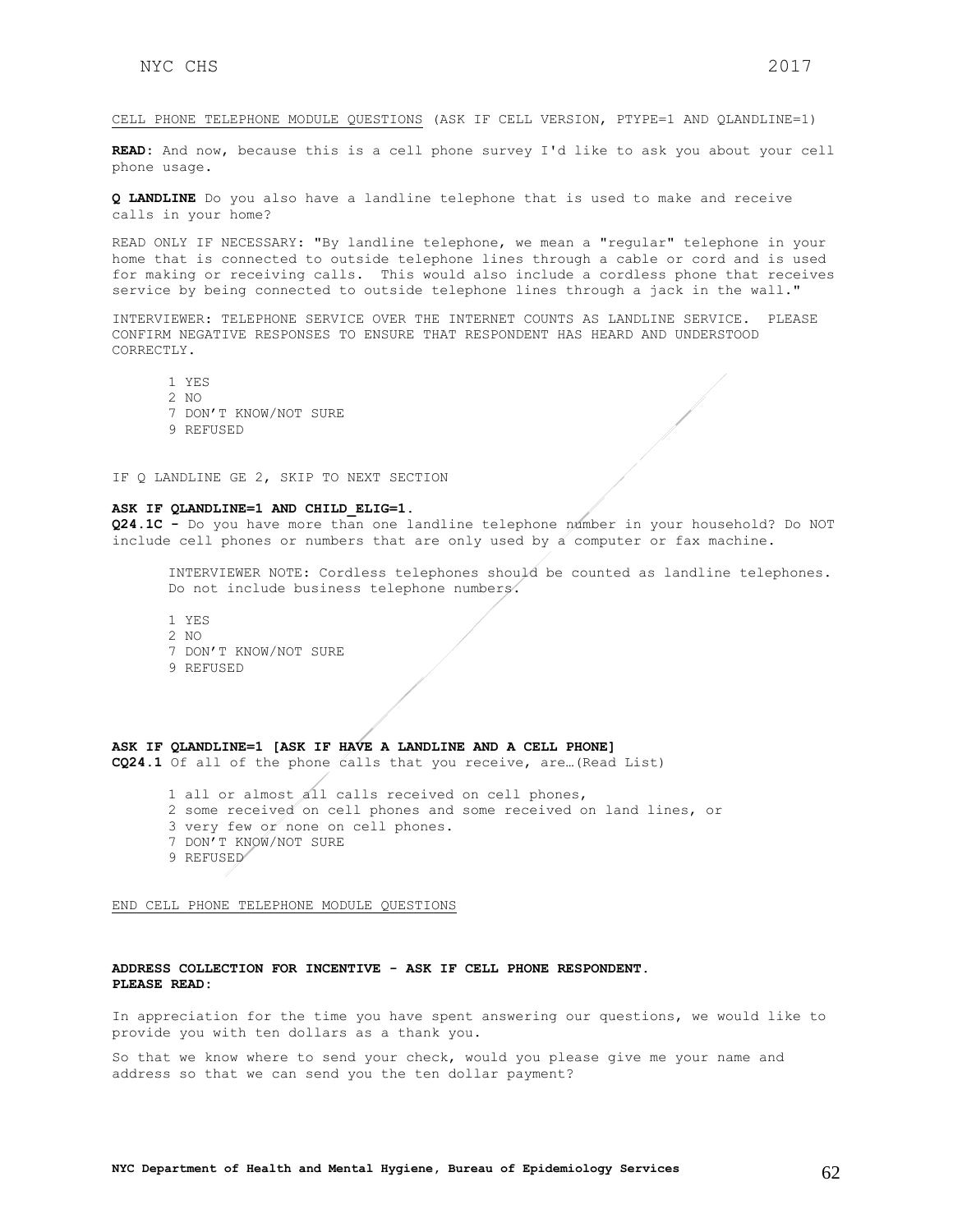<u>CELL PHONE TELEPHONE MODULE QUESTIONS</u> (ASK IF CELL VERSION, PTYPE=1 AND QLANDLINE=1)

**READ:** And now, because this is a cell phone survey I'd like to ask you about your cell phone usage.

**Q LANDLINE** Do you also have a landline telephone that is used to make and receive calls in your home?

READ ONLY IF NECESSARY: "By landline telephone, we mean a "regular" telephone in your home that is connected to outside telephone lines through a cable or cord and is used for making or receiving calls. This would also include a cordless phone that receives service by being connected to outside telephone lines through a jack in the wall."

INTERVIEWER: TELEPHONE SERVICE OVER THE INTERNET COUNTS AS LANDLINE SERVICE. PLEASE CONFIRM NEGATIVE RESPONSES TO ENSURE THAT RESPONDENT HAS HEARD AND UNDERSTOOD CORRECTLY.

1 YES
2 NO
7 DON'T KNOW/NOT SURE
9 REFUSED

IF Q LANDLINE GE 2, SKIP TO NEXT SECTION

**ASK IF QLANDLINE=1 AND CHILD_ELIG=1.**
**Q24.1C -** Do you have more than one landline telephone number in your household? Do NOT include cell phones or numbers that are only used by a computer or fax machine.

INTERVIEWER NOTE: Cordless telephones should be counted as landline telephones. Do not include business telephone numbers.

1 YES
2 NO
7 DON'T KNOW/NOT SURE
9 REFUSED

**ASK IF QLANDLINE=1 [ASK IF HAVE A LANDLINE AND A CELL PHONE]**
**CQ24.1** Of all of the phone calls that you receive, are…(Read List)

1 all or almost all calls received on cell phones,
2 some received on cell phones and some received on land lines, or
3 very few or none on cell phones.
7 DON'T KNOW/NOT SURE
9 REFUSED

<u>END CELL PHONE TELEPHONE MODULE QUESTIONS</u>

**ADDRESS COLLECTION FOR INCENTIVE - ASK IF CELL PHONE RESPONDENT.**
**PLEASE READ:**

In appreciation for the time you have spent answering our questions, we would like to provide you with ten dollars as a thank you.

So that we know where to send your check, would you please give me your name and address so that we can send you the ten dollar payment?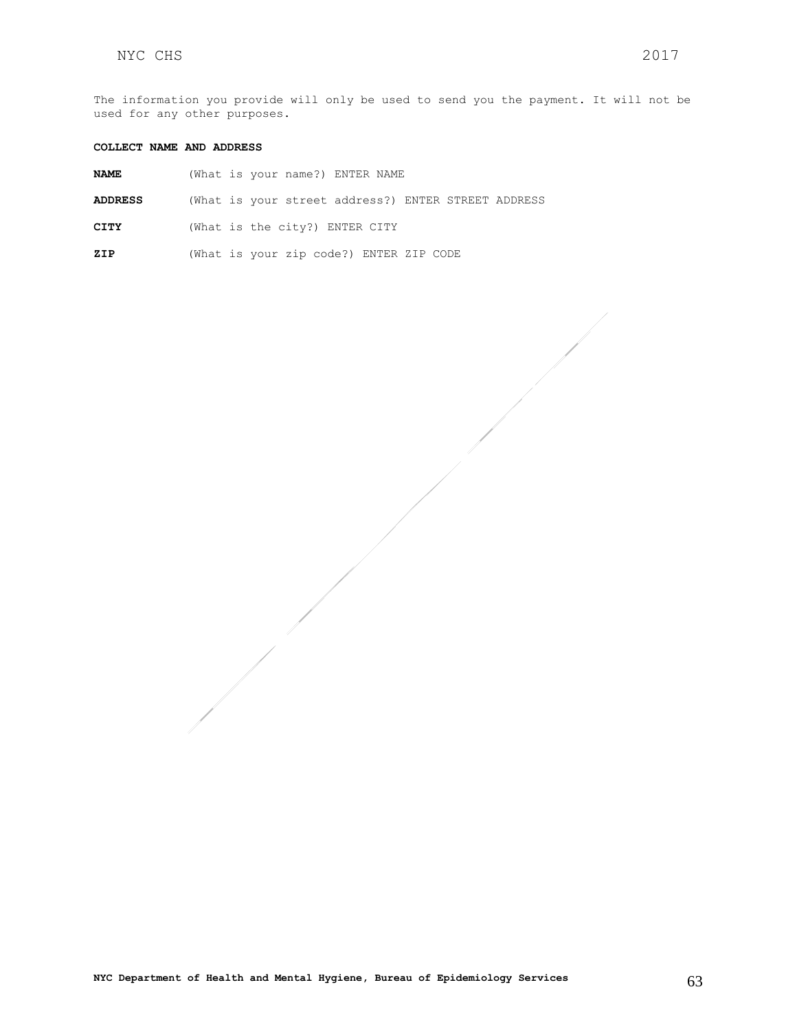The information you provide will only be used to send you the payment. It will not be used for any other purposes.

**COLLECT NAME AND ADDRESS**

**NAME** (What is your name?) ENTER NAME

**ADDRESS** (What is your street address?) ENTER STREET ADDRESS

**CITY** (What is the city?) ENTER CITY

**ZIP** (What is your zip code?) ENTER ZIP CODE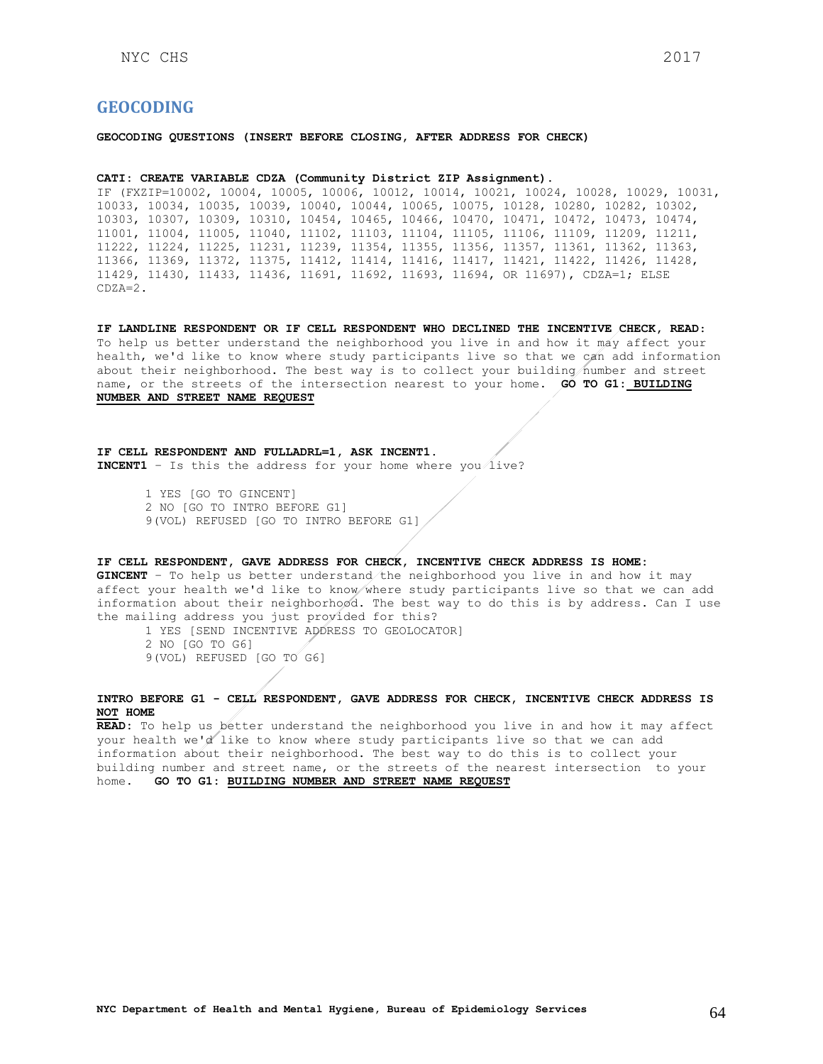## GEOCODING

**GEOCODING QUESTIONS (INSERT BEFORE CLOSING, AFTER ADDRESS FOR CHECK)**

**CATI: CREATE VARIABLE CDZA (Community District ZIP Assignment).**
IF (FXZIP=10002, 10004, 10005, 10006, 10012, 10014, 10021, 10024, 10028, 10029, 10031, 10033, 10034, 10035, 10039, 10040, 10044, 10065, 10075, 10128, 10280, 10282, 10302, 10303, 10307, 10309, 10310, 10454, 10465, 10466, 10470, 10471, 10472, 10473, 10474, 11001, 11004, 11005, 11040, 11102, 11103, 11104, 11105, 11106, 11109, 11209, 11211, 11222, 11224, 11225, 11231, 11239, 11354, 11355, 11356, 11357, 11361, 11362, 11363, 11366, 11369, 11372, 11375, 11412, 11414, 11416, 11417, 11421, 11422, 11426, 11428, 11429, 11430, 11433, 11436, 11691, 11692, 11693, 11694, OR 11697), CDZA=1; ELSE CDZA=2.

**IF LANDLINE RESPONDENT OR IF CELL RESPONDENT WHO DECLINED THE INCENTIVE CHECK, READ:** To help us better understand the neighborhood you live in and how it may affect your health, we'd like to know where study participants live so that we can add information about their neighborhood. The best way is to collect your building number and street name, or the streets of the intersection nearest to your home. **GO TO G1: <u>BUILDING NUMBER AND STREET NAME REQUEST</u>**

**IF CELL RESPONDENT AND FULLADRL=1, ASK INCENT1.**
**INCENT1** – Is this the address for your home where you live?

1 YES [GO TO GINCENT]
2 NO [GO TO INTRO BEFORE G1]
9 (VOL) REFUSED [GO TO INTRO BEFORE G1]

**IF CELL RESPONDENT, GAVE ADDRESS FOR CHECK, INCENTIVE CHECK ADDRESS IS HOME:**
**GINCENT** – To help us better understand the neighborhood you live in and how it may affect your health we'd like to know where study participants live so that we can add information about their neighborhood. The best way to do this is by address. Can I use the mailing address you just provided for this?

1 YES [SEND INCENTIVE ADDRESS TO GEOLOCATOR]
2 NO [GO TO G6]
9 (VOL) REFUSED [GO TO G6]

**INTRO BEFORE G1 - CELL RESPONDENT, GAVE ADDRESS FOR CHECK, INCENTIVE CHECK ADDRESS IS <u>NOT</u> HOME**
**<u>READ</u>:** To help us better understand the neighborhood you live in and how it may affect your health we'd like to know where study participants live so that we can add information about their neighborhood. The best way to do this is to collect your building number and street name, or the streets of the nearest intersection to your home. **GO TO G1: <u>BUILDING NUMBER AND STREET NAME REQUEST</u>**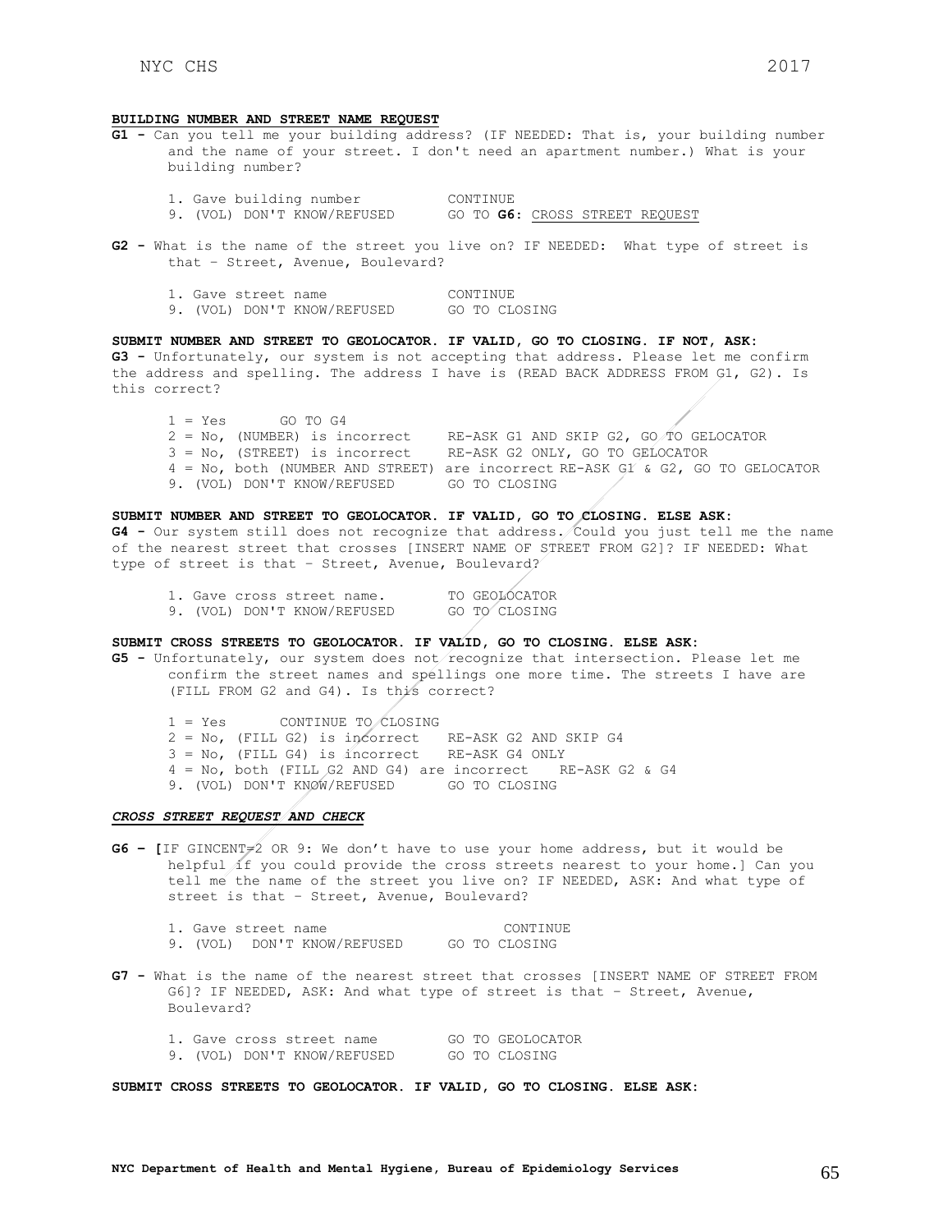**BUILDING NUMBER AND STREET NAME REQUEST**

**G1 -** Can you tell me your building address? (IF NEEDED: That is, your building number and the name of your street. I don't need an apartment number.) What is your building number?

1. Gave building number — CONTINUE
9. (VOL) DON'T KNOW/REFUSED — GO TO **G6**: <u>CROSS STREET REQUEST</u>

**G2 -** What is the name of the street you live on? IF NEEDED: What type of street is that – Street, Avenue, Boulevard?

1. Gave street name — CONTINUE
9. (VOL) DON'T KNOW/REFUSED — GO TO CLOSING

**SUBMIT NUMBER AND STREET TO GEOLOCATOR. IF VALID, GO TO CLOSING. IF NOT, ASK:**

**G3 -** Unfortunately, our system is not accepting that address. Please let me confirm the address and spelling. The address I have is (READ BACK ADDRESS FROM G1, G2). Is this correct?

1 = Yes — GO TO G4
2 = No, (NUMBER) is incorrect — RE-ASK G1 AND SKIP G2, GO TO GELOCATOR
3 = No, (STREET) is incorrect — RE-ASK G2 ONLY, GO TO GELOCATOR
4 = No, both (NUMBER AND STREET) are incorrect — RE-ASK G1 & G2, GO TO GELOCATOR
9. (VOL) DON'T KNOW/REFUSED — GO TO CLOSING

**SUBMIT NUMBER AND STREET TO GEOLOCATOR. IF VALID, GO TO CLOSING. ELSE ASK:**

**G4 -** Our system still does not recognize that address. Could you just tell me the name of the nearest street that crosses [INSERT NAME OF STREET FROM G2]? IF NEEDED: What type of street is that – Street, Avenue, Boulevard?

1. Gave cross street name. — TO GEOLOCATOR
9. (VOL) DON'T KNOW/REFUSED — GO TO CLOSING

**SUBMIT CROSS STREETS TO GEOLOCATOR. IF VALID, GO TO CLOSING. ELSE ASK:**

**G5 -** Unfortunately, our system does not recognize that intersection. Please let me confirm the street names and spellings one more time. The streets I have are (FILL FROM G2 and G4). Is this correct?

1 = Yes — CONTINUE TO CLOSING
2 = No, (FILL G2) is incorrect — RE-ASK G2 AND SKIP G4
3 = No, (FILL G4) is incorrect — RE-ASK G4 ONLY
4 = No, both (FILL G2 AND G4) are incorrect — RE-ASK G2 & G4
9. (VOL) DON'T KNOW/REFUSED — GO TO CLOSING

***<u>CROSS STREET REQUEST AND CHECK</u>***

**G6 – [**IF GINCENT=2 OR 9: We don't have to use your home address, but it would be helpful if you could provide the cross streets nearest to your home.] Can you tell me the name of the street you live on? IF NEEDED, ASK: And what type of street is that – Street, Avenue, Boulevard?

1. Gave street name — CONTINUE
9. (VOL) DON'T KNOW/REFUSED — GO TO CLOSING

**G7 -** What is the name of the nearest street that crosses [INSERT NAME OF STREET FROM G6]? IF NEEDED, ASK: And what type of street is that – Street, Avenue, Boulevard?

1. Gave cross street name — GO TO GEOLOCATOR
9. (VOL) DON'T KNOW/REFUSED — GO TO CLOSING

**SUBMIT CROSS STREETS TO GEOLOCATOR. IF VALID, GO TO CLOSING. ELSE ASK:**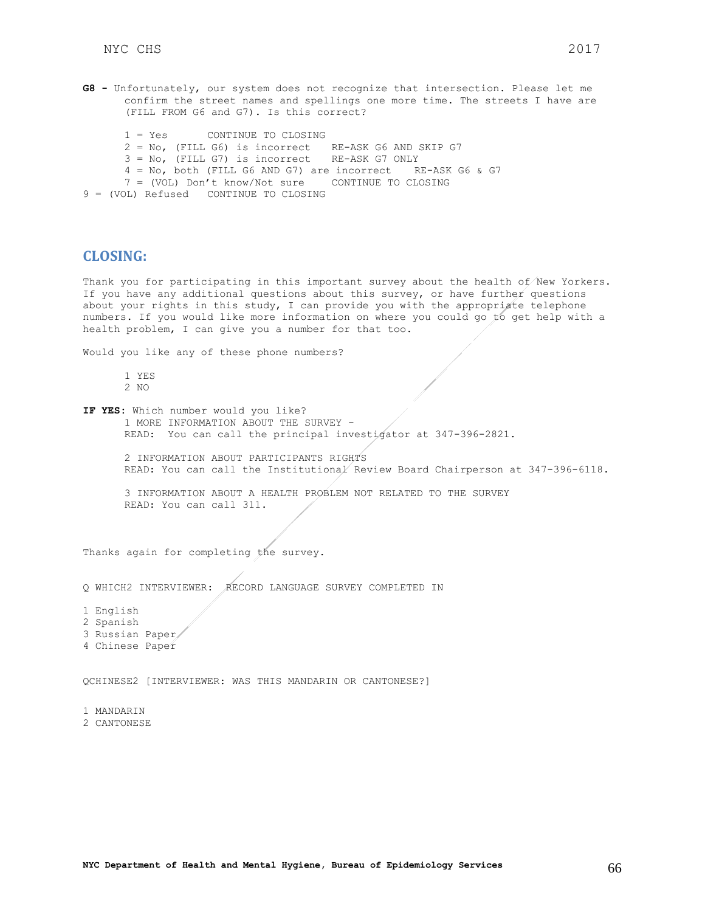**G8 -** Unfortunately, our system does not recognize that intersection. Please let me confirm the street names and spellings one more time. The streets I have are (FILL FROM G6 and G7). Is this correct?

1 = Yes CONTINUE TO CLOSING
2 = No, (FILL G6) is incorrect RE-ASK G6 AND SKIP G7
3 = No, (FILL G7) is incorrect RE-ASK G7 ONLY
4 = No, both (FILL G6 AND G7) are incorrect RE-ASK G6 & G7
7 = (VOL) Don't know/Not sure CONTINUE TO CLOSING
9 = (VOL) Refused CONTINUE TO CLOSING

## CLOSING:

Thank you for participating in this important survey about the health of New Yorkers. If you have any additional questions about this survey, or have further questions about your rights in this study, I can provide you with the appropriate telephone numbers. If you would like more information on where you could go to get help with a health problem, I can give you a number for that too.

Would you like any of these phone numbers?

1 YES
2 NO

**IF YES**: Which number would you like?

1 MORE INFORMATION ABOUT THE SURVEY -
READ: You can call the principal investigator at 347-396-2821.

2 INFORMATION ABOUT PARTICIPANTS RIGHTS
READ: You can call the Institutional Review Board Chairperson at 347-396-6118.

3 INFORMATION ABOUT A HEALTH PROBLEM NOT RELATED TO THE SURVEY
READ: You can call 311.

Thanks again for completing the survey.

Q WHICH2 INTERVIEWER: RECORD LANGUAGE SURVEY COMPLETED IN

1 English
2 Spanish
3 Russian Paper
4 Chinese Paper

QCHINESE2 [INTERVIEWER: WAS THIS MANDARIN OR CANTONESE?]

1 MANDARIN
2 CANTONESE